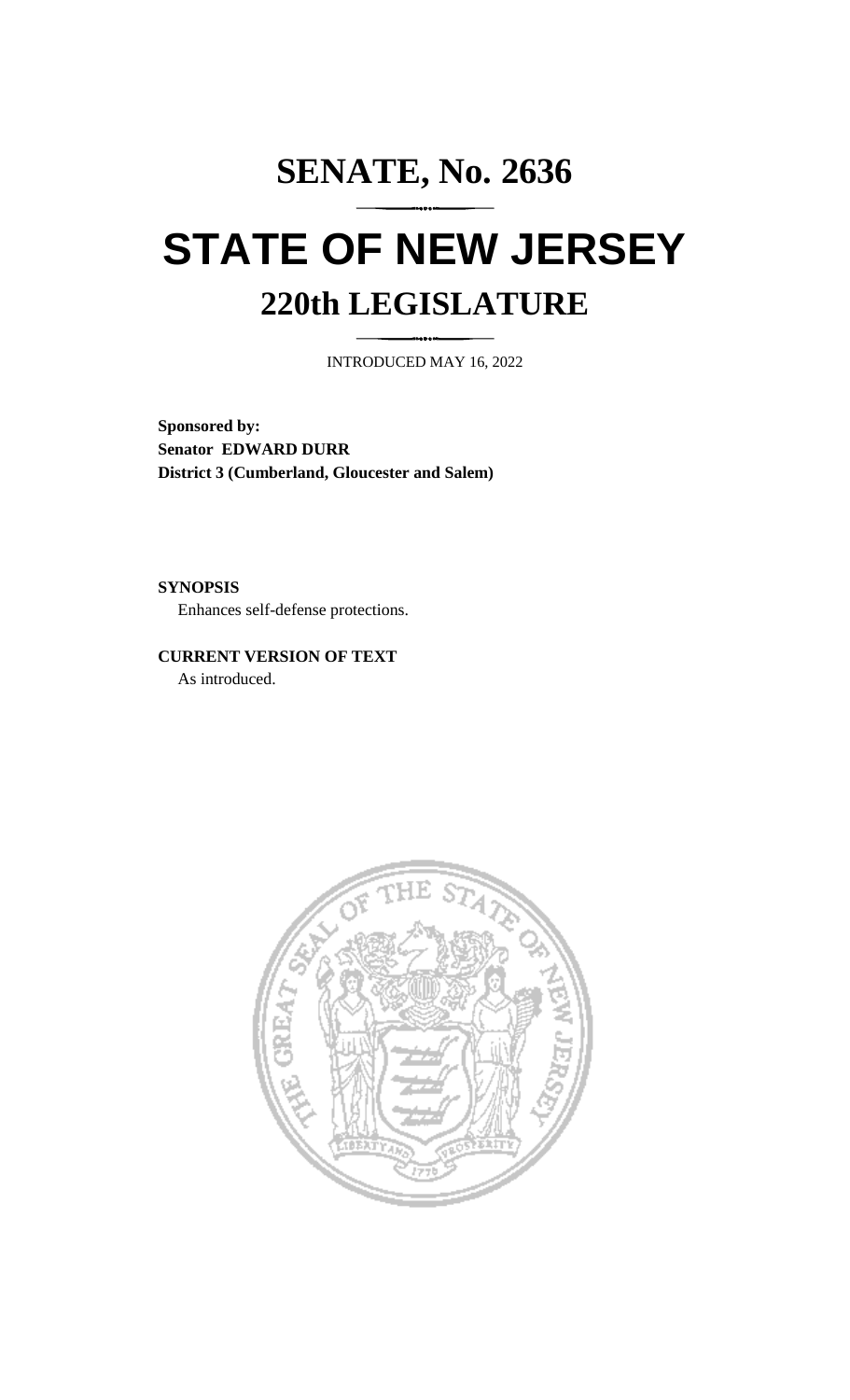# SENATE, No. 2636

# STATE OF NEW JERSEY

## 220th LEGISLATURE

INTRODUCED MAY 16, 2022

**Sponsored by:**
**Senator EDWARD DURR**
**District 3 (Cumberland, Gloucester and Salem)**

**SYNOPSIS**

Enhances self-defense protections.

**CURRENT VERSION OF TEXT**

As introduced.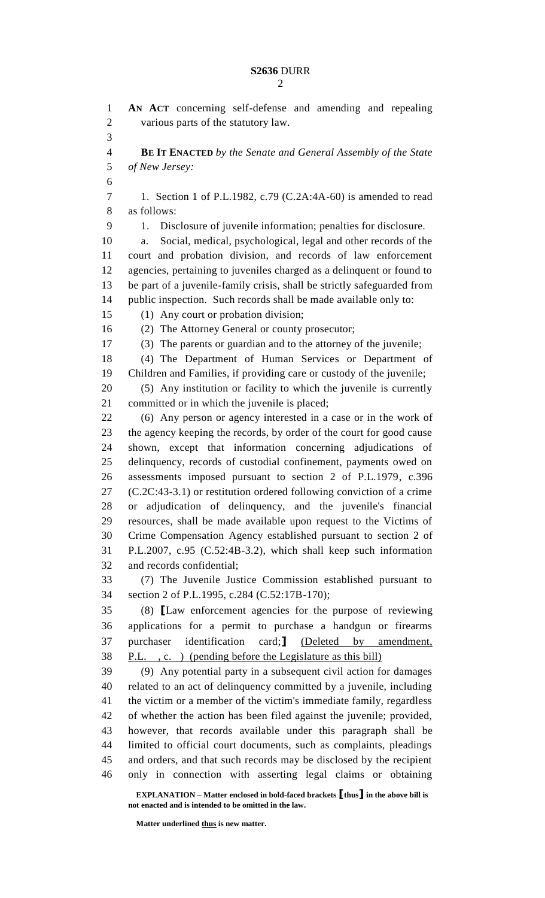**AN ACT** concerning self-defense and amending and repealing various parts of the statutory law.

**BE IT ENACTED** *by the Senate and General Assembly of the State of New Jersey:*

1. Section 1 of P.L.1982, c.79 (C.2A:4A-60) is amended to read as follows:

1. Disclosure of juvenile information; penalties for disclosure.

a. Social, medical, psychological, legal and other records of the court and probation division, and records of law enforcement agencies, pertaining to juveniles charged as a delinquent or found to be part of a juvenile-family crisis, shall be strictly safeguarded from public inspection. Such records shall be made available only to:

(1) Any court or probation division;

(2) The Attorney General or county prosecutor;

(3) The parents or guardian and to the attorney of the juvenile;

(4) The Department of Human Services or Department of Children and Families, if providing care or custody of the juvenile;

(5) Any institution or facility to which the juvenile is currently committed or in which the juvenile is placed;

(6) Any person or agency interested in a case or in the work of the agency keeping the records, by order of the court for good cause shown, except that information concerning adjudications of delinquency, records of custodial confinement, payments owed on assessments imposed pursuant to section 2 of P.L.1979, c.396 (C.2C:43-3.1) or restitution ordered following conviction of a crime or adjudication of delinquency, and the juvenile's financial resources, shall be made available upon request to the Victims of Crime Compensation Agency established pursuant to section 2 of P.L.2007, c.95 (C.52:4B-3.2), which shall keep such information and records confidential;

(7) The Juvenile Justice Commission established pursuant to section 2 of P.L.1995, c.284 (C.52:17B-170);

(8) **[**Law enforcement agencies for the purpose of reviewing applications for a permit to purchase a handgun or firearms purchaser identification card;**]** <u>(Deleted by amendment, P.L. , c. ) (pending before the Legislature as this bill)</u>

(9) Any potential party in a subsequent civil action for damages related to an act of delinquency committed by a juvenile, including the victim or a member of the victim's immediate family, regardless of whether the action has been filed against the juvenile; provided, however, that records available under this paragraph shall be limited to official court documents, such as complaints, pleadings and orders, and that such records may be disclosed by the recipient only in connection with asserting legal claims or obtaining

**EXPLANATION – Matter enclosed in bold-faced brackets [thus] in the above bill is not enacted and is intended to be omitted in the law.**

**Matter underlined <u>thus</u> is new matter.**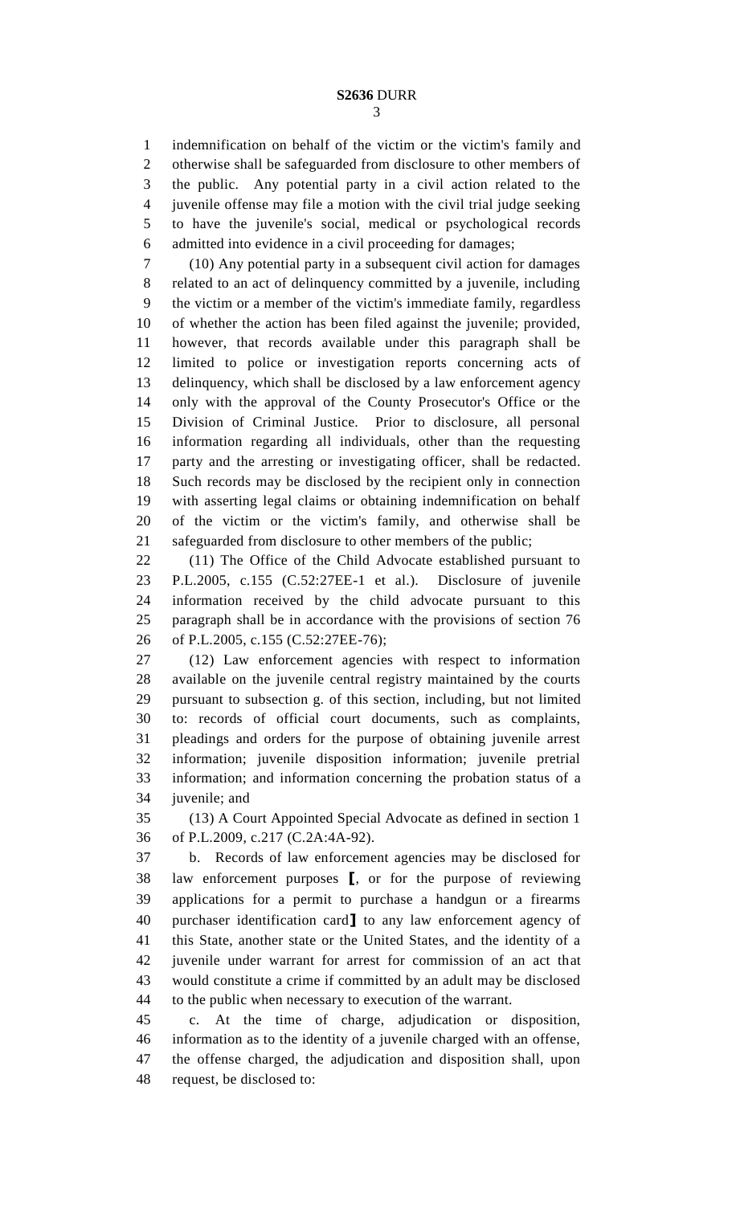indemnification on behalf of the victim or the victim's family and otherwise shall be safeguarded from disclosure to other members of the public. Any potential party in a civil action related to the juvenile offense may file a motion with the civil trial judge seeking to have the juvenile's social, medical or psychological records admitted into evidence in a civil proceeding for damages;

(10) Any potential party in a subsequent civil action for damages related to an act of delinquency committed by a juvenile, including the victim or a member of the victim's immediate family, regardless of whether the action has been filed against the juvenile; provided, however, that records available under this paragraph shall be limited to police or investigation reports concerning acts of delinquency, which shall be disclosed by a law enforcement agency only with the approval of the County Prosecutor's Office or the Division of Criminal Justice. Prior to disclosure, all personal information regarding all individuals, other than the requesting party and the arresting or investigating officer, shall be redacted. Such records may be disclosed by the recipient only in connection with asserting legal claims or obtaining indemnification on behalf of the victim or the victim's family, and otherwise shall be safeguarded from disclosure to other members of the public;

(11) The Office of the Child Advocate established pursuant to P.L.2005, c.155 (C.52:27EE-1 et al.). Disclosure of juvenile information received by the child advocate pursuant to this paragraph shall be in accordance with the provisions of section 76 of P.L.2005, c.155 (C.52:27EE-76);

(12) Law enforcement agencies with respect to information available on the juvenile central registry maintained by the courts pursuant to subsection g. of this section, including, but not limited to: records of official court documents, such as complaints, pleadings and orders for the purpose of obtaining juvenile arrest information; juvenile disposition information; juvenile pretrial information; and information concerning the probation status of a juvenile; and

(13) A Court Appointed Special Advocate as defined in section 1 of P.L.2009, c.217 (C.2A:4A-92).

b. Records of law enforcement agencies may be disclosed for law enforcement purposes ⟦, or for the purpose of reviewing applications for a permit to purchase a handgun or a firearms purchaser identification card⟧ to any law enforcement agency of this State, another state or the United States, and the identity of a juvenile under warrant for arrest for commission of an act that would constitute a crime if committed by an adult may be disclosed to the public when necessary to execution of the warrant.

c. At the time of charge, adjudication or disposition, information as to the identity of a juvenile charged with an offense, the offense charged, the adjudication and disposition shall, upon request, be disclosed to: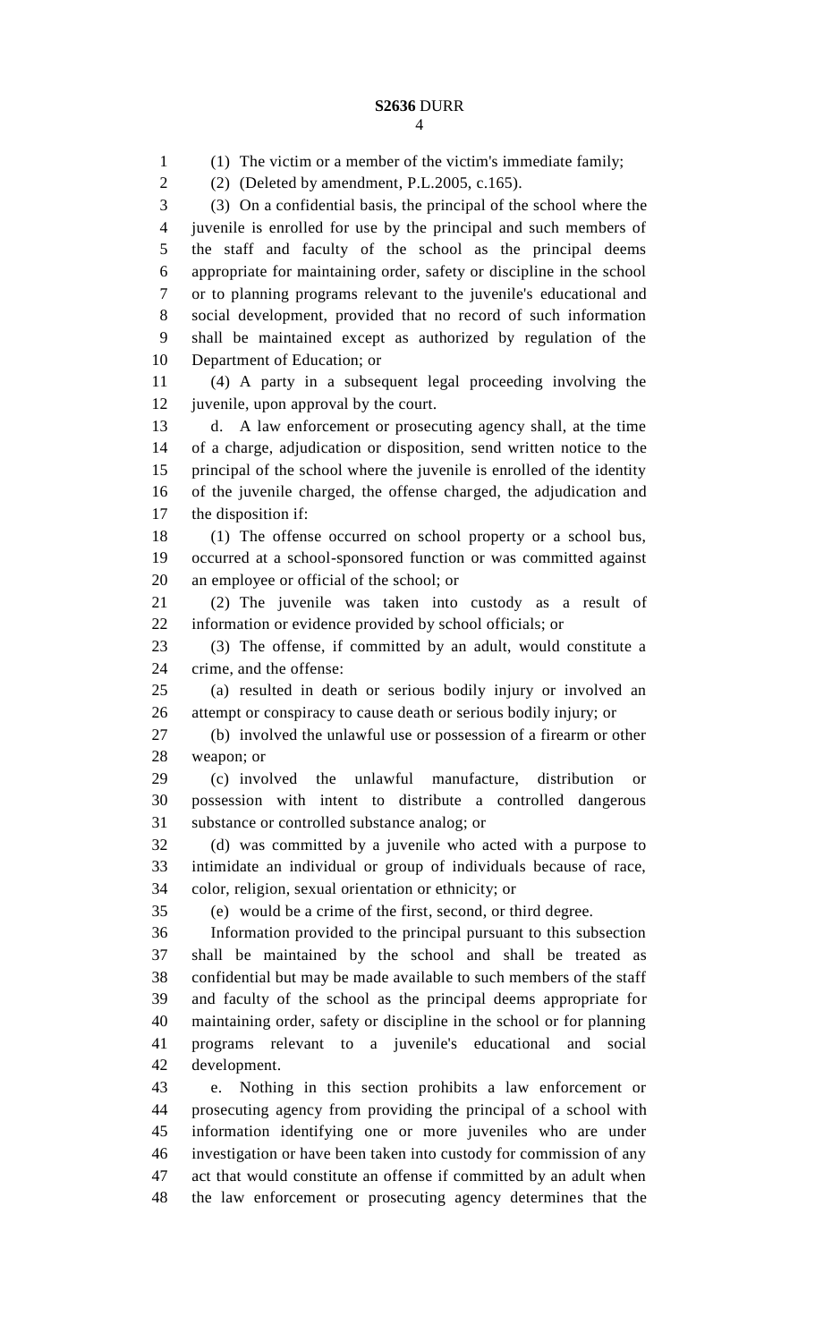(1) The victim or a member of the victim's immediate family;

(2) (Deleted by amendment, P.L.2005, c.165).

(3) On a confidential basis, the principal of the school where the juvenile is enrolled for use by the principal and such members of the staff and faculty of the school as the principal deems appropriate for maintaining order, safety or discipline in the school or to planning programs relevant to the juvenile's educational and social development, provided that no record of such information shall be maintained except as authorized by regulation of the Department of Education; or

(4) A party in a subsequent legal proceeding involving the juvenile, upon approval by the court.

d. A law enforcement or prosecuting agency shall, at the time of a charge, adjudication or disposition, send written notice to the principal of the school where the juvenile is enrolled of the identity of the juvenile charged, the offense charged, the adjudication and the disposition if:

(1) The offense occurred on school property or a school bus, occurred at a school-sponsored function or was committed against an employee or official of the school; or

(2) The juvenile was taken into custody as a result of information or evidence provided by school officials; or

(3) The offense, if committed by an adult, would constitute a crime, and the offense:

(a) resulted in death or serious bodily injury or involved an attempt or conspiracy to cause death or serious bodily injury; or

(b) involved the unlawful use or possession of a firearm or other weapon; or

(c) involved the unlawful manufacture, distribution or possession with intent to distribute a controlled dangerous substance or controlled substance analog; or

(d) was committed by a juvenile who acted with a purpose to intimidate an individual or group of individuals because of race, color, religion, sexual orientation or ethnicity; or

(e) would be a crime of the first, second, or third degree.

Information provided to the principal pursuant to this subsection shall be maintained by the school and shall be treated as confidential but may be made available to such members of the staff and faculty of the school as the principal deems appropriate for maintaining order, safety or discipline in the school or for planning programs relevant to a juvenile's educational and social development.

e. Nothing in this section prohibits a law enforcement or prosecuting agency from providing the principal of a school with information identifying one or more juveniles who are under investigation or have been taken into custody for commission of any act that would constitute an offense if committed by an adult when the law enforcement or prosecuting agency determines that the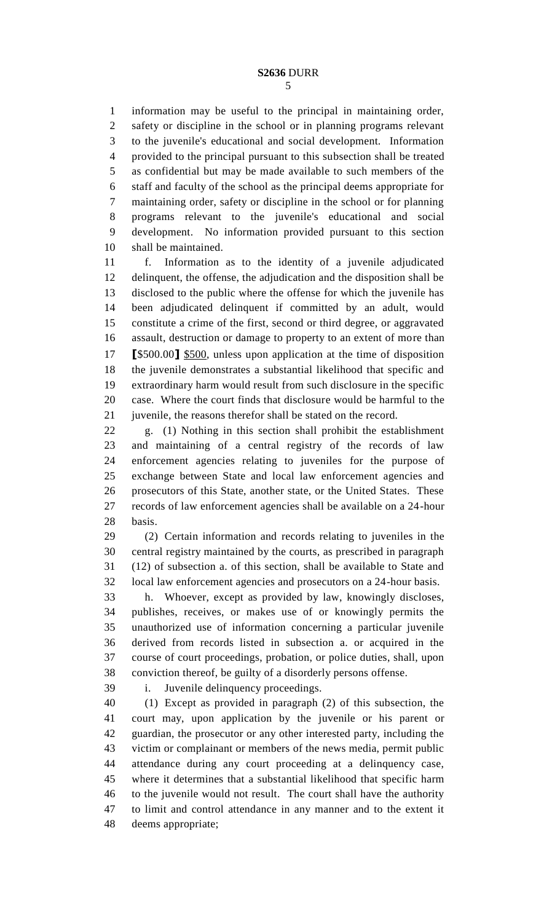information may be useful to the principal in maintaining order, safety or discipline in the school or in planning programs relevant to the juvenile's educational and social development. Information provided to the principal pursuant to this subsection shall be treated as confidential but may be made available to such members of the staff and faculty of the school as the principal deems appropriate for maintaining order, safety or discipline in the school or for planning programs relevant to the juvenile's educational and social development. No information provided pursuant to this section shall be maintained.

f. Information as to the identity of a juvenile adjudicated delinquent, the offense, the adjudication and the disposition shall be disclosed to the public where the offense for which the juvenile has been adjudicated delinquent if committed by an adult, would constitute a crime of the first, second or third degree, or aggravated assault, destruction or damage to property to an extent of more than [$500.00] <u>$500</u>, unless upon application at the time of disposition the juvenile demonstrates a substantial likelihood that specific and extraordinary harm would result from such disclosure in the specific case. Where the court finds that disclosure would be harmful to the juvenile, the reasons therefor shall be stated on the record.

g. (1) Nothing in this section shall prohibit the establishment and maintaining of a central registry of the records of law enforcement agencies relating to juveniles for the purpose of exchange between State and local law enforcement agencies and prosecutors of this State, another state, or the United States. These records of law enforcement agencies shall be available on a 24-hour basis.

(2) Certain information and records relating to juveniles in the central registry maintained by the courts, as prescribed in paragraph (12) of subsection a. of this section, shall be available to State and local law enforcement agencies and prosecutors on a 24-hour basis.

h. Whoever, except as provided by law, knowingly discloses, publishes, receives, or makes use of or knowingly permits the unauthorized use of information concerning a particular juvenile derived from records listed in subsection a. or acquired in the course of court proceedings, probation, or police duties, shall, upon conviction thereof, be guilty of a disorderly persons offense.

i. Juvenile delinquency proceedings.

(1) Except as provided in paragraph (2) of this subsection, the court may, upon application by the juvenile or his parent or guardian, the prosecutor or any other interested party, including the victim or complainant or members of the news media, permit public attendance during any court proceeding at a delinquency case, where it determines that a substantial likelihood that specific harm to the juvenile would not result. The court shall have the authority to limit and control attendance in any manner and to the extent it deems appropriate;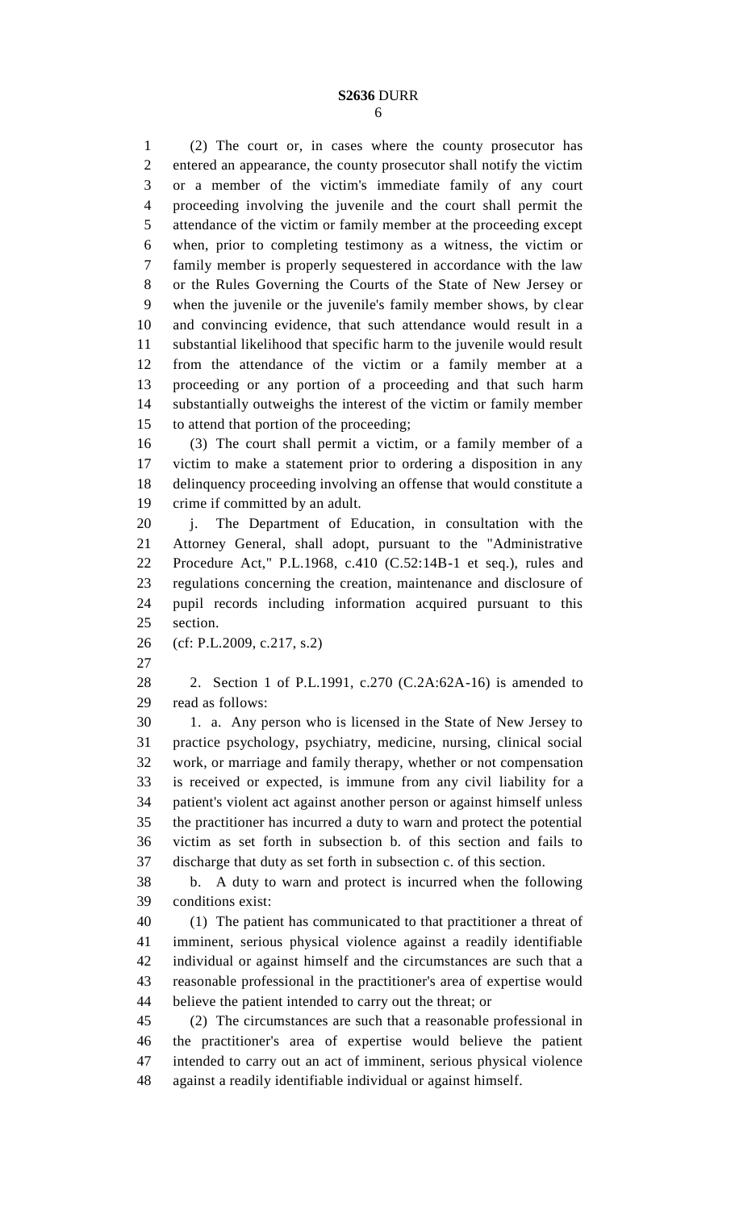(2) The court or, in cases where the county prosecutor has entered an appearance, the county prosecutor shall notify the victim or a member of the victim's immediate family of any court proceeding involving the juvenile and the court shall permit the attendance of the victim or family member at the proceeding except when, prior to completing testimony as a witness, the victim or family member is properly sequestered in accordance with the law or the Rules Governing the Courts of the State of New Jersey or when the juvenile or the juvenile's family member shows, by clear and convincing evidence, that such attendance would result in a substantial likelihood that specific harm to the juvenile would result from the attendance of the victim or a family member at a proceeding or any portion of a proceeding and that such harm substantially outweighs the interest of the victim or family member to attend that portion of the proceeding;

(3) The court shall permit a victim, or a family member of a victim to make a statement prior to ordering a disposition in any delinquency proceeding involving an offense that would constitute a crime if committed by an adult.

j. The Department of Education, in consultation with the Attorney General, shall adopt, pursuant to the "Administrative Procedure Act," P.L.1968, c.410 (C.52:14B-1 et seq.), rules and regulations concerning the creation, maintenance and disclosure of pupil records including information acquired pursuant to this section.

(cf: P.L.2009, c.217, s.2)

2. Section 1 of P.L.1991, c.270 (C.2A:62A-16) is amended to read as follows:

1. a. Any person who is licensed in the State of New Jersey to practice psychology, psychiatry, medicine, nursing, clinical social work, or marriage and family therapy, whether or not compensation is received or expected, is immune from any civil liability for a patient's violent act against another person or against himself unless the practitioner has incurred a duty to warn and protect the potential victim as set forth in subsection b. of this section and fails to discharge that duty as set forth in subsection c. of this section.

b. A duty to warn and protect is incurred when the following conditions exist:

(1) The patient has communicated to that practitioner a threat of imminent, serious physical violence against a readily identifiable individual or against himself and the circumstances are such that a reasonable professional in the practitioner's area of expertise would believe the patient intended to carry out the threat; or

(2) The circumstances are such that a reasonable professional in the practitioner's area of expertise would believe the patient intended to carry out an act of imminent, serious physical violence against a readily identifiable individual or against himself.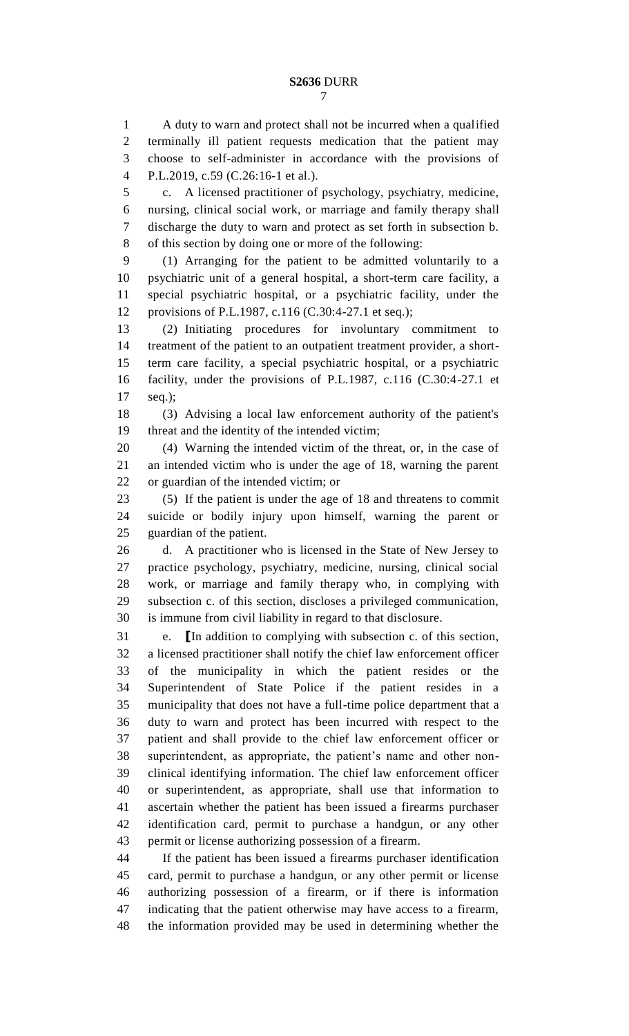A duty to warn and protect shall not be incurred when a qualified terminally ill patient requests medication that the patient may choose to self-administer in accordance with the provisions of P.L.2019, c.59 (C.26:16-1 et al.).

c. A licensed practitioner of psychology, psychiatry, medicine, nursing, clinical social work, or marriage and family therapy shall discharge the duty to warn and protect as set forth in subsection b. of this section by doing one or more of the following:

(1) Arranging for the patient to be admitted voluntarily to a psychiatric unit of a general hospital, a short-term care facility, a special psychiatric hospital, or a psychiatric facility, under the provisions of P.L.1987, c.116 (C.30:4-27.1 et seq.);

(2) Initiating procedures for involuntary commitment to treatment of the patient to an outpatient treatment provider, a short-term care facility, a special psychiatric hospital, or a psychiatric facility, under the provisions of P.L.1987, c.116 (C.30:4-27.1 et seq.);

(3) Advising a local law enforcement authority of the patient's threat and the identity of the intended victim;

(4) Warning the intended victim of the threat, or, in the case of an intended victim who is under the age of 18, warning the parent or guardian of the intended victim; or

(5) If the patient is under the age of 18 and threatens to commit suicide or bodily injury upon himself, warning the parent or guardian of the patient.

d. A practitioner who is licensed in the State of New Jersey to practice psychology, psychiatry, medicine, nursing, clinical social work, or marriage and family therapy who, in complying with subsection c. of this section, discloses a privileged communication, is immune from civil liability in regard to that disclosure.

e. ⟦In addition to complying with subsection c. of this section, a licensed practitioner shall notify the chief law enforcement officer of the municipality in which the patient resides or the Superintendent of State Police if the patient resides in a municipality that does not have a full-time police department that a duty to warn and protect has been incurred with respect to the patient and shall provide to the chief law enforcement officer or superintendent, as appropriate, the patient's name and other non-clinical identifying information. The chief law enforcement officer or superintendent, as appropriate, shall use that information to ascertain whether the patient has been issued a firearms purchaser identification card, permit to purchase a handgun, or any other permit or license authorizing possession of a firearm.

If the patient has been issued a firearms purchaser identification card, permit to purchase a handgun, or any other permit or license authorizing possession of a firearm, or if there is information indicating that the patient otherwise may have access to a firearm, the information provided may be used in determining whether the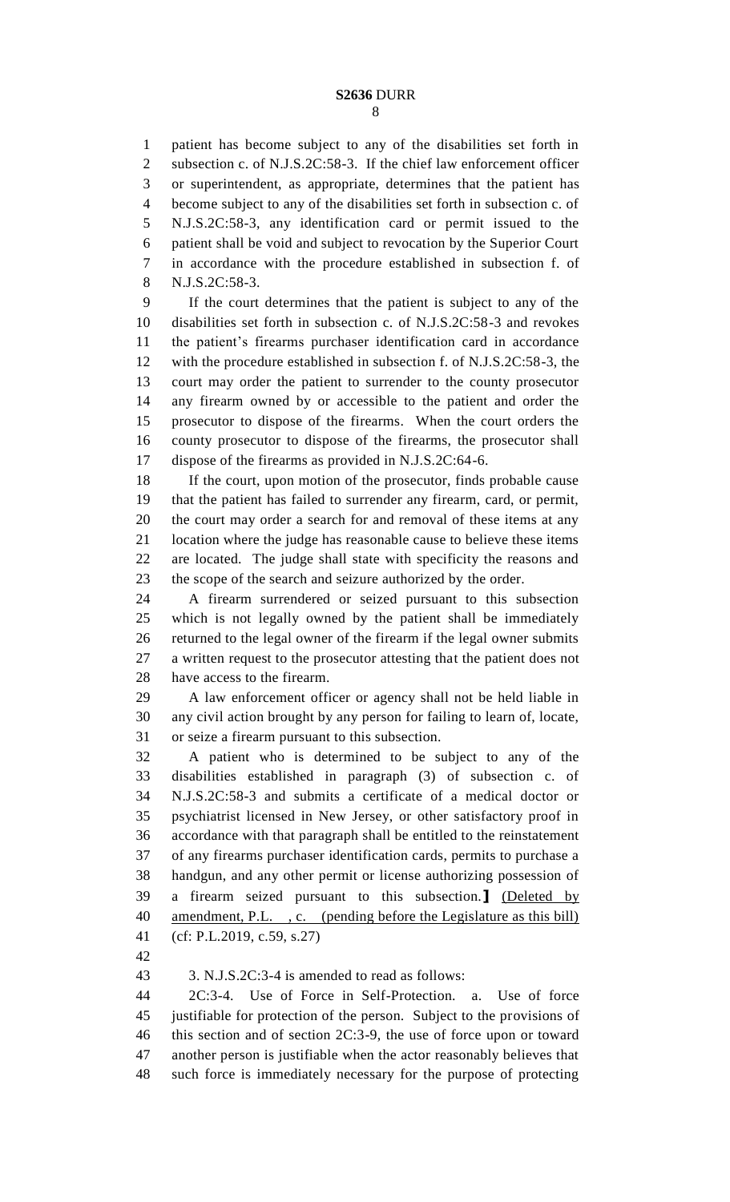patient has become subject to any of the disabilities set forth in subsection c. of N.J.S.2C:58-3. If the chief law enforcement officer or superintendent, as appropriate, determines that the patient has become subject to any of the disabilities set forth in subsection c. of N.J.S.2C:58-3, any identification card or permit issued to the patient shall be void and subject to revocation by the Superior Court in accordance with the procedure established in subsection f. of N.J.S.2C:58-3.

If the court determines that the patient is subject to any of the disabilities set forth in subsection c. of N.J.S.2C:58-3 and revokes the patient's firearms purchaser identification card in accordance with the procedure established in subsection f. of N.J.S.2C:58-3, the court may order the patient to surrender to the county prosecutor any firearm owned by or accessible to the patient and order the prosecutor to dispose of the firearms. When the court orders the county prosecutor to dispose of the firearms, the prosecutor shall dispose of the firearms as provided in N.J.S.2C:64-6.

If the court, upon motion of the prosecutor, finds probable cause that the patient has failed to surrender any firearm, card, or permit, the court may order a search for and removal of these items at any location where the judge has reasonable cause to believe these items are located. The judge shall state with specificity the reasons and the scope of the search and seizure authorized by the order.

A firearm surrendered or seized pursuant to this subsection which is not legally owned by the patient shall be immediately returned to the legal owner of the firearm if the legal owner submits a written request to the prosecutor attesting that the patient does not have access to the firearm.

A law enforcement officer or agency shall not be held liable in any civil action brought by any person for failing to learn of, locate, or seize a firearm pursuant to this subsection.

A patient who is determined to be subject to any of the disabilities established in paragraph (3) of subsection c. of N.J.S.2C:58-3 and submits a certificate of a medical doctor or psychiatrist licensed in New Jersey, or other satisfactory proof in accordance with that paragraph shall be entitled to the reinstatement of any firearms purchaser identification cards, permits to purchase a handgun, and any other permit or license authorizing possession of a firearm seized pursuant to this subsection.】 <u>(Deleted by amendment, P.L. , c. (pending before the Legislature as this bill)</u>

(cf: P.L.2019, c.59, s.27)

3. N.J.S.2C:3-4 is amended to read as follows:

2C:3-4. Use of Force in Self-Protection. a. Use of force justifiable for protection of the person. Subject to the provisions of this section and of section 2C:3-9, the use of force upon or toward another person is justifiable when the actor reasonably believes that such force is immediately necessary for the purpose of protecting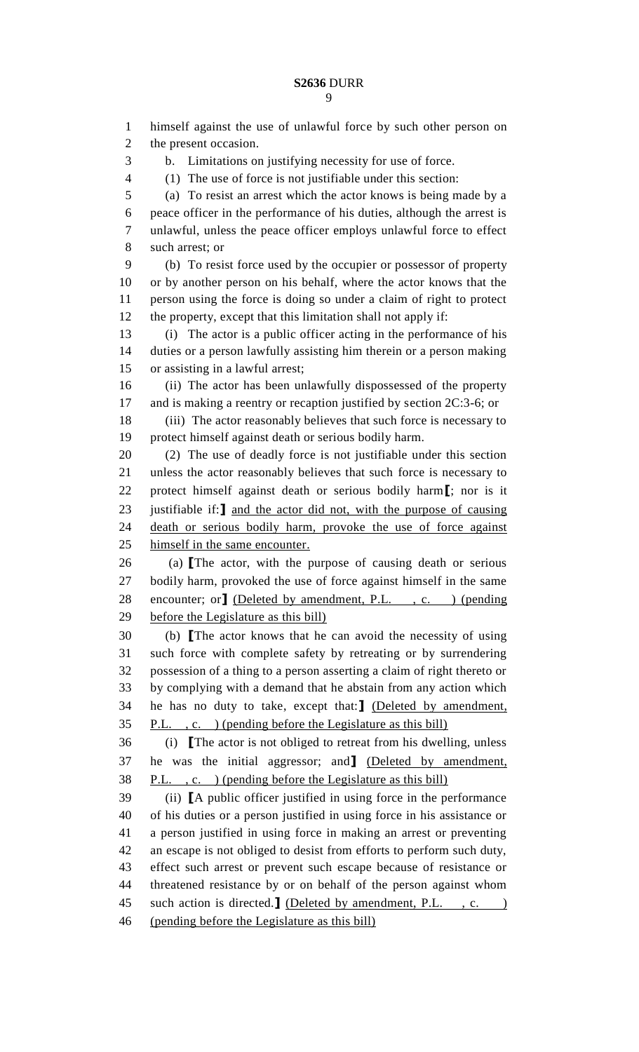himself against the use of unlawful force by such other person on the present occasion.

b. Limitations on justifying necessity for use of force.

(1) The use of force is not justifiable under this section:

(a) To resist an arrest which the actor knows is being made by a peace officer in the performance of his duties, although the arrest is unlawful, unless the peace officer employs unlawful force to effect such arrest; or

(b) To resist force used by the occupier or possessor of property or by another person on his behalf, where the actor knows that the person using the force is doing so under a claim of right to protect the property, except that this limitation shall not apply if:

(i) The actor is a public officer acting in the performance of his duties or a person lawfully assisting him therein or a person making or assisting in a lawful arrest;

(ii) The actor has been unlawfully dispossessed of the property and is making a reentry or recaption justified by section 2C:3-6; or

(iii) The actor reasonably believes that such force is necessary to protect himself against death or serious bodily harm.

(2) The use of deadly force is not justifiable under this section unless the actor reasonably believes that such force is necessary to protect himself against death or serious bodily harm[; nor is it justifiable if:] <u>and the actor did not, with the purpose of causing death or serious bodily harm, provoke the use of force against himself in the same encounter.</u>

(a) [The actor, with the purpose of causing death or serious bodily harm, provoked the use of force against himself in the same encounter; or] <u>(Deleted by amendment, P.L. , c. ) (pending before the Legislature as this bill)</u>

(b) [The actor knows that he can avoid the necessity of using such force with complete safety by retreating or by surrendering possession of a thing to a person asserting a claim of right thereto or by complying with a demand that he abstain from any action which he has no duty to take, except that:] <u>(Deleted by amendment, P.L. , c. ) (pending before the Legislature as this bill)</u>

(i) [The actor is not obliged to retreat from his dwelling, unless he was the initial aggressor; and] <u>(Deleted by amendment, P.L. , c. ) (pending before the Legislature as this bill)</u>

(ii) [A public officer justified in using force in the performance of his duties or a person justified in using force in his assistance or a person justified in using force in making an arrest or preventing an escape is not obliged to desist from efforts to perform such duty, effect such arrest or prevent such escape because of resistance or threatened resistance by or on behalf of the person against whom such action is directed.] <u>(Deleted by amendment, P.L. , c. ) (pending before the Legislature as this bill)</u>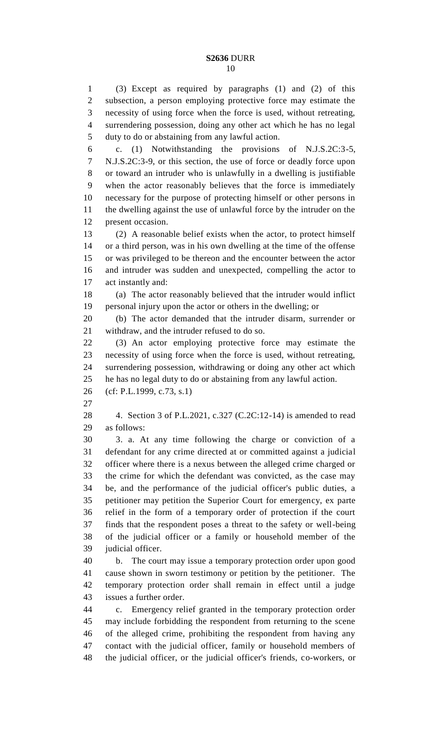(3) Except as required by paragraphs (1) and (2) of this subsection, a person employing protective force may estimate the necessity of using force when the force is used, without retreating, surrendering possession, doing any other act which he has no legal duty to do or abstaining from any lawful action.

c. (1) Notwithstanding the provisions of N.J.S.2C:3-5, N.J.S.2C:3-9, or this section, the use of force or deadly force upon or toward an intruder who is unlawfully in a dwelling is justifiable when the actor reasonably believes that the force is immediately necessary for the purpose of protecting himself or other persons in the dwelling against the use of unlawful force by the intruder on the present occasion.

(2) A reasonable belief exists when the actor, to protect himself or a third person, was in his own dwelling at the time of the offense or was privileged to be thereon and the encounter between the actor and intruder was sudden and unexpected, compelling the actor to act instantly and:

(a) The actor reasonably believed that the intruder would inflict personal injury upon the actor or others in the dwelling; or

(b) The actor demanded that the intruder disarm, surrender or withdraw, and the intruder refused to do so.

(3) An actor employing protective force may estimate the necessity of using force when the force is used, without retreating, surrendering possession, withdrawing or doing any other act which he has no legal duty to do or abstaining from any lawful action.

(cf: P.L.1999, c.73, s.1)

4. Section 3 of P.L.2021, c.327 (C.2C:12-14) is amended to read as follows:

3. a. At any time following the charge or conviction of a defendant for any crime directed at or committed against a judicial officer where there is a nexus between the alleged crime charged or the crime for which the defendant was convicted, as the case may be, and the performance of the judicial officer's public duties, a petitioner may petition the Superior Court for emergency, ex parte relief in the form of a temporary order of protection if the court finds that the respondent poses a threat to the safety or well-being of the judicial officer or a family or household member of the judicial officer.

b. The court may issue a temporary protection order upon good cause shown in sworn testimony or petition by the petitioner. The temporary protection order shall remain in effect until a judge issues a further order.

c. Emergency relief granted in the temporary protection order may include forbidding the respondent from returning to the scene of the alleged crime, prohibiting the respondent from having any contact with the judicial officer, family or household members of the judicial officer, or the judicial officer's friends, co-workers, or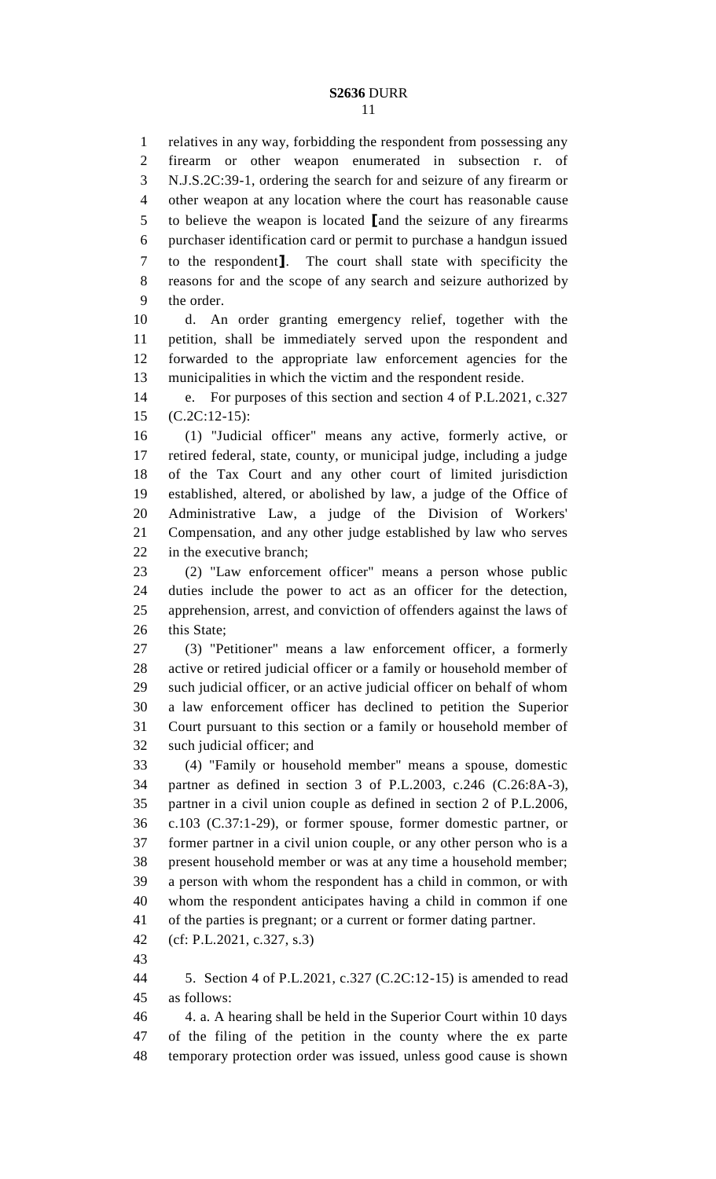relatives in any way, forbidding the respondent from possessing any firearm or other weapon enumerated in subsection r. of N.J.S.2C:39-1, ordering the search for and seizure of any firearm or other weapon at any location where the court has reasonable cause to believe the weapon is located [and the seizure of any firearms purchaser identification card or permit to purchase a handgun issued to the respondent]. The court shall state with specificity the reasons for and the scope of any search and seizure authorized by the order.

d. An order granting emergency relief, together with the petition, shall be immediately served upon the respondent and forwarded to the appropriate law enforcement agencies for the municipalities in which the victim and the respondent reside.

e. For purposes of this section and section 4 of P.L.2021, c.327 (C.2C:12-15):

(1) "Judicial officer" means any active, formerly active, or retired federal, state, county, or municipal judge, including a judge of the Tax Court and any other court of limited jurisdiction established, altered, or abolished by law, a judge of the Office of Administrative Law, a judge of the Division of Workers' Compensation, and any other judge established by law who serves in the executive branch;

(2) "Law enforcement officer" means a person whose public duties include the power to act as an officer for the detection, apprehension, arrest, and conviction of offenders against the laws of this State;

(3) "Petitioner" means a law enforcement officer, a formerly active or retired judicial officer or a family or household member of such judicial officer, or an active judicial officer on behalf of whom a law enforcement officer has declined to petition the Superior Court pursuant to this section or a family or household member of such judicial officer; and

(4) "Family or household member" means a spouse, domestic partner as defined in section 3 of P.L.2003, c.246 (C.26:8A-3), partner in a civil union couple as defined in section 2 of P.L.2006, c.103 (C.37:1-29), or former spouse, former domestic partner, or former partner in a civil union couple, or any other person who is a present household member or was at any time a household member; a person with whom the respondent has a child in common, or with whom the respondent anticipates having a child in common if one of the parties is pregnant; or a current or former dating partner.

(cf: P.L.2021, c.327, s.3)

5. Section 4 of P.L.2021, c.327 (C.2C:12-15) is amended to read as follows:

4. a. A hearing shall be held in the Superior Court within 10 days of the filing of the petition in the county where the ex parte temporary protection order was issued, unless good cause is shown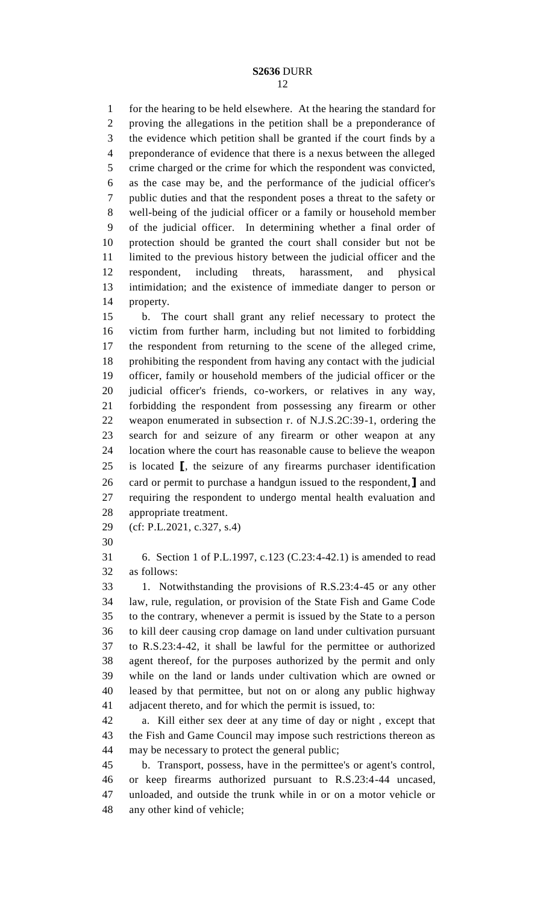for the hearing to be held elsewhere. At the hearing the standard for proving the allegations in the petition shall be a preponderance of the evidence which petition shall be granted if the court finds by a preponderance of evidence that there is a nexus between the alleged crime charged or the crime for which the respondent was convicted, as the case may be, and the performance of the judicial officer's public duties and that the respondent poses a threat to the safety or well-being of the judicial officer or a family or household member of the judicial officer. In determining whether a final order of protection should be granted the court shall consider but not be limited to the previous history between the judicial officer and the respondent, including threats, harassment, and physical intimidation; and the existence of immediate danger to person or property.

b. The court shall grant any relief necessary to protect the victim from further harm, including but not limited to forbidding the respondent from returning to the scene of the alleged crime, prohibiting the respondent from having any contact with the judicial officer, family or household members of the judicial officer or the judicial officer's friends, co-workers, or relatives in any way, forbidding the respondent from possessing any firearm or other weapon enumerated in subsection r. of N.J.S.2C:39-1, ordering the search for and seizure of any firearm or other weapon at any location where the court has reasonable cause to believe the weapon is located [, the seizure of any firearms purchaser identification card or permit to purchase a handgun issued to the respondent,] and requiring the respondent to undergo mental health evaluation and appropriate treatment.

(cf: P.L.2021, c.327, s.4)

6. Section 1 of P.L.1997, c.123 (C.23:4-42.1) is amended to read as follows:

1. Notwithstanding the provisions of R.S.23:4-45 or any other law, rule, regulation, or provision of the State Fish and Game Code to the contrary, whenever a permit is issued by the State to a person to kill deer causing crop damage on land under cultivation pursuant to R.S.23:4-42, it shall be lawful for the permittee or authorized agent thereof, for the purposes authorized by the permit and only while on the land or lands under cultivation which are owned or leased by that permittee, but not on or along any public highway adjacent thereto, and for which the permit is issued, to:

a. Kill either sex deer at any time of day or night , except that the Fish and Game Council may impose such restrictions thereon as may be necessary to protect the general public;

b. Transport, possess, have in the permittee's or agent's control, or keep firearms authorized pursuant to R.S.23:4-44 uncased, unloaded, and outside the trunk while in or on a motor vehicle or any other kind of vehicle;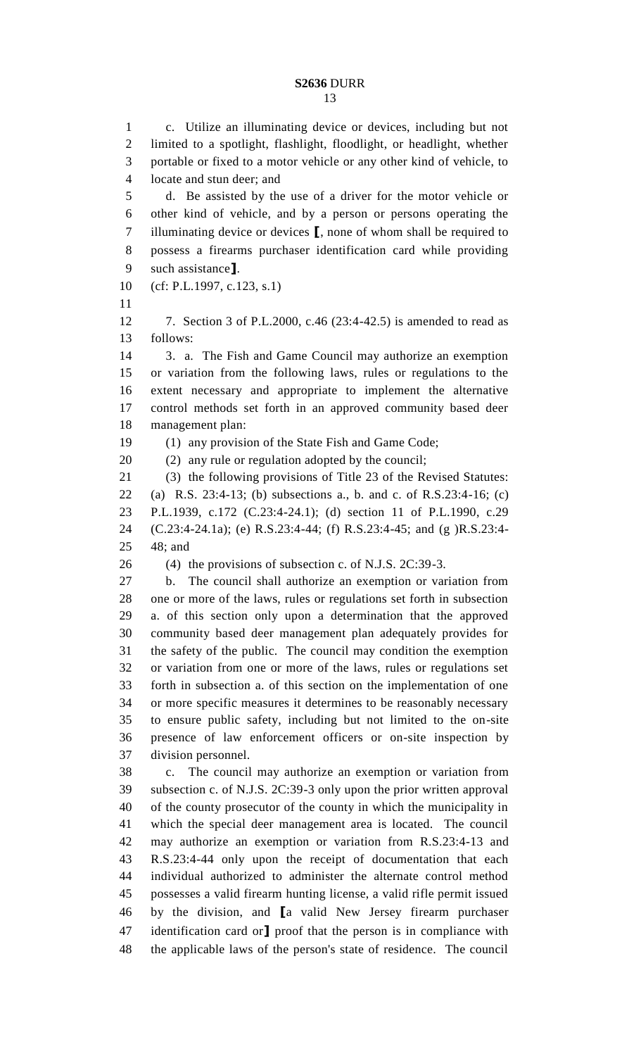c. Utilize an illuminating device or devices, including but not limited to a spotlight, flashlight, floodlight, or headlight, whether portable or fixed to a motor vehicle or any other kind of vehicle, to locate and stun deer; and

d. Be assisted by the use of a driver for the motor vehicle or other kind of vehicle, and by a person or persons operating the illuminating device or devices ⟦, none of whom shall be required to possess a firearms purchaser identification card while providing such assistance⟧.

(cf: P.L.1997, c.123, s.1)

7. Section 3 of P.L.2000, c.46 (23:4-42.5) is amended to read as follows:

3. a. The Fish and Game Council may authorize an exemption or variation from the following laws, rules or regulations to the extent necessary and appropriate to implement the alternative control methods set forth in an approved community based deer management plan:

(1) any provision of the State Fish and Game Code;

(2) any rule or regulation adopted by the council;

(3) the following provisions of Title 23 of the Revised Statutes: (a) R.S. 23:4-13; (b) subsections a., b. and c. of R.S.23:4-16; (c) P.L.1939, c.172 (C.23:4-24.1); (d) section 11 of P.L.1990, c.29 (C.23:4-24.1a); (e) R.S.23:4-44; (f) R.S.23:4-45; and (g )R.S.23:4-48; and

(4) the provisions of subsection c. of N.J.S. 2C:39-3.

b. The council shall authorize an exemption or variation from one or more of the laws, rules or regulations set forth in subsection a. of this section only upon a determination that the approved community based deer management plan adequately provides for the safety of the public. The council may condition the exemption or variation from one or more of the laws, rules or regulations set forth in subsection a. of this section on the implementation of one or more specific measures it determines to be reasonably necessary to ensure public safety, including but not limited to the on-site presence of law enforcement officers or on-site inspection by division personnel.

c. The council may authorize an exemption or variation from subsection c. of N.J.S. 2C:39-3 only upon the prior written approval of the county prosecutor of the county in which the municipality in which the special deer management area is located. The council may authorize an exemption or variation from R.S.23:4-13 and R.S.23:4-44 only upon the receipt of documentation that each individual authorized to administer the alternate control method possesses a valid firearm hunting license, a valid rifle permit issued by the division, and ⟦a valid New Jersey firearm purchaser identification card or⟧ proof that the person is in compliance with the applicable laws of the person's state of residence. The council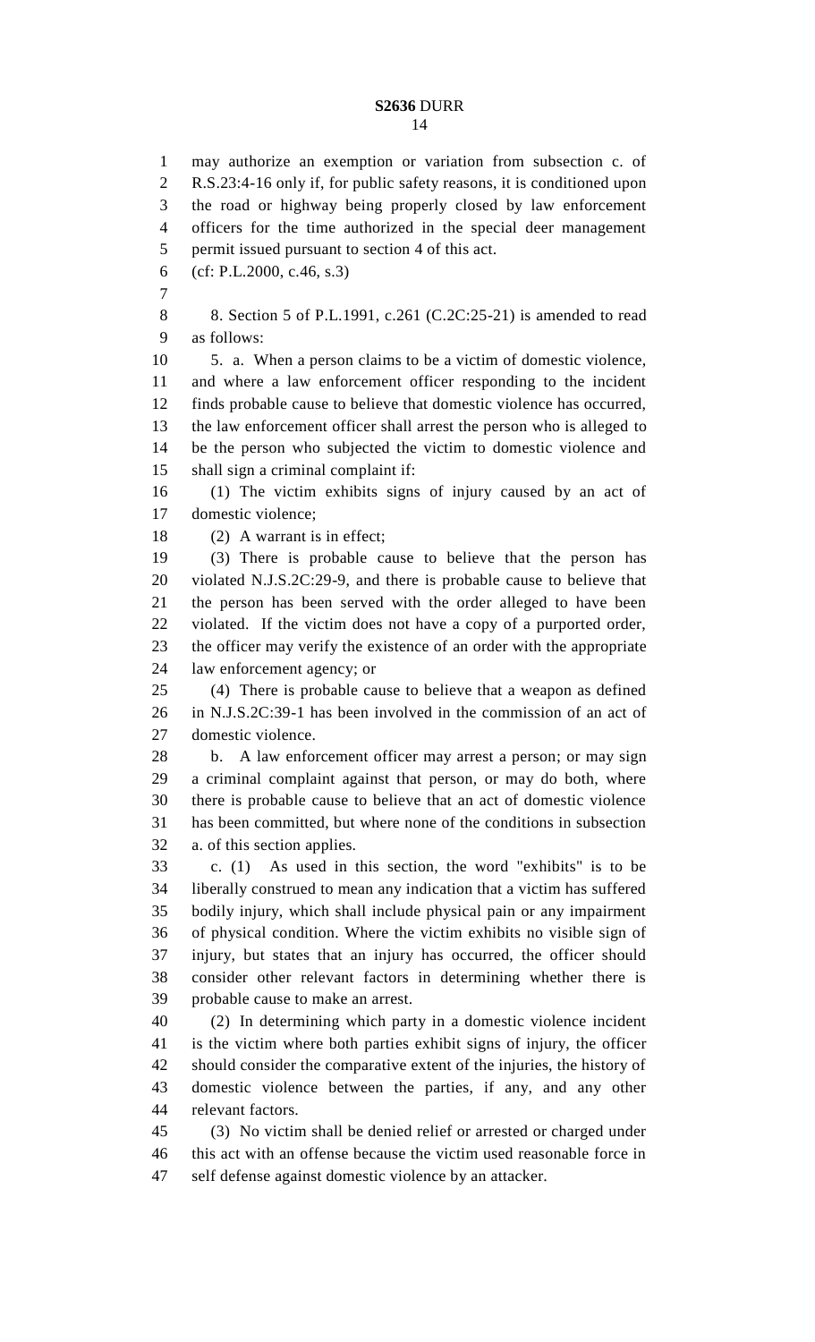may authorize an exemption or variation from subsection c. of R.S.23:4-16 only if, for public safety reasons, it is conditioned upon the road or highway being properly closed by law enforcement officers for the time authorized in the special deer management permit issued pursuant to section 4 of this act.

(cf: P.L.2000, c.46, s.3)

8. Section 5 of P.L.1991, c.261 (C.2C:25-21) is amended to read as follows:

5. a. When a person claims to be a victim of domestic violence, and where a law enforcement officer responding to the incident finds probable cause to believe that domestic violence has occurred, the law enforcement officer shall arrest the person who is alleged to be the person who subjected the victim to domestic violence and shall sign a criminal complaint if:

(1) The victim exhibits signs of injury caused by an act of domestic violence;

(2) A warrant is in effect;

(3) There is probable cause to believe that the person has violated N.J.S.2C:29-9, and there is probable cause to believe that the person has been served with the order alleged to have been violated. If the victim does not have a copy of a purported order, the officer may verify the existence of an order with the appropriate law enforcement agency; or

(4) There is probable cause to believe that a weapon as defined in N.J.S.2C:39-1 has been involved in the commission of an act of domestic violence.

b. A law enforcement officer may arrest a person; or may sign a criminal complaint against that person, or may do both, where there is probable cause to believe that an act of domestic violence has been committed, but where none of the conditions in subsection a. of this section applies.

c. (1) As used in this section, the word "exhibits" is to be liberally construed to mean any indication that a victim has suffered bodily injury, which shall include physical pain or any impairment of physical condition. Where the victim exhibits no visible sign of injury, but states that an injury has occurred, the officer should consider other relevant factors in determining whether there is probable cause to make an arrest.

(2) In determining which party in a domestic violence incident is the victim where both parties exhibit signs of injury, the officer should consider the comparative extent of the injuries, the history of domestic violence between the parties, if any, and any other relevant factors.

(3) No victim shall be denied relief or arrested or charged under this act with an offense because the victim used reasonable force in self defense against domestic violence by an attacker.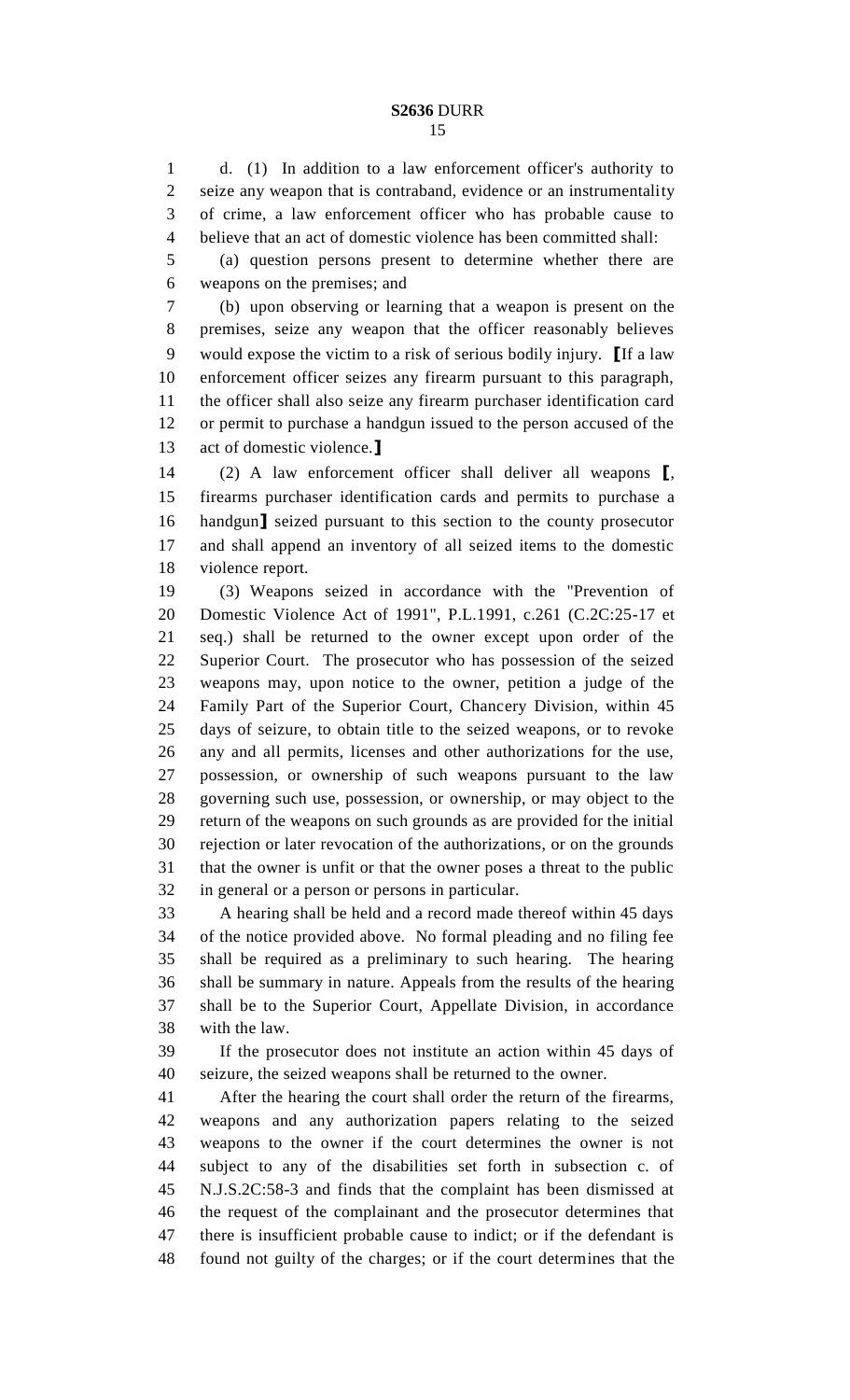d. (1) In addition to a law enforcement officer's authority to seize any weapon that is contraband, evidence or an instrumentality of crime, a law enforcement officer who has probable cause to believe that an act of domestic violence has been committed shall:

(a) question persons present to determine whether there are weapons on the premises; and

(b) upon observing or learning that a weapon is present on the premises, seize any weapon that the officer reasonably believes would expose the victim to a risk of serious bodily injury. 【If a law enforcement officer seizes any firearm pursuant to this paragraph, the officer shall also seize any firearm purchaser identification card or permit to purchase a handgun issued to the person accused of the act of domestic violence.】

(2) A law enforcement officer shall deliver all weapons 【, firearms purchaser identification cards and permits to purchase a handgun】 seized pursuant to this section to the county prosecutor and shall append an inventory of all seized items to the domestic violence report.

(3) Weapons seized in accordance with the "Prevention of Domestic Violence Act of 1991", P.L.1991, c.261 (C.2C:25-17 et seq.) shall be returned to the owner except upon order of the Superior Court. The prosecutor who has possession of the seized weapons may, upon notice to the owner, petition a judge of the Family Part of the Superior Court, Chancery Division, within 45 days of seizure, to obtain title to the seized weapons, or to revoke any and all permits, licenses and other authorizations for the use, possession, or ownership of such weapons pursuant to the law governing such use, possession, or ownership, or may object to the return of the weapons on such grounds as are provided for the initial rejection or later revocation of the authorizations, or on the grounds that the owner is unfit or that the owner poses a threat to the public in general or a person or persons in particular.

A hearing shall be held and a record made thereof within 45 days of the notice provided above. No formal pleading and no filing fee shall be required as a preliminary to such hearing. The hearing shall be summary in nature. Appeals from the results of the hearing shall be to the Superior Court, Appellate Division, in accordance with the law.

If the prosecutor does not institute an action within 45 days of seizure, the seized weapons shall be returned to the owner.

After the hearing the court shall order the return of the firearms, weapons and any authorization papers relating to the seized weapons to the owner if the court determines the owner is not subject to any of the disabilities set forth in subsection c. of N.J.S.2C:58-3 and finds that the complaint has been dismissed at the request of the complainant and the prosecutor determines that there is insufficient probable cause to indict; or if the defendant is found not guilty of the charges; or if the court determines that the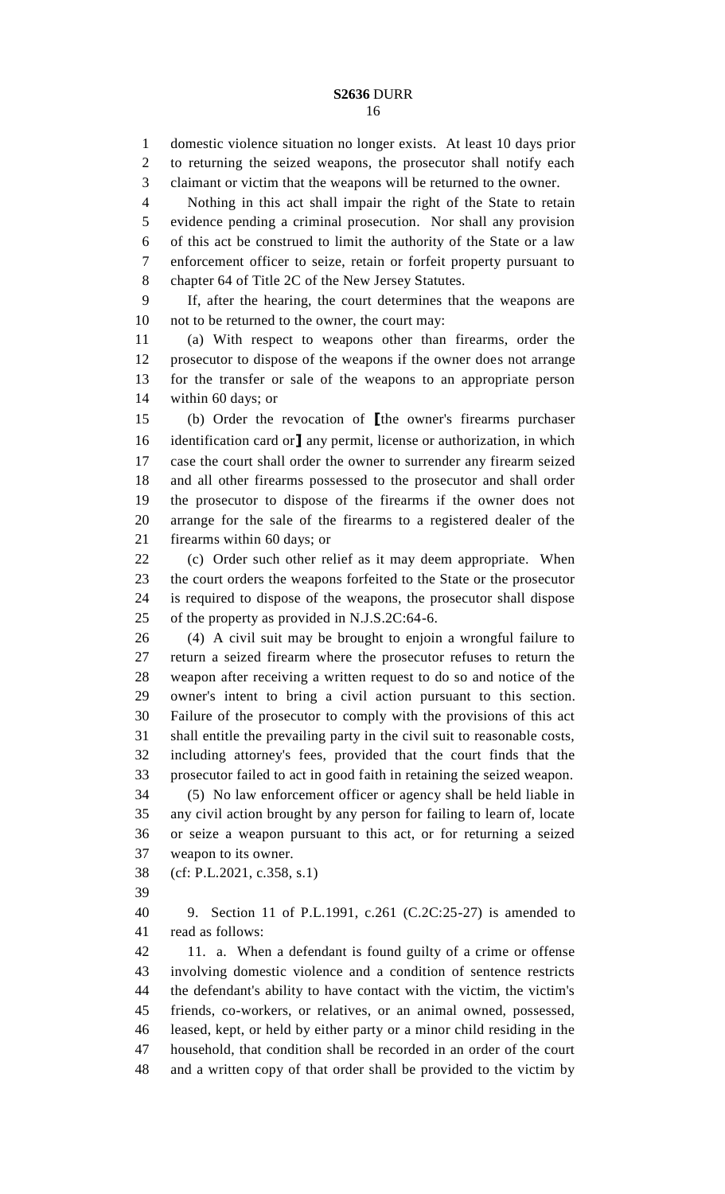domestic violence situation no longer exists. At least 10 days prior to returning the seized weapons, the prosecutor shall notify each claimant or victim that the weapons will be returned to the owner.

Nothing in this act shall impair the right of the State to retain evidence pending a criminal prosecution. Nor shall any provision of this act be construed to limit the authority of the State or a law enforcement officer to seize, retain or forfeit property pursuant to chapter 64 of Title 2C of the New Jersey Statutes.

If, after the hearing, the court determines that the weapons are not to be returned to the owner, the court may:

(a) With respect to weapons other than firearms, order the prosecutor to dispose of the weapons if the owner does not arrange for the transfer or sale of the weapons to an appropriate person within 60 days; or

(b) Order the revocation of [the owner's firearms purchaser identification card or] any permit, license or authorization, in which case the court shall order the owner to surrender any firearm seized and all other firearms possessed to the prosecutor and shall order the prosecutor to dispose of the firearms if the owner does not arrange for the sale of the firearms to a registered dealer of the firearms within 60 days; or

(c) Order such other relief as it may deem appropriate. When the court orders the weapons forfeited to the State or the prosecutor is required to dispose of the weapons, the prosecutor shall dispose of the property as provided in N.J.S.2C:64-6.

(4) A civil suit may be brought to enjoin a wrongful failure to return a seized firearm where the prosecutor refuses to return the weapon after receiving a written request to do so and notice of the owner's intent to bring a civil action pursuant to this section. Failure of the prosecutor to comply with the provisions of this act shall entitle the prevailing party in the civil suit to reasonable costs, including attorney's fees, provided that the court finds that the prosecutor failed to act in good faith in retaining the seized weapon.

(5) No law enforcement officer or agency shall be held liable in any civil action brought by any person for failing to learn of, locate or seize a weapon pursuant to this act, or for returning a seized weapon to its owner.

(cf: P.L.2021, c.358, s.1)

9. Section 11 of P.L.1991, c.261 (C.2C:25-27) is amended to read as follows:

11. a. When a defendant is found guilty of a crime or offense involving domestic violence and a condition of sentence restricts the defendant's ability to have contact with the victim, the victim's friends, co-workers, or relatives, or an animal owned, possessed, leased, kept, or held by either party or a minor child residing in the household, that condition shall be recorded in an order of the court and a written copy of that order shall be provided to the victim by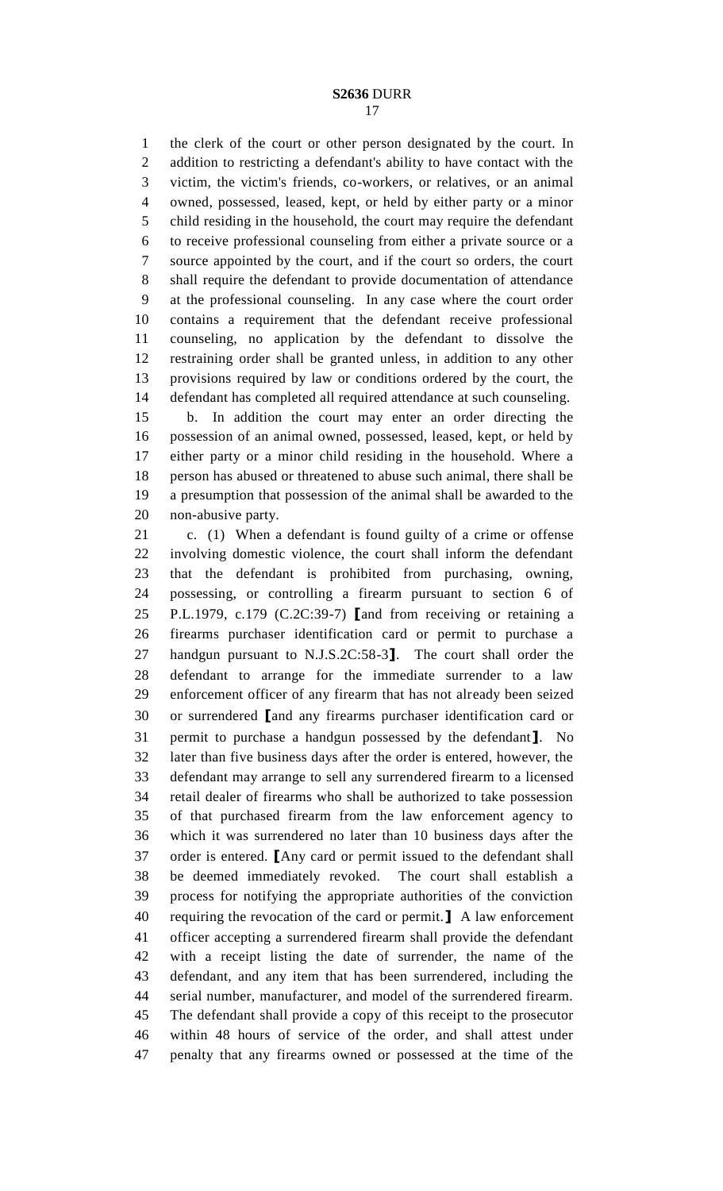the clerk of the court or other person designated by the court. In addition to restricting a defendant's ability to have contact with the victim, the victim's friends, co-workers, or relatives, or an animal owned, possessed, leased, kept, or held by either party or a minor child residing in the household, the court may require the defendant to receive professional counseling from either a private source or a source appointed by the court, and if the court so orders, the court shall require the defendant to provide documentation of attendance at the professional counseling. In any case where the court order contains a requirement that the defendant receive professional counseling, no application by the defendant to dissolve the restraining order shall be granted unless, in addition to any other provisions required by law or conditions ordered by the court, the defendant has completed all required attendance at such counseling.

b. In addition the court may enter an order directing the possession of an animal owned, possessed, leased, kept, or held by either party or a minor child residing in the household. Where a person has abused or threatened to abuse such animal, there shall be a presumption that possession of the animal shall be awarded to the non-abusive party.

c. (1) When a defendant is found guilty of a crime or offense involving domestic violence, the court shall inform the defendant that the defendant is prohibited from purchasing, owning, possessing, or controlling a firearm pursuant to section 6 of P.L.1979, c.179 (C.2C:39-7) [and from receiving or retaining a firearms purchaser identification card or permit to purchase a handgun pursuant to N.J.S.2C:58-3]. The court shall order the defendant to arrange for the immediate surrender to a law enforcement officer of any firearm that has not already been seized or surrendered [and any firearms purchaser identification card or permit to purchase a handgun possessed by the defendant]. No later than five business days after the order is entered, however, the defendant may arrange to sell any surrendered firearm to a licensed retail dealer of firearms who shall be authorized to take possession of that purchased firearm from the law enforcement agency to which it was surrendered no later than 10 business days after the order is entered. [Any card or permit issued to the defendant shall be deemed immediately revoked. The court shall establish a process for notifying the appropriate authorities of the conviction requiring the revocation of the card or permit.] A law enforcement officer accepting a surrendered firearm shall provide the defendant with a receipt listing the date of surrender, the name of the defendant, and any item that has been surrendered, including the serial number, manufacturer, and model of the surrendered firearm. The defendant shall provide a copy of this receipt to the prosecutor within 48 hours of service of the order, and shall attest under penalty that any firearms owned or possessed at the time of the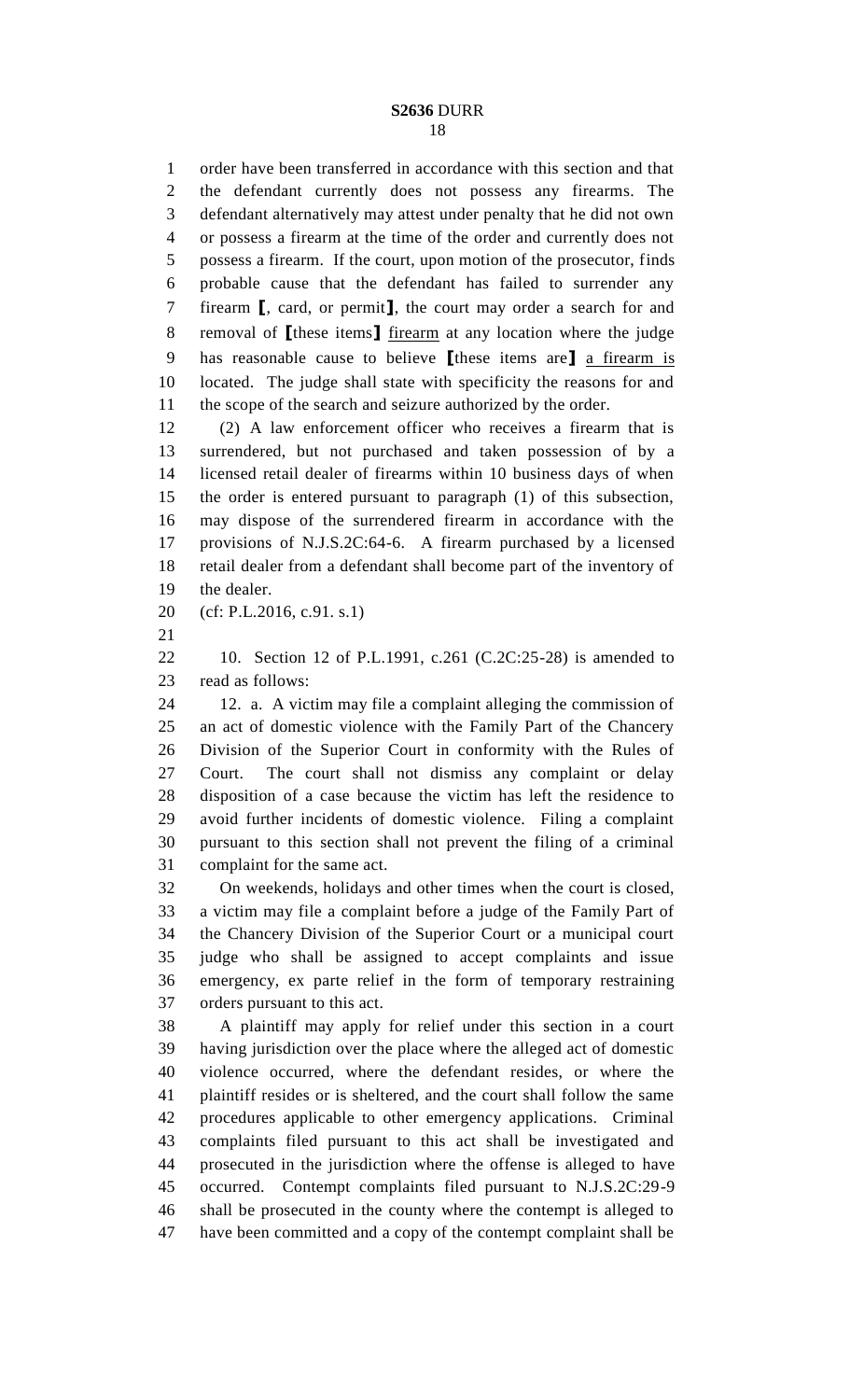order have been transferred in accordance with this section and that the defendant currently does not possess any firearms. The defendant alternatively may attest under penalty that he did not own or possess a firearm at the time of the order and currently does not possess a firearm. If the court, upon motion of the prosecutor, finds probable cause that the defendant has failed to surrender any firearm [, card, or permit], the court may order a search for and removal of [these items] firearm at any location where the judge has reasonable cause to believe [these items are] a firearm is located. The judge shall state with specificity the reasons for and the scope of the search and seizure authorized by the order.

(2) A law enforcement officer who receives a firearm that is surrendered, but not purchased and taken possession of by a licensed retail dealer of firearms within 10 business days of when the order is entered pursuant to paragraph (1) of this subsection, may dispose of the surrendered firearm in accordance with the provisions of N.J.S.2C:64-6. A firearm purchased by a licensed retail dealer from a defendant shall become part of the inventory of the dealer.

(cf: P.L.2016, c.91. s.1)

10. Section 12 of P.L.1991, c.261 (C.2C:25-28) is amended to read as follows:

12. a. A victim may file a complaint alleging the commission of an act of domestic violence with the Family Part of the Chancery Division of the Superior Court in conformity with the Rules of Court. The court shall not dismiss any complaint or delay disposition of a case because the victim has left the residence to avoid further incidents of domestic violence. Filing a complaint pursuant to this section shall not prevent the filing of a criminal complaint for the same act.

On weekends, holidays and other times when the court is closed, a victim may file a complaint before a judge of the Family Part of the Chancery Division of the Superior Court or a municipal court judge who shall be assigned to accept complaints and issue emergency, ex parte relief in the form of temporary restraining orders pursuant to this act.

A plaintiff may apply for relief under this section in a court having jurisdiction over the place where the alleged act of domestic violence occurred, where the defendant resides, or where the plaintiff resides or is sheltered, and the court shall follow the same procedures applicable to other emergency applications. Criminal complaints filed pursuant to this act shall be investigated and prosecuted in the jurisdiction where the offense is alleged to have occurred. Contempt complaints filed pursuant to N.J.S.2C:29-9 shall be prosecuted in the county where the contempt is alleged to have been committed and a copy of the contempt complaint shall be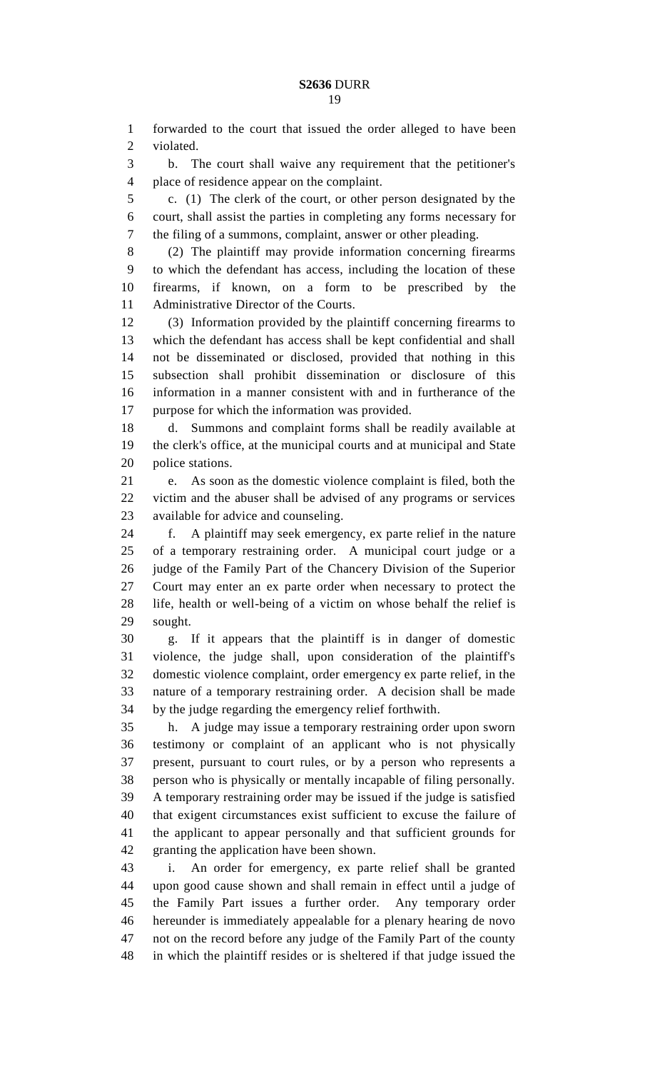forwarded to the court that issued the order alleged to have been violated.

b. The court shall waive any requirement that the petitioner's place of residence appear on the complaint.

c. (1) The clerk of the court, or other person designated by the court, shall assist the parties in completing any forms necessary for the filing of a summons, complaint, answer or other pleading.

(2) The plaintiff may provide information concerning firearms to which the defendant has access, including the location of these firearms, if known, on a form to be prescribed by the Administrative Director of the Courts.

(3) Information provided by the plaintiff concerning firearms to which the defendant has access shall be kept confidential and shall not be disseminated or disclosed, provided that nothing in this subsection shall prohibit dissemination or disclosure of this information in a manner consistent with and in furtherance of the purpose for which the information was provided.

d. Summons and complaint forms shall be readily available at the clerk's office, at the municipal courts and at municipal and State police stations.

e. As soon as the domestic violence complaint is filed, both the victim and the abuser shall be advised of any programs or services available for advice and counseling.

f. A plaintiff may seek emergency, ex parte relief in the nature of a temporary restraining order. A municipal court judge or a judge of the Family Part of the Chancery Division of the Superior Court may enter an ex parte order when necessary to protect the life, health or well-being of a victim on whose behalf the relief is sought.

g. If it appears that the plaintiff is in danger of domestic violence, the judge shall, upon consideration of the plaintiff's domestic violence complaint, order emergency ex parte relief, in the nature of a temporary restraining order. A decision shall be made by the judge regarding the emergency relief forthwith.

h. A judge may issue a temporary restraining order upon sworn testimony or complaint of an applicant who is not physically present, pursuant to court rules, or by a person who represents a person who is physically or mentally incapable of filing personally. A temporary restraining order may be issued if the judge is satisfied that exigent circumstances exist sufficient to excuse the failure of the applicant to appear personally and that sufficient grounds for granting the application have been shown.

i. An order for emergency, ex parte relief shall be granted upon good cause shown and shall remain in effect until a judge of the Family Part issues a further order. Any temporary order hereunder is immediately appealable for a plenary hearing de novo not on the record before any judge of the Family Part of the county in which the plaintiff resides or is sheltered if that judge issued the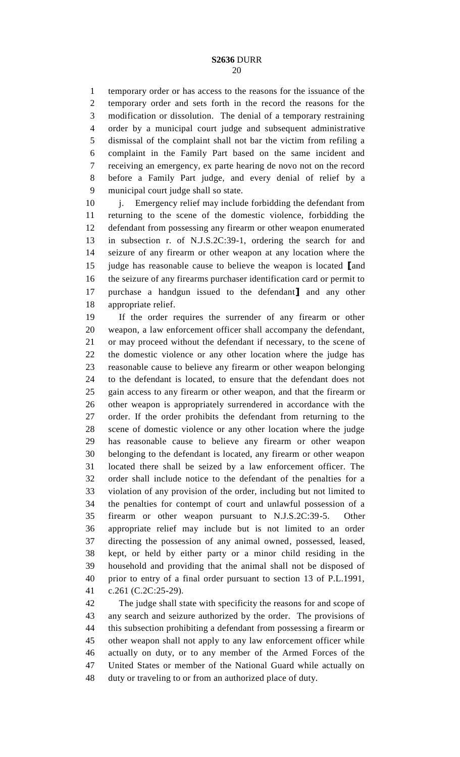temporary order or has access to the reasons for the issuance of the temporary order and sets forth in the record the reasons for the modification or dissolution. The denial of a temporary restraining order by a municipal court judge and subsequent administrative dismissal of the complaint shall not bar the victim from refiling a complaint in the Family Part based on the same incident and receiving an emergency, ex parte hearing de novo not on the record before a Family Part judge, and every denial of relief by a municipal court judge shall so state.

j. Emergency relief may include forbidding the defendant from returning to the scene of the domestic violence, forbidding the defendant from possessing any firearm or other weapon enumerated in subsection r. of N.J.S.2C:39-1, ordering the search for and seizure of any firearm or other weapon at any location where the judge has reasonable cause to believe the weapon is located [and the seizure of any firearms purchaser identification card or permit to purchase a handgun issued to the defendant] and any other appropriate relief.

If the order requires the surrender of any firearm or other weapon, a law enforcement officer shall accompany the defendant, or may proceed without the defendant if necessary, to the scene of the domestic violence or any other location where the judge has reasonable cause to believe any firearm or other weapon belonging to the defendant is located, to ensure that the defendant does not gain access to any firearm or other weapon, and that the firearm or other weapon is appropriately surrendered in accordance with the order. If the order prohibits the defendant from returning to the scene of domestic violence or any other location where the judge has reasonable cause to believe any firearm or other weapon belonging to the defendant is located, any firearm or other weapon located there shall be seized by a law enforcement officer. The order shall include notice to the defendant of the penalties for a violation of any provision of the order, including but not limited to the penalties for contempt of court and unlawful possession of a firearm or other weapon pursuant to N.J.S.2C:39-5. Other appropriate relief may include but is not limited to an order directing the possession of any animal owned, possessed, leased, kept, or held by either party or a minor child residing in the household and providing that the animal shall not be disposed of prior to entry of a final order pursuant to section 13 of P.L.1991, c.261 (C.2C:25-29).

The judge shall state with specificity the reasons for and scope of any search and seizure authorized by the order. The provisions of this subsection prohibiting a defendant from possessing a firearm or other weapon shall not apply to any law enforcement officer while actually on duty, or to any member of the Armed Forces of the United States or member of the National Guard while actually on duty or traveling to or from an authorized place of duty.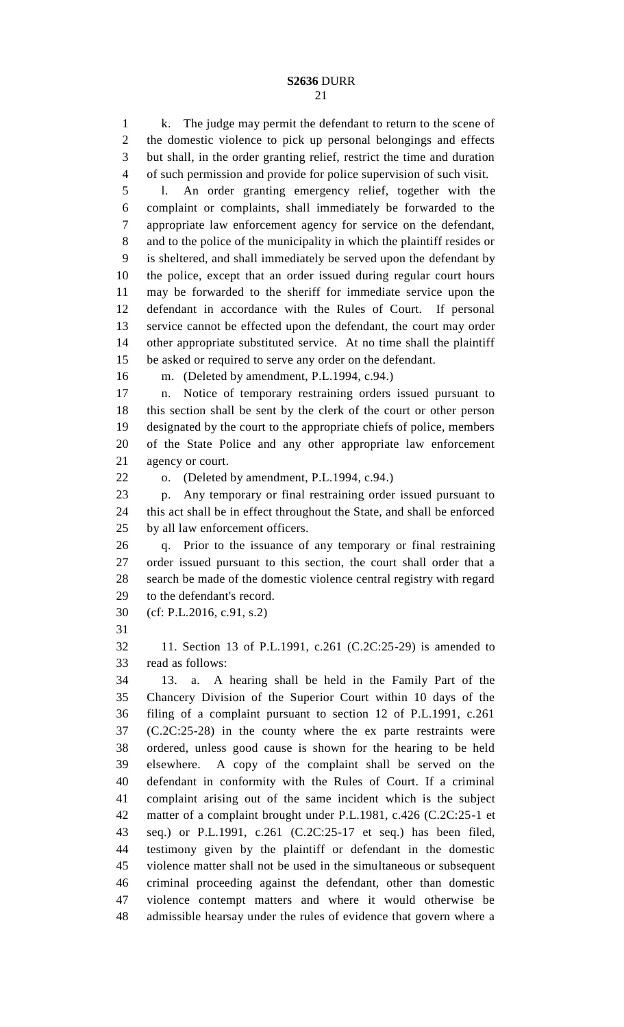k. The judge may permit the defendant to return to the scene of the domestic violence to pick up personal belongings and effects but shall, in the order granting relief, restrict the time and duration of such permission and provide for police supervision of such visit.

l. An order granting emergency relief, together with the complaint or complaints, shall immediately be forwarded to the appropriate law enforcement agency for service on the defendant, and to the police of the municipality in which the plaintiff resides or is sheltered, and shall immediately be served upon the defendant by the police, except that an order issued during regular court hours may be forwarded to the sheriff for immediate service upon the defendant in accordance with the Rules of Court. If personal service cannot be effected upon the defendant, the court may order other appropriate substituted service. At no time shall the plaintiff be asked or required to serve any order on the defendant.

m. (Deleted by amendment, P.L.1994, c.94.)

n. Notice of temporary restraining orders issued pursuant to this section shall be sent by the clerk of the court or other person designated by the court to the appropriate chiefs of police, members of the State Police and any other appropriate law enforcement agency or court.

o. (Deleted by amendment, P.L.1994, c.94.)

p. Any temporary or final restraining order issued pursuant to this act shall be in effect throughout the State, and shall be enforced by all law enforcement officers.

q. Prior to the issuance of any temporary or final restraining order issued pursuant to this section, the court shall order that a search be made of the domestic violence central registry with regard to the defendant's record.

(cf: P.L.2016, c.91, s.2)

11. Section 13 of P.L.1991, c.261 (C.2C:25-29) is amended to read as follows:

13. a. A hearing shall be held in the Family Part of the Chancery Division of the Superior Court within 10 days of the filing of a complaint pursuant to section 12 of P.L.1991, c.261 (C.2C:25-28) in the county where the ex parte restraints were ordered, unless good cause is shown for the hearing to be held elsewhere. A copy of the complaint shall be served on the defendant in conformity with the Rules of Court. If a criminal complaint arising out of the same incident which is the subject matter of a complaint brought under P.L.1981, c.426 (C.2C:25-1 et seq.) or P.L.1991, c.261 (C.2C:25-17 et seq.) has been filed, testimony given by the plaintiff or defendant in the domestic violence matter shall not be used in the simultaneous or subsequent criminal proceeding against the defendant, other than domestic violence contempt matters and where it would otherwise be admissible hearsay under the rules of evidence that govern where a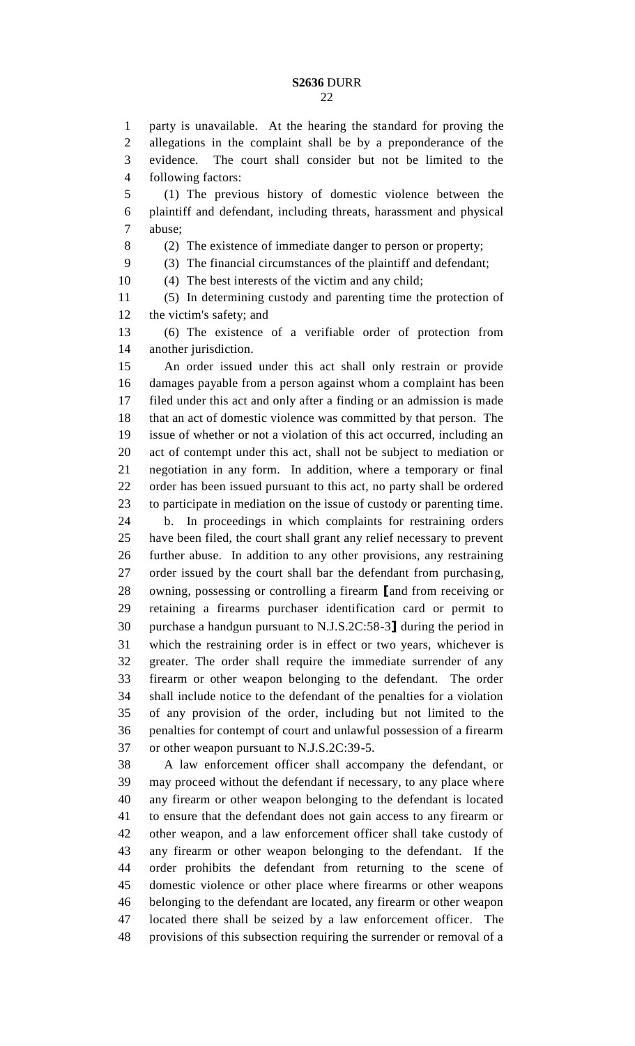party is unavailable. At the hearing the standard for proving the allegations in the complaint shall be by a preponderance of the evidence. The court shall consider but not be limited to the following factors:

(1) The previous history of domestic violence between the plaintiff and defendant, including threats, harassment and physical abuse;

(2) The existence of immediate danger to person or property;

(3) The financial circumstances of the plaintiff and defendant;

(4) The best interests of the victim and any child;

(5) In determining custody and parenting time the protection of the victim's safety; and

(6) The existence of a verifiable order of protection from another jurisdiction.

An order issued under this act shall only restrain or provide damages payable from a person against whom a complaint has been filed under this act and only after a finding or an admission is made that an act of domestic violence was committed by that person. The issue of whether or not a violation of this act occurred, including an act of contempt under this act, shall not be subject to mediation or negotiation in any form. In addition, where a temporary or final order has been issued pursuant to this act, no party shall be ordered to participate in mediation on the issue of custody or parenting time.

b. In proceedings in which complaints for restraining orders have been filed, the court shall grant any relief necessary to prevent further abuse. In addition to any other provisions, any restraining order issued by the court shall bar the defendant from purchasing, owning, possessing or controlling a firearm ⟦and from receiving or retaining a firearms purchaser identification card or permit to purchase a handgun pursuant to N.J.S.2C:58-3⟧ during the period in which the restraining order is in effect or two years, whichever is greater. The order shall require the immediate surrender of any firearm or other weapon belonging to the defendant. The order shall include notice to the defendant of the penalties for a violation of any provision of the order, including but not limited to the penalties for contempt of court and unlawful possession of a firearm or other weapon pursuant to N.J.S.2C:39-5.

A law enforcement officer shall accompany the defendant, or may proceed without the defendant if necessary, to any place where any firearm or other weapon belonging to the defendant is located to ensure that the defendant does not gain access to any firearm or other weapon, and a law enforcement officer shall take custody of any firearm or other weapon belonging to the defendant. If the order prohibits the defendant from returning to the scene of domestic violence or other place where firearms or other weapons belonging to the defendant are located, any firearm or other weapon located there shall be seized by a law enforcement officer. The provisions of this subsection requiring the surrender or removal of a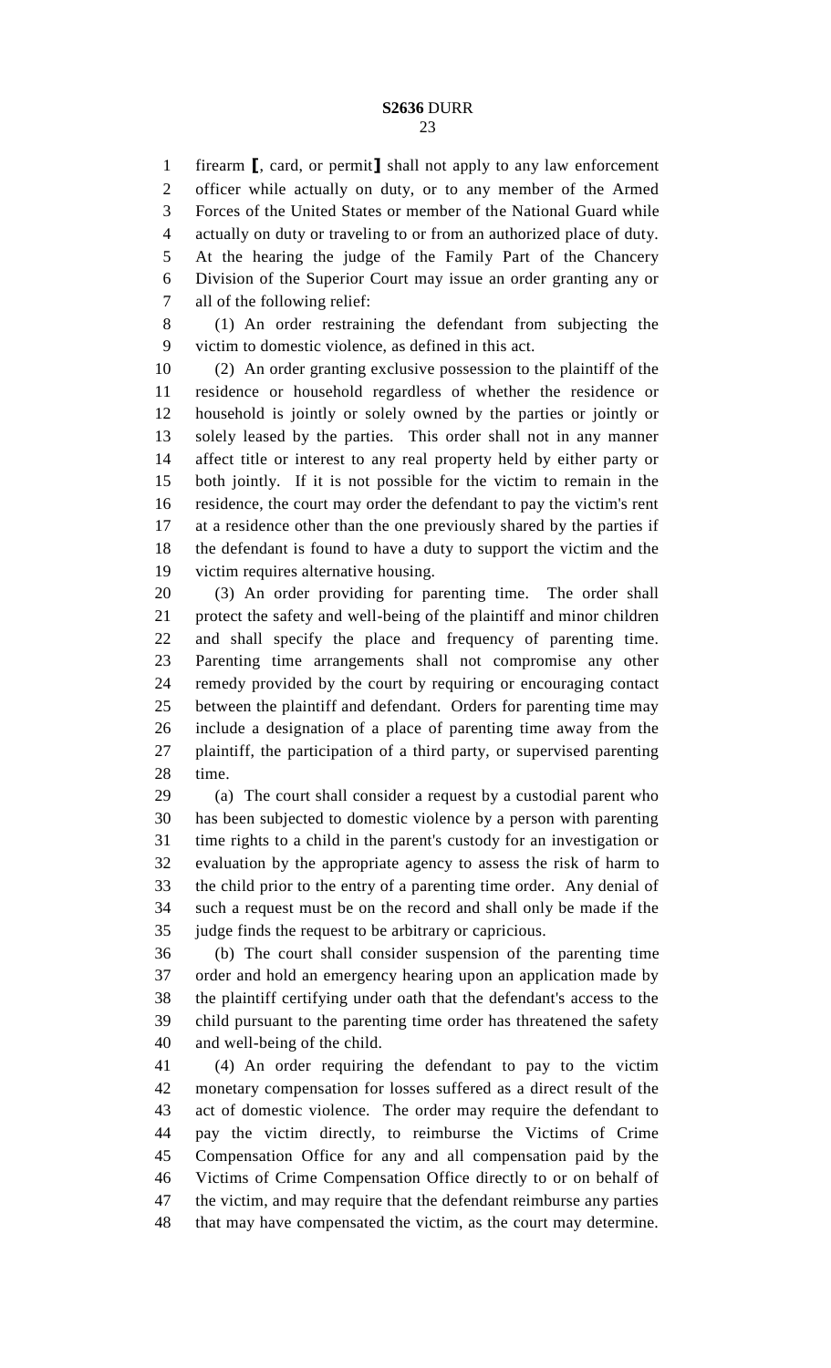firearm ⟦, card, or permit⟧ shall not apply to any law enforcement officer while actually on duty, or to any member of the Armed Forces of the United States or member of the National Guard while actually on duty or traveling to or from an authorized place of duty. At the hearing the judge of the Family Part of the Chancery Division of the Superior Court may issue an order granting any or all of the following relief:

(1) An order restraining the defendant from subjecting the victim to domestic violence, as defined in this act.

(2) An order granting exclusive possession to the plaintiff of the residence or household regardless of whether the residence or household is jointly or solely owned by the parties or jointly or solely leased by the parties. This order shall not in any manner affect title or interest to any real property held by either party or both jointly. If it is not possible for the victim to remain in the residence, the court may order the defendant to pay the victim's rent at a residence other than the one previously shared by the parties if the defendant is found to have a duty to support the victim and the victim requires alternative housing.

(3) An order providing for parenting time. The order shall protect the safety and well-being of the plaintiff and minor children and shall specify the place and frequency of parenting time. Parenting time arrangements shall not compromise any other remedy provided by the court by requiring or encouraging contact between the plaintiff and defendant. Orders for parenting time may include a designation of a place of parenting time away from the plaintiff, the participation of a third party, or supervised parenting time.

(a) The court shall consider a request by a custodial parent who has been subjected to domestic violence by a person with parenting time rights to a child in the parent's custody for an investigation or evaluation by the appropriate agency to assess the risk of harm to the child prior to the entry of a parenting time order. Any denial of such a request must be on the record and shall only be made if the judge finds the request to be arbitrary or capricious.

(b) The court shall consider suspension of the parenting time order and hold an emergency hearing upon an application made by the plaintiff certifying under oath that the defendant's access to the child pursuant to the parenting time order has threatened the safety and well-being of the child.

(4) An order requiring the defendant to pay to the victim monetary compensation for losses suffered as a direct result of the act of domestic violence. The order may require the defendant to pay the victim directly, to reimburse the Victims of Crime Compensation Office for any and all compensation paid by the Victims of Crime Compensation Office directly to or on behalf of the victim, and may require that the defendant reimburse any parties that may have compensated the victim, as the court may determine.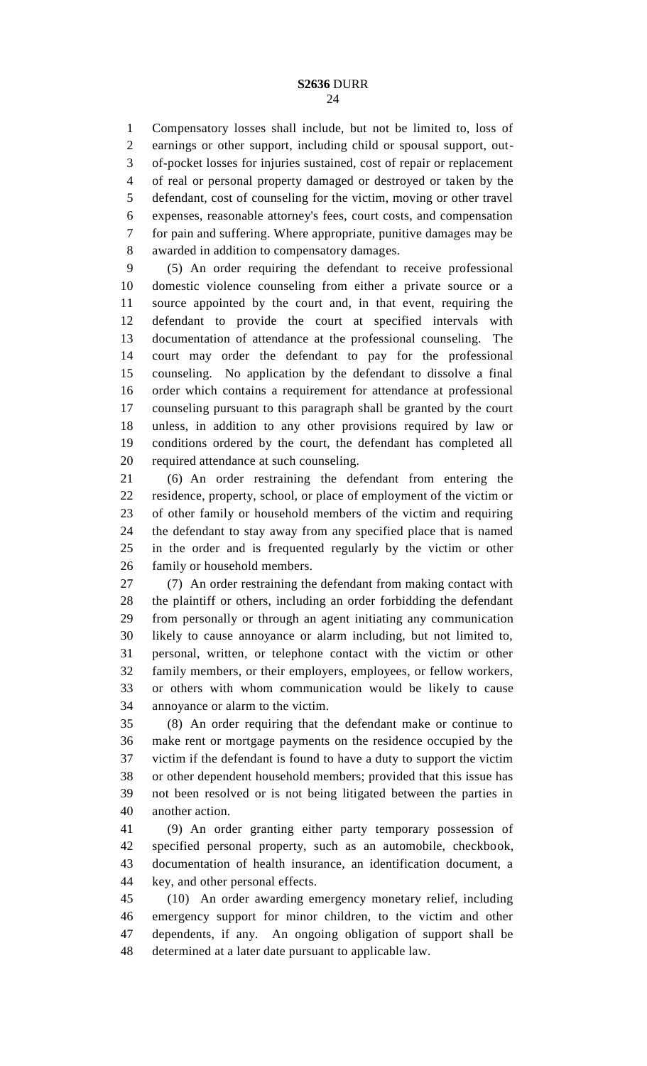Compensatory losses shall include, but not be limited to, loss of earnings or other support, including child or spousal support, out-of-pocket losses for injuries sustained, cost of repair or replacement of real or personal property damaged or destroyed or taken by the defendant, cost of counseling for the victim, moving or other travel expenses, reasonable attorney's fees, court costs, and compensation for pain and suffering. Where appropriate, punitive damages may be awarded in addition to compensatory damages.

(5) An order requiring the defendant to receive professional domestic violence counseling from either a private source or a source appointed by the court and, in that event, requiring the defendant to provide the court at specified intervals with documentation of attendance at the professional counseling. The court may order the defendant to pay for the professional counseling. No application by the defendant to dissolve a final order which contains a requirement for attendance at professional counseling pursuant to this paragraph shall be granted by the court unless, in addition to any other provisions required by law or conditions ordered by the court, the defendant has completed all required attendance at such counseling.

(6) An order restraining the defendant from entering the residence, property, school, or place of employment of the victim or of other family or household members of the victim and requiring the defendant to stay away from any specified place that is named in the order and is frequented regularly by the victim or other family or household members.

(7) An order restraining the defendant from making contact with the plaintiff or others, including an order forbidding the defendant from personally or through an agent initiating any communication likely to cause annoyance or alarm including, but not limited to, personal, written, or telephone contact with the victim or other family members, or their employers, employees, or fellow workers, or others with whom communication would be likely to cause annoyance or alarm to the victim.

(8) An order requiring that the defendant make or continue to make rent or mortgage payments on the residence occupied by the victim if the defendant is found to have a duty to support the victim or other dependent household members; provided that this issue has not been resolved or is not being litigated between the parties in another action.

(9) An order granting either party temporary possession of specified personal property, such as an automobile, checkbook, documentation of health insurance, an identification document, a key, and other personal effects.

(10) An order awarding emergency monetary relief, including emergency support for minor children, to the victim and other dependents, if any. An ongoing obligation of support shall be determined at a later date pursuant to applicable law.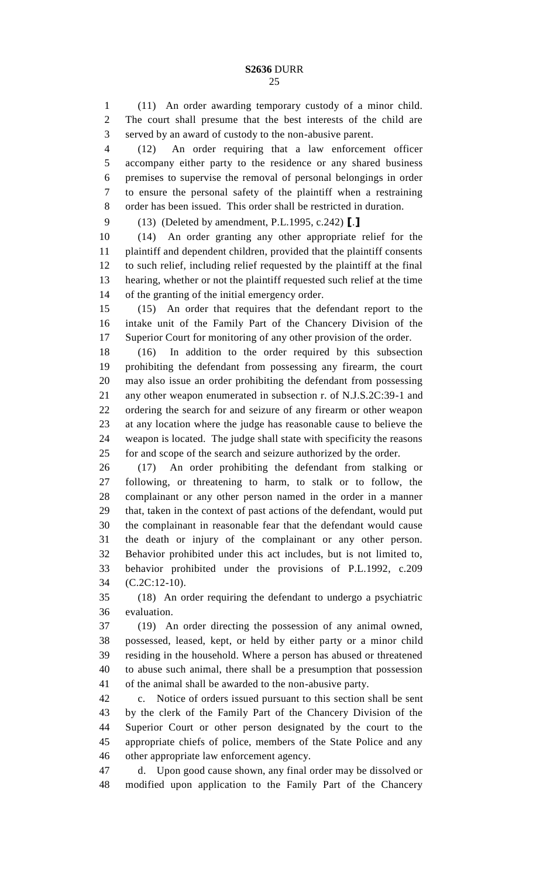(11) An order awarding temporary custody of a minor child. The court shall presume that the best interests of the child are served by an award of custody to the non-abusive parent.

(12) An order requiring that a law enforcement officer accompany either party to the residence or any shared business premises to supervise the removal of personal belongings in order to ensure the personal safety of the plaintiff when a restraining order has been issued. This order shall be restricted in duration.

(13) (Deleted by amendment, P.L.1995, c.242) **[**.**]**

(14) An order granting any other appropriate relief for the plaintiff and dependent children, provided that the plaintiff consents to such relief, including relief requested by the plaintiff at the final hearing, whether or not the plaintiff requested such relief at the time of the granting of the initial emergency order.

(15) An order that requires that the defendant report to the intake unit of the Family Part of the Chancery Division of the Superior Court for monitoring of any other provision of the order.

(16) In addition to the order required by this subsection prohibiting the defendant from possessing any firearm, the court may also issue an order prohibiting the defendant from possessing any other weapon enumerated in subsection r. of N.J.S.2C:39-1 and ordering the search for and seizure of any firearm or other weapon at any location where the judge has reasonable cause to believe the weapon is located. The judge shall state with specificity the reasons for and scope of the search and seizure authorized by the order.

(17) An order prohibiting the defendant from stalking or following, or threatening to harm, to stalk or to follow, the complainant or any other person named in the order in a manner that, taken in the context of past actions of the defendant, would put the complainant in reasonable fear that the defendant would cause the death or injury of the complainant or any other person. Behavior prohibited under this act includes, but is not limited to, behavior prohibited under the provisions of P.L.1992, c.209 (C.2C:12-10).

(18) An order requiring the defendant to undergo a psychiatric evaluation.

(19) An order directing the possession of any animal owned, possessed, leased, kept, or held by either party or a minor child residing in the household. Where a person has abused or threatened to abuse such animal, there shall be a presumption that possession of the animal shall be awarded to the non-abusive party.

c. Notice of orders issued pursuant to this section shall be sent by the clerk of the Family Part of the Chancery Division of the Superior Court or other person designated by the court to the appropriate chiefs of police, members of the State Police and any other appropriate law enforcement agency.

d. Upon good cause shown, any final order may be dissolved or modified upon application to the Family Part of the Chancery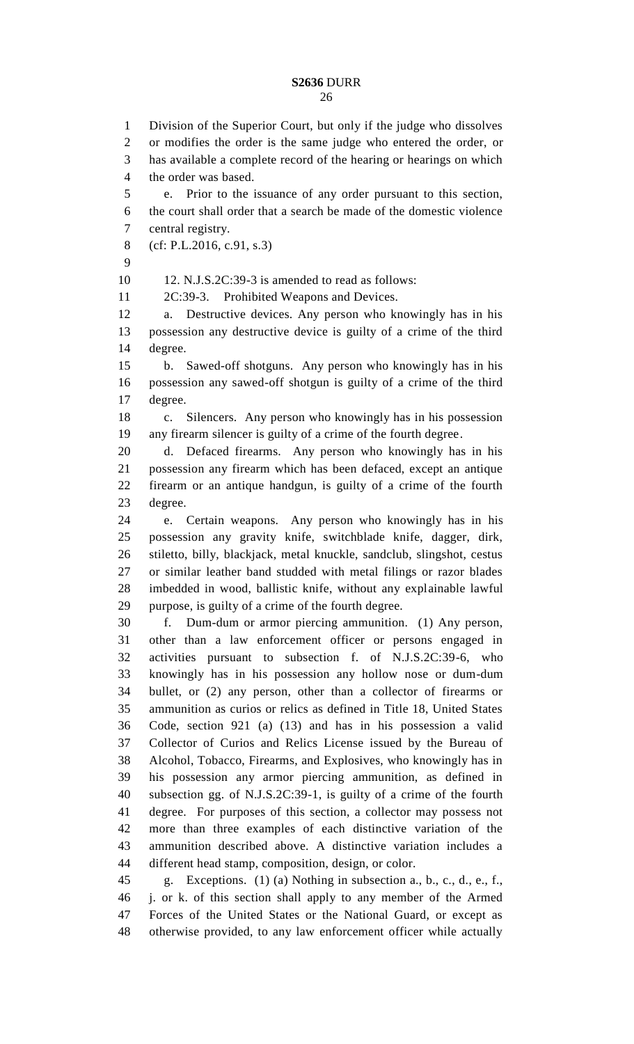Division of the Superior Court, but only if the judge who dissolves or modifies the order is the same judge who entered the order, or has available a complete record of the hearing or hearings on which the order was based.

e. Prior to the issuance of any order pursuant to this section, the court shall order that a search be made of the domestic violence central registry.

(cf: P.L.2016, c.91, s.3)

12. N.J.S.2C:39-3 is amended to read as follows:

2C:39-3. Prohibited Weapons and Devices.

a. Destructive devices. Any person who knowingly has in his possession any destructive device is guilty of a crime of the third degree.

b. Sawed-off shotguns. Any person who knowingly has in his possession any sawed-off shotgun is guilty of a crime of the third degree.

c. Silencers. Any person who knowingly has in his possession any firearm silencer is guilty of a crime of the fourth degree.

d. Defaced firearms. Any person who knowingly has in his possession any firearm which has been defaced, except an antique firearm or an antique handgun, is guilty of a crime of the fourth degree.

e. Certain weapons. Any person who knowingly has in his possession any gravity knife, switchblade knife, dagger, dirk, stiletto, billy, blackjack, metal knuckle, sandclub, slingshot, cestus or similar leather band studded with metal filings or razor blades imbedded in wood, ballistic knife, without any explainable lawful purpose, is guilty of a crime of the fourth degree.

f. Dum-dum or armor piercing ammunition. (1) Any person, other than a law enforcement officer or persons engaged in activities pursuant to subsection f. of N.J.S.2C:39-6, who knowingly has in his possession any hollow nose or dum-dum bullet, or (2) any person, other than a collector of firearms or ammunition as curios or relics as defined in Title 18, United States Code, section 921 (a) (13) and has in his possession a valid Collector of Curios and Relics License issued by the Bureau of Alcohol, Tobacco, Firearms, and Explosives, who knowingly has in his possession any armor piercing ammunition, as defined in subsection gg. of N.J.S.2C:39-1, is guilty of a crime of the fourth degree. For purposes of this section, a collector may possess not more than three examples of each distinctive variation of the ammunition described above. A distinctive variation includes a different head stamp, composition, design, or color.

g. Exceptions. (1) (a) Nothing in subsection a., b., c., d., e., f., j. or k. of this section shall apply to any member of the Armed Forces of the United States or the National Guard, or except as otherwise provided, to any law enforcement officer while actually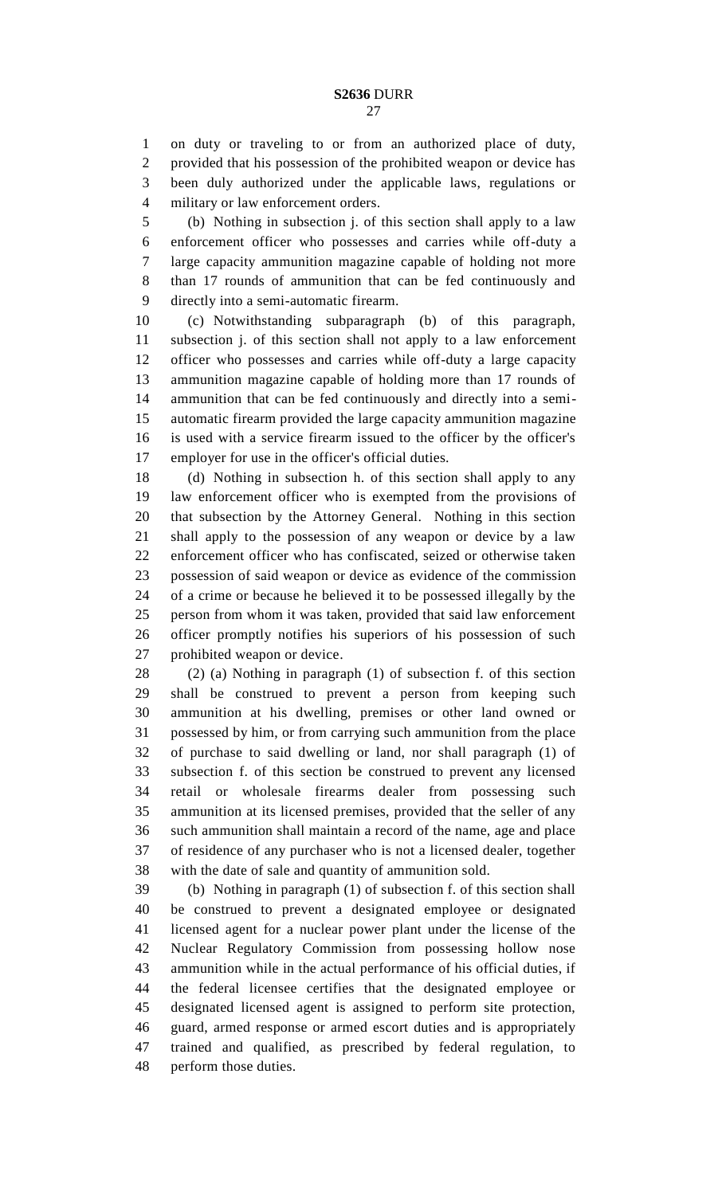on duty or traveling to or from an authorized place of duty, provided that his possession of the prohibited weapon or device has been duly authorized under the applicable laws, regulations or military or law enforcement orders.

(b) Nothing in subsection j. of this section shall apply to a law enforcement officer who possesses and carries while off-duty a large capacity ammunition magazine capable of holding not more than 17 rounds of ammunition that can be fed continuously and directly into a semi-automatic firearm.

(c) Notwithstanding subparagraph (b) of this paragraph, subsection j. of this section shall not apply to a law enforcement officer who possesses and carries while off-duty a large capacity ammunition magazine capable of holding more than 17 rounds of ammunition that can be fed continuously and directly into a semi-automatic firearm provided the large capacity ammunition magazine is used with a service firearm issued to the officer by the officer's employer for use in the officer's official duties.

(d) Nothing in subsection h. of this section shall apply to any law enforcement officer who is exempted from the provisions of that subsection by the Attorney General. Nothing in this section shall apply to the possession of any weapon or device by a law enforcement officer who has confiscated, seized or otherwise taken possession of said weapon or device as evidence of the commission of a crime or because he believed it to be possessed illegally by the person from whom it was taken, provided that said law enforcement officer promptly notifies his superiors of his possession of such prohibited weapon or device.

(2) (a) Nothing in paragraph (1) of subsection f. of this section shall be construed to prevent a person from keeping such ammunition at his dwelling, premises or other land owned or possessed by him, or from carrying such ammunition from the place of purchase to said dwelling or land, nor shall paragraph (1) of subsection f. of this section be construed to prevent any licensed retail or wholesale firearms dealer from possessing such ammunition at its licensed premises, provided that the seller of any such ammunition shall maintain a record of the name, age and place of residence of any purchaser who is not a licensed dealer, together with the date of sale and quantity of ammunition sold.

(b) Nothing in paragraph (1) of subsection f. of this section shall be construed to prevent a designated employee or designated licensed agent for a nuclear power plant under the license of the Nuclear Regulatory Commission from possessing hollow nose ammunition while in the actual performance of his official duties, if the federal licensee certifies that the designated employee or designated licensed agent is assigned to perform site protection, guard, armed response or armed escort duties and is appropriately trained and qualified, as prescribed by federal regulation, to perform those duties.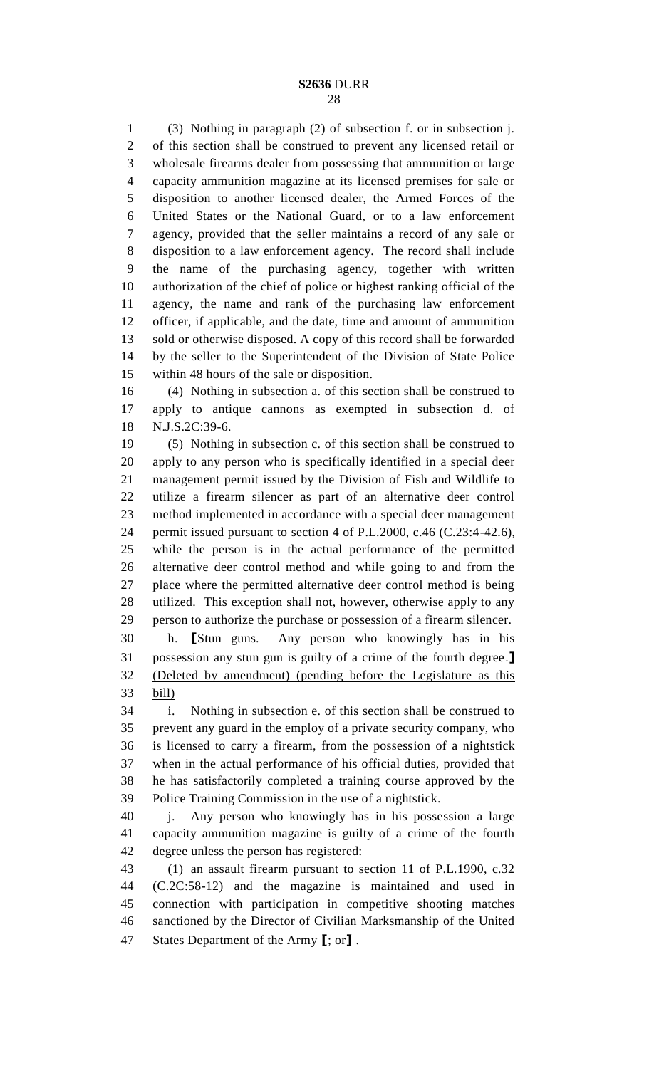(3) Nothing in paragraph (2) of subsection f. or in subsection j. of this section shall be construed to prevent any licensed retail or wholesale firearms dealer from possessing that ammunition or large capacity ammunition magazine at its licensed premises for sale or disposition to another licensed dealer, the Armed Forces of the United States or the National Guard, or to a law enforcement agency, provided that the seller maintains a record of any sale or disposition to a law enforcement agency. The record shall include the name of the purchasing agency, together with written authorization of the chief of police or highest ranking official of the agency, the name and rank of the purchasing law enforcement officer, if applicable, and the date, time and amount of ammunition sold or otherwise disposed. A copy of this record shall be forwarded by the seller to the Superintendent of the Division of State Police within 48 hours of the sale or disposition.

(4) Nothing in subsection a. of this section shall be construed to apply to antique cannons as exempted in subsection d. of N.J.S.2C:39-6.

(5) Nothing in subsection c. of this section shall be construed to apply to any person who is specifically identified in a special deer management permit issued by the Division of Fish and Wildlife to utilize a firearm silencer as part of an alternative deer control method implemented in accordance with a special deer management permit issued pursuant to section 4 of P.L.2000, c.46 (C.23:4-42.6), while the person is in the actual performance of the permitted alternative deer control method and while going to and from the place where the permitted alternative deer control method is being utilized. This exception shall not, however, otherwise apply to any person to authorize the purchase or possession of a firearm silencer.

h. [Stun guns. Any person who knowingly has in his possession any stun gun is guilty of a crime of the fourth degree.] <u>(Deleted by amendment) (pending before the Legislature as this bill)</u>

i. Nothing in subsection e. of this section shall be construed to prevent any guard in the employ of a private security company, who is licensed to carry a firearm, from the possession of a nightstick when in the actual performance of his official duties, provided that he has satisfactorily completed a training course approved by the Police Training Commission in the use of a nightstick.

j. Any person who knowingly has in his possession a large capacity ammunition magazine is guilty of a crime of the fourth degree unless the person has registered:

(1) an assault firearm pursuant to section 11 of P.L.1990, c.32 (C.2C:58-12) and the magazine is maintained and used in connection with participation in competitive shooting matches sanctioned by the Director of Civilian Marksmanship of the United States Department of the Army [; or] <u>.</u>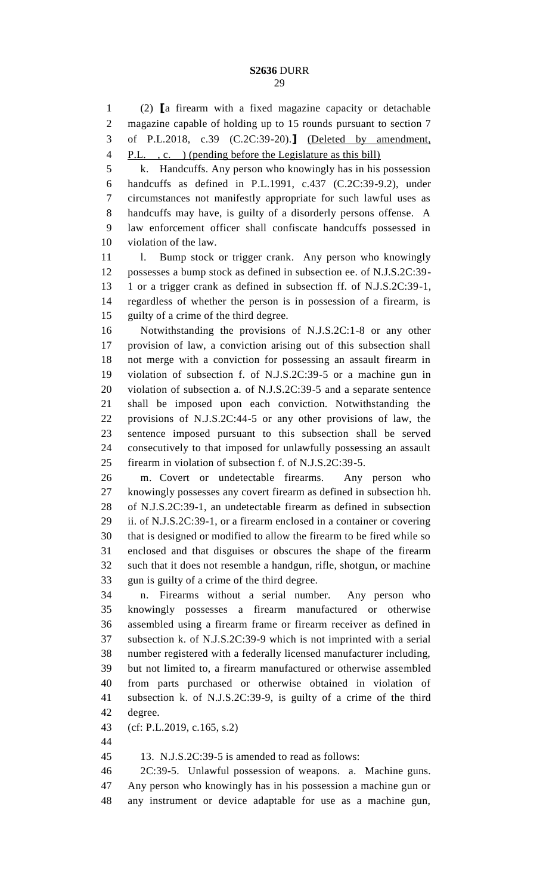(2) **[**a firearm with a fixed magazine capacity or detachable magazine capable of holding up to 15 rounds pursuant to section 7 of P.L.2018, c.39 (C.2C:39-20).**]** <u>(Deleted by amendment, P.L. , c. ) (pending before the Legislature as this bill)</u>

k. Handcuffs. Any person who knowingly has in his possession handcuffs as defined in P.L.1991, c.437 (C.2C:39-9.2), under circumstances not manifestly appropriate for such lawful uses as handcuffs may have, is guilty of a disorderly persons offense. A law enforcement officer shall confiscate handcuffs possessed in violation of the law.

l. Bump stock or trigger crank. Any person who knowingly possesses a bump stock as defined in subsection ee. of N.J.S.2C:39-1 or a trigger crank as defined in subsection ff. of N.J.S.2C:39-1, regardless of whether the person is in possession of a firearm, is guilty of a crime of the third degree.

Notwithstanding the provisions of N.J.S.2C:1-8 or any other provision of law, a conviction arising out of this subsection shall not merge with a conviction for possessing an assault firearm in violation of subsection f. of N.J.S.2C:39-5 or a machine gun in violation of subsection a. of N.J.S.2C:39-5 and a separate sentence shall be imposed upon each conviction. Notwithstanding the provisions of N.J.S.2C:44-5 or any other provisions of law, the sentence imposed pursuant to this subsection shall be served consecutively to that imposed for unlawfully possessing an assault firearm in violation of subsection f. of N.J.S.2C:39-5.

m. Covert or undetectable firearms. Any person who knowingly possesses any covert firearm as defined in subsection hh. of N.J.S.2C:39-1, an undetectable firearm as defined in subsection ii. of N.J.S.2C:39-1, or a firearm enclosed in a container or covering that is designed or modified to allow the firearm to be fired while so enclosed and that disguises or obscures the shape of the firearm such that it does not resemble a handgun, rifle, shotgun, or machine gun is guilty of a crime of the third degree.

n. Firearms without a serial number. Any person who knowingly possesses a firearm manufactured or otherwise assembled using a firearm frame or firearm receiver as defined in subsection k. of N.J.S.2C:39-9 which is not imprinted with a serial number registered with a federally licensed manufacturer including, but not limited to, a firearm manufactured or otherwise assembled from parts purchased or otherwise obtained in violation of subsection k. of N.J.S.2C:39-9, is guilty of a crime of the third degree.

(cf: P.L.2019, c.165, s.2)

13. N.J.S.2C:39-5 is amended to read as follows:

2C:39-5. Unlawful possession of weapons. a. Machine guns. Any person who knowingly has in his possession a machine gun or any instrument or device adaptable for use as a machine gun,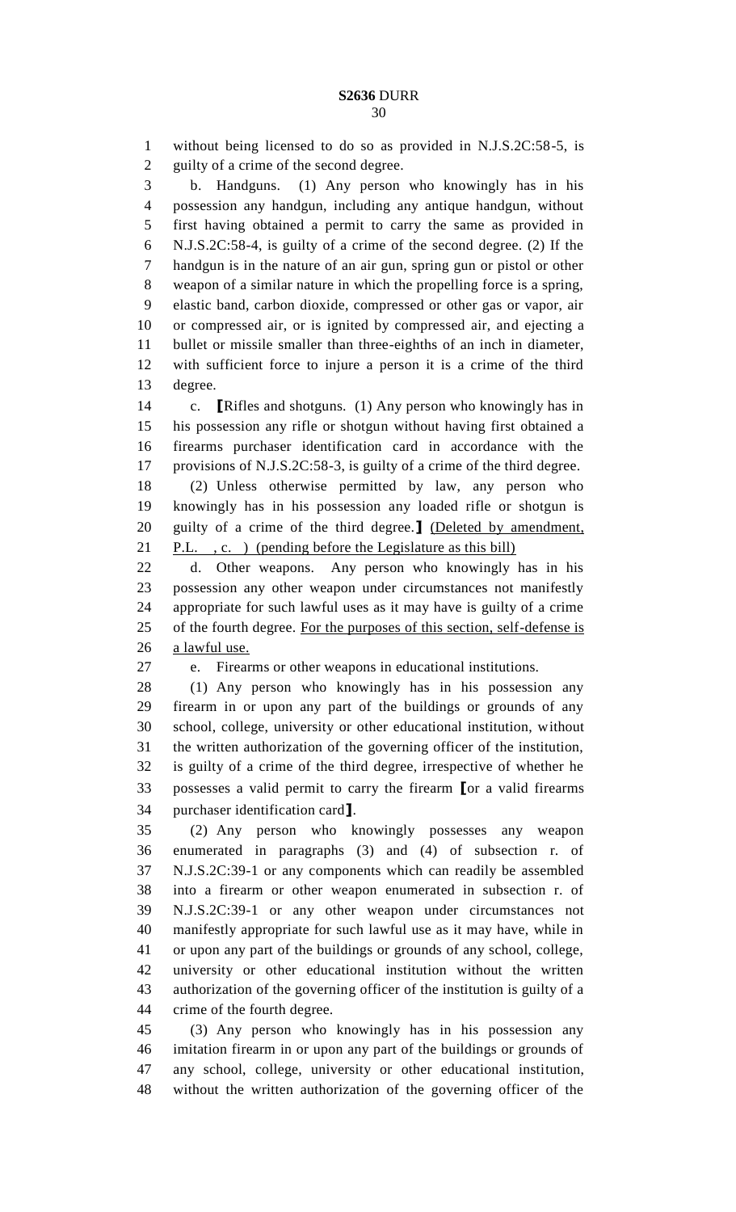without being licensed to do so as provided in N.J.S.2C:58-5, is guilty of a crime of the second degree.

b. Handguns. (1) Any person who knowingly has in his possession any handgun, including any antique handgun, without first having obtained a permit to carry the same as provided in N.J.S.2C:58-4, is guilty of a crime of the second degree. (2) If the handgun is in the nature of an air gun, spring gun or pistol or other weapon of a similar nature in which the propelling force is a spring, elastic band, carbon dioxide, compressed or other gas or vapor, air or compressed air, or is ignited by compressed air, and ejecting a bullet or missile smaller than three-eighths of an inch in diameter, with sufficient force to injure a person it is a crime of the third degree.

c. **[**Rifles and shotguns. (1) Any person who knowingly has in his possession any rifle or shotgun without having first obtained a firearms purchaser identification card in accordance with the provisions of N.J.S.2C:58-3, is guilty of a crime of the third degree.

(2) Unless otherwise permitted by law, any person who knowingly has in his possession any loaded rifle or shotgun is guilty of a crime of the third degree.**]** <u>(Deleted by amendment, P.L. , c. ) (pending before the Legislature as this bill)</u>

d. Other weapons. Any person who knowingly has in his possession any other weapon under circumstances not manifestly appropriate for such lawful uses as it may have is guilty of a crime of the fourth degree. <u>For the purposes of this section, self-defense is a lawful use.</u>

e. Firearms or other weapons in educational institutions.

(1) Any person who knowingly has in his possession any firearm in or upon any part of the buildings or grounds of any school, college, university or other educational institution, without the written authorization of the governing officer of the institution, is guilty of a crime of the third degree, irrespective of whether he possesses a valid permit to carry the firearm **[**or a valid firearms purchaser identification card**]**.

(2) Any person who knowingly possesses any weapon enumerated in paragraphs (3) and (4) of subsection r. of N.J.S.2C:39-1 or any components which can readily be assembled into a firearm or other weapon enumerated in subsection r. of N.J.S.2C:39-1 or any other weapon under circumstances not manifestly appropriate for such lawful use as it may have, while in or upon any part of the buildings or grounds of any school, college, university or other educational institution without the written authorization of the governing officer of the institution is guilty of a crime of the fourth degree.

(3) Any person who knowingly has in his possession any imitation firearm in or upon any part of the buildings or grounds of any school, college, university or other educational institution, without the written authorization of the governing officer of the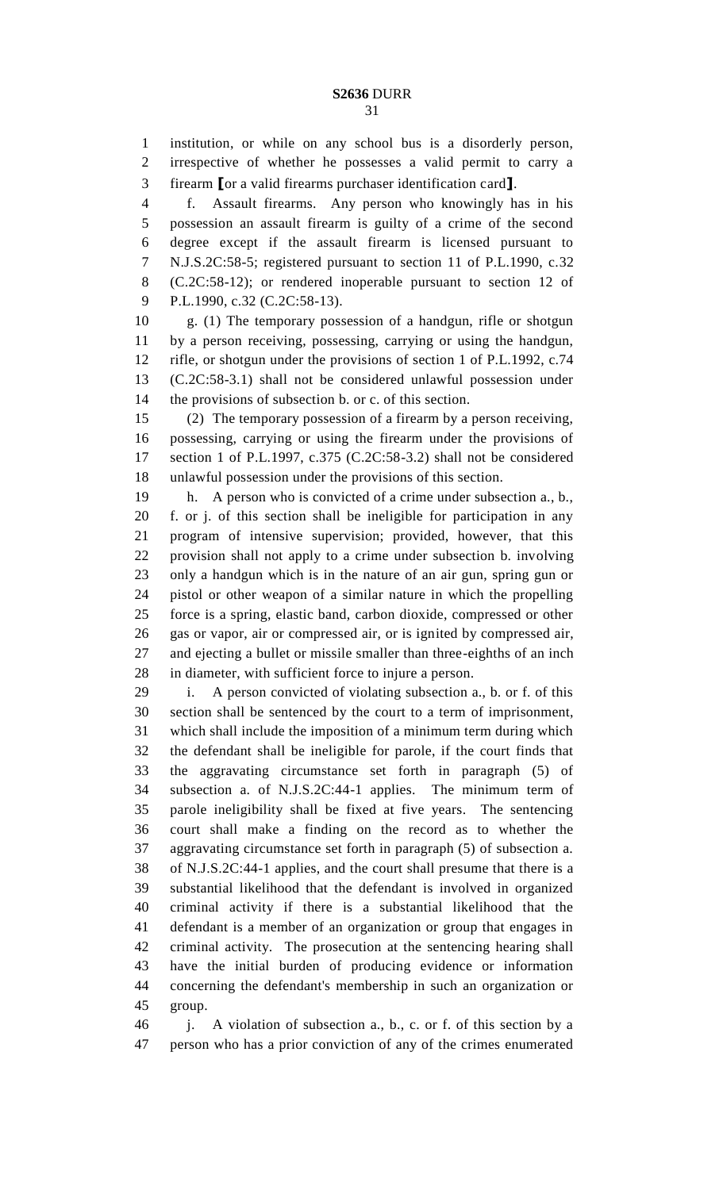institution, or while on any school bus is a disorderly person, irrespective of whether he possesses a valid permit to carry a firearm [or a valid firearms purchaser identification card].

f. Assault firearms. Any person who knowingly has in his possession an assault firearm is guilty of a crime of the second degree except if the assault firearm is licensed pursuant to N.J.S.2C:58-5; registered pursuant to section 11 of P.L.1990, c.32 (C.2C:58-12); or rendered inoperable pursuant to section 12 of P.L.1990, c.32 (C.2C:58-13).

g. (1) The temporary possession of a handgun, rifle or shotgun by a person receiving, possessing, carrying or using the handgun, rifle, or shotgun under the provisions of section 1 of P.L.1992, c.74 (C.2C:58-3.1) shall not be considered unlawful possession under the provisions of subsection b. or c. of this section.

(2) The temporary possession of a firearm by a person receiving, possessing, carrying or using the firearm under the provisions of section 1 of P.L.1997, c.375 (C.2C:58-3.2) shall not be considered unlawful possession under the provisions of this section.

h. A person who is convicted of a crime under subsection a., b., f. or j. of this section shall be ineligible for participation in any program of intensive supervision; provided, however, that this provision shall not apply to a crime under subsection b. involving only a handgun which is in the nature of an air gun, spring gun or pistol or other weapon of a similar nature in which the propelling force is a spring, elastic band, carbon dioxide, compressed or other gas or vapor, air or compressed air, or is ignited by compressed air, and ejecting a bullet or missile smaller than three-eighths of an inch in diameter, with sufficient force to injure a person.

i. A person convicted of violating subsection a., b. or f. of this section shall be sentenced by the court to a term of imprisonment, which shall include the imposition of a minimum term during which the defendant shall be ineligible for parole, if the court finds that the aggravating circumstance set forth in paragraph (5) of subsection a. of N.J.S.2C:44-1 applies. The minimum term of parole ineligibility shall be fixed at five years. The sentencing court shall make a finding on the record as to whether the aggravating circumstance set forth in paragraph (5) of subsection a. of N.J.S.2C:44-1 applies, and the court shall presume that there is a substantial likelihood that the defendant is involved in organized criminal activity if there is a substantial likelihood that the defendant is a member of an organization or group that engages in criminal activity. The prosecution at the sentencing hearing shall have the initial burden of producing evidence or information concerning the defendant's membership in such an organization or group.

j. A violation of subsection a., b., c. or f. of this section by a person who has a prior conviction of any of the crimes enumerated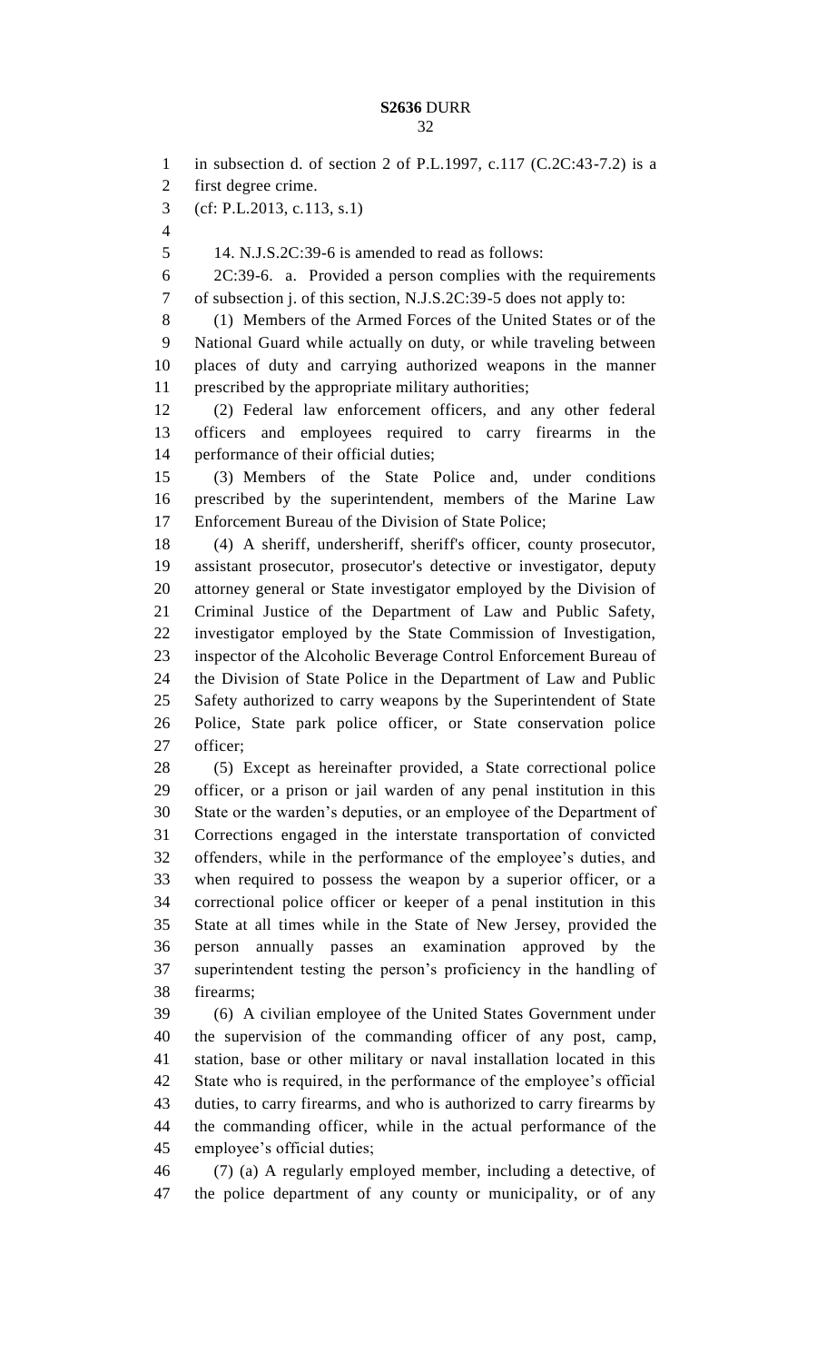in subsection d. of section 2 of P.L.1997, c.117 (C.2C:43-7.2) is a first degree crime.

(cf: P.L.2013, c.113, s.1)

14. N.J.S.2C:39-6 is amended to read as follows:

2C:39-6. a. Provided a person complies with the requirements of subsection j. of this section, N.J.S.2C:39-5 does not apply to:

(1) Members of the Armed Forces of the United States or of the National Guard while actually on duty, or while traveling between places of duty and carrying authorized weapons in the manner prescribed by the appropriate military authorities;

(2) Federal law enforcement officers, and any other federal officers and employees required to carry firearms in the performance of their official duties;

(3) Members of the State Police and, under conditions prescribed by the superintendent, members of the Marine Law Enforcement Bureau of the Division of State Police;

(4) A sheriff, undersheriff, sheriff's officer, county prosecutor, assistant prosecutor, prosecutor's detective or investigator, deputy attorney general or State investigator employed by the Division of Criminal Justice of the Department of Law and Public Safety, investigator employed by the State Commission of Investigation, inspector of the Alcoholic Beverage Control Enforcement Bureau of the Division of State Police in the Department of Law and Public Safety authorized to carry weapons by the Superintendent of State Police, State park police officer, or State conservation police officer;

(5) Except as hereinafter provided, a State correctional police officer, or a prison or jail warden of any penal institution in this State or the warden's deputies, or an employee of the Department of Corrections engaged in the interstate transportation of convicted offenders, while in the performance of the employee's duties, and when required to possess the weapon by a superior officer, or a correctional police officer or keeper of a penal institution in this State at all times while in the State of New Jersey, provided the person annually passes an examination approved by the superintendent testing the person's proficiency in the handling of firearms;

(6) A civilian employee of the United States Government under the supervision of the commanding officer of any post, camp, station, base or other military or naval installation located in this State who is required, in the performance of the employee's official duties, to carry firearms, and who is authorized to carry firearms by the commanding officer, while in the actual performance of the employee's official duties;

(7) (a) A regularly employed member, including a detective, of the police department of any county or municipality, or of any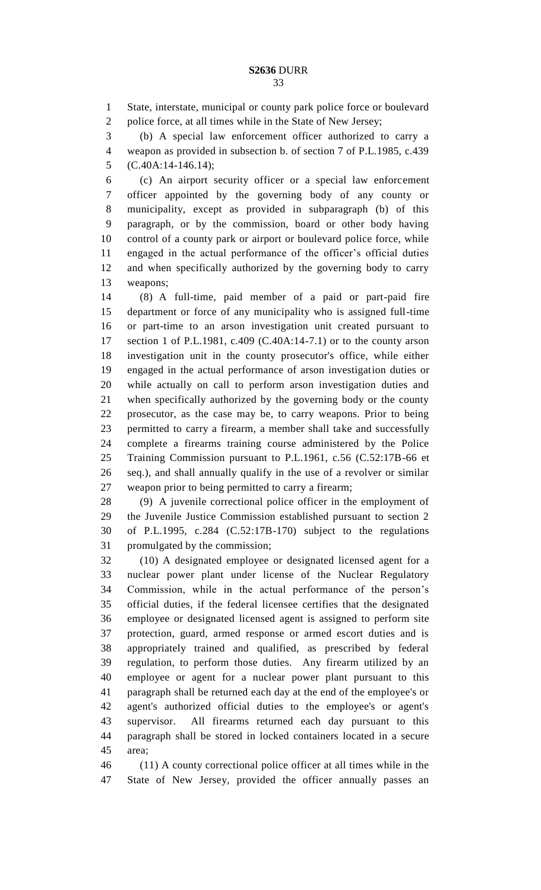State, interstate, municipal or county park police force or boulevard police force, at all times while in the State of New Jersey;

(b) A special law enforcement officer authorized to carry a weapon as provided in subsection b. of section 7 of P.L.1985, c.439 (C.40A:14-146.14);

(c) An airport security officer or a special law enforcement officer appointed by the governing body of any county or municipality, except as provided in subparagraph (b) of this paragraph, or by the commission, board or other body having control of a county park or airport or boulevard police force, while engaged in the actual performance of the officer's official duties and when specifically authorized by the governing body to carry weapons;

(8) A full-time, paid member of a paid or part-paid fire department or force of any municipality who is assigned full-time or part-time to an arson investigation unit created pursuant to section 1 of P.L.1981, c.409 (C.40A:14-7.1) or to the county arson investigation unit in the county prosecutor's office, while either engaged in the actual performance of arson investigation duties or while actually on call to perform arson investigation duties and when specifically authorized by the governing body or the county prosecutor, as the case may be, to carry weapons. Prior to being permitted to carry a firearm, a member shall take and successfully complete a firearms training course administered by the Police Training Commission pursuant to P.L.1961, c.56 (C.52:17B-66 et seq.), and shall annually qualify in the use of a revolver or similar weapon prior to being permitted to carry a firearm;

(9) A juvenile correctional police officer in the employment of the Juvenile Justice Commission established pursuant to section 2 of P.L.1995, c.284 (C.52:17B-170) subject to the regulations promulgated by the commission;

(10) A designated employee or designated licensed agent for a nuclear power plant under license of the Nuclear Regulatory Commission, while in the actual performance of the person's official duties, if the federal licensee certifies that the designated employee or designated licensed agent is assigned to perform site protection, guard, armed response or armed escort duties and is appropriately trained and qualified, as prescribed by federal regulation, to perform those duties. Any firearm utilized by an employee or agent for a nuclear power plant pursuant to this paragraph shall be returned each day at the end of the employee's or agent's authorized official duties to the employee's or agent's supervisor. All firearms returned each day pursuant to this paragraph shall be stored in locked containers located in a secure area;

(11) A county correctional police officer at all times while in the State of New Jersey, provided the officer annually passes an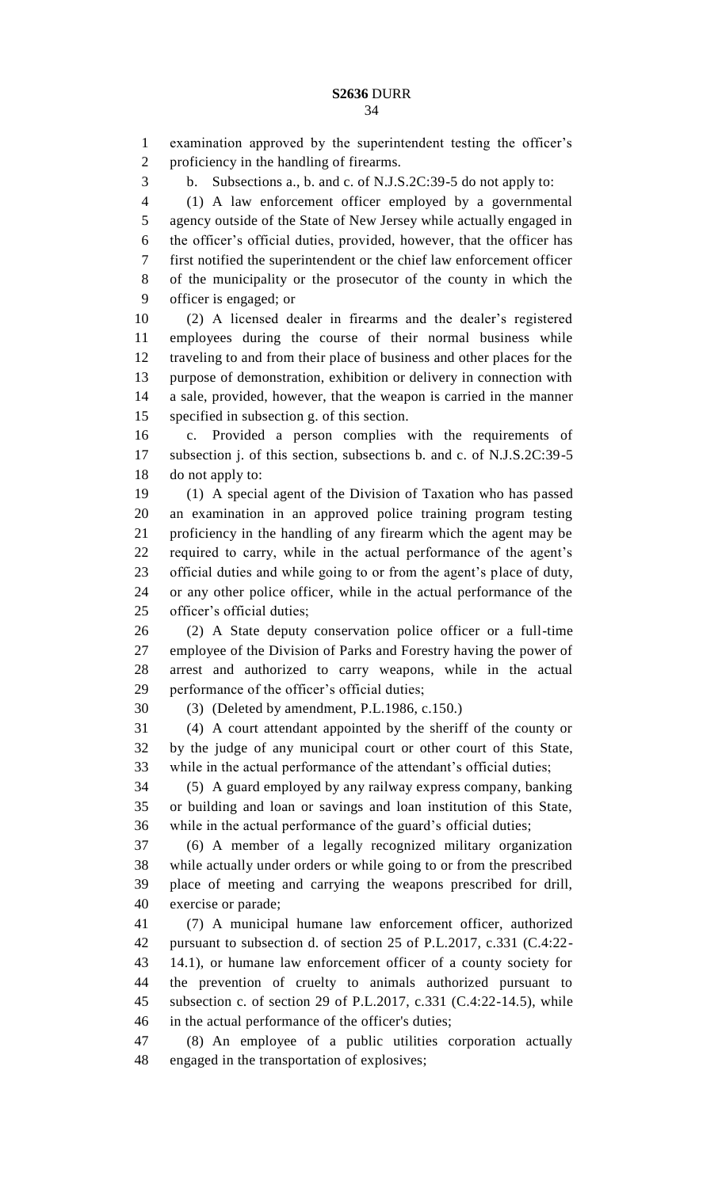examination approved by the superintendent testing the officer's proficiency in the handling of firearms.

b. Subsections a., b. and c. of N.J.S.2C:39-5 do not apply to:

(1) A law enforcement officer employed by a governmental agency outside of the State of New Jersey while actually engaged in the officer's official duties, provided, however, that the officer has first notified the superintendent or the chief law enforcement officer of the municipality or the prosecutor of the county in which the officer is engaged; or

(2) A licensed dealer in firearms and the dealer's registered employees during the course of their normal business while traveling to and from their place of business and other places for the purpose of demonstration, exhibition or delivery in connection with a sale, provided, however, that the weapon is carried in the manner specified in subsection g. of this section.

c. Provided a person complies with the requirements of subsection j. of this section, subsections b. and c. of N.J.S.2C:39-5 do not apply to:

(1) A special agent of the Division of Taxation who has passed an examination in an approved police training program testing proficiency in the handling of any firearm which the agent may be required to carry, while in the actual performance of the agent's official duties and while going to or from the agent's place of duty, or any other police officer, while in the actual performance of the officer's official duties;

(2) A State deputy conservation police officer or a full-time employee of the Division of Parks and Forestry having the power of arrest and authorized to carry weapons, while in the actual performance of the officer's official duties;

(3) (Deleted by amendment, P.L.1986, c.150.)

(4) A court attendant appointed by the sheriff of the county or by the judge of any municipal court or other court of this State, while in the actual performance of the attendant's official duties;

(5) A guard employed by any railway express company, banking or building and loan or savings and loan institution of this State, while in the actual performance of the guard's official duties;

(6) A member of a legally recognized military organization while actually under orders or while going to or from the prescribed place of meeting and carrying the weapons prescribed for drill, exercise or parade;

(7) A municipal humane law enforcement officer, authorized pursuant to subsection d. of section 25 of P.L.2017, c.331 (C.4:22-14.1), or humane law enforcement officer of a county society for the prevention of cruelty to animals authorized pursuant to subsection c. of section 29 of P.L.2017, c.331 (C.4:22-14.5), while in the actual performance of the officer's duties;

(8) An employee of a public utilities corporation actually engaged in the transportation of explosives;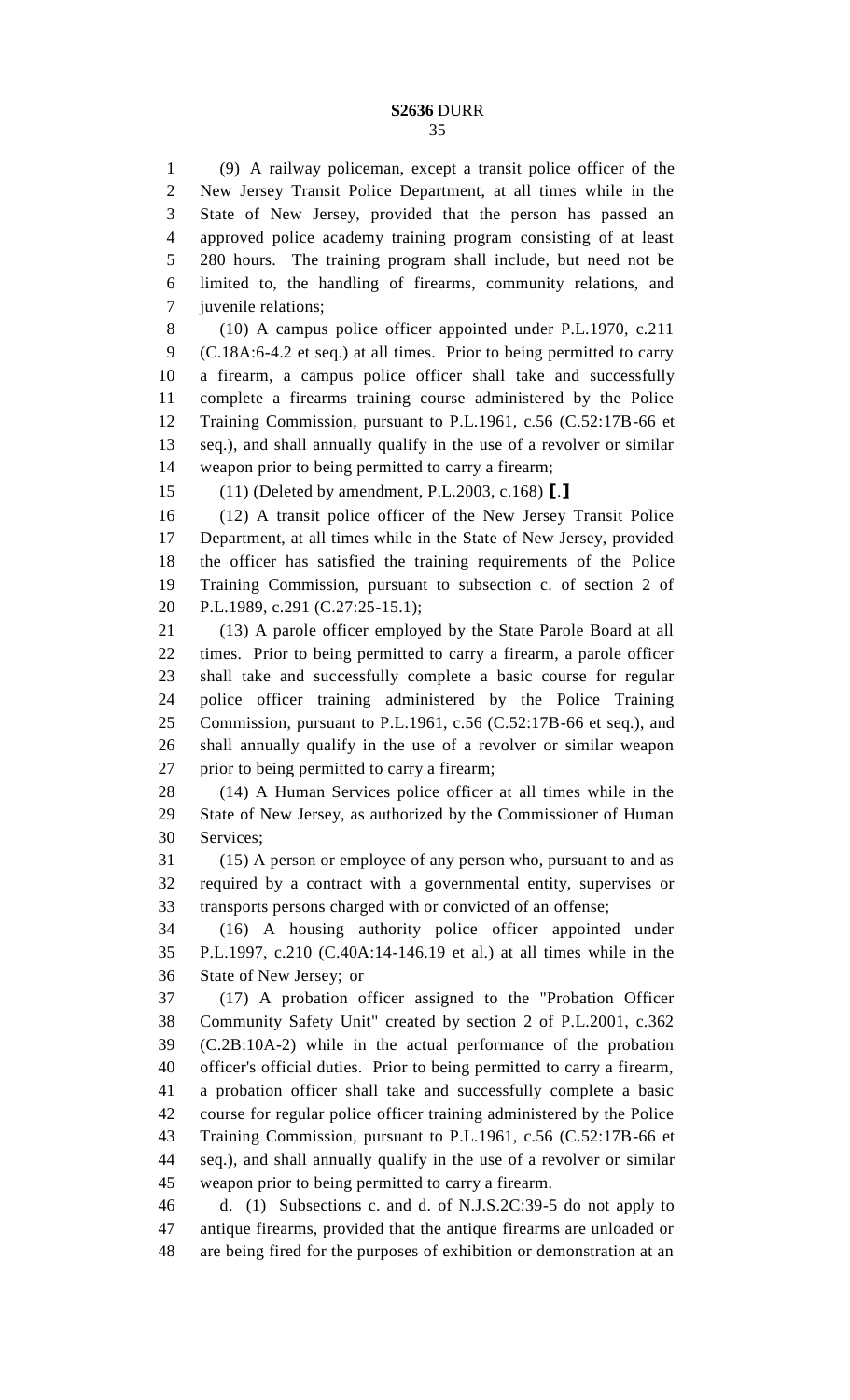(9) A railway policeman, except a transit police officer of the New Jersey Transit Police Department, at all times while in the State of New Jersey, provided that the person has passed an approved police academy training program consisting of at least 280 hours. The training program shall include, but need not be limited to, the handling of firearms, community relations, and juvenile relations;

(10) A campus police officer appointed under P.L.1970, c.211 (C.18A:6-4.2 et seq.) at all times. Prior to being permitted to carry a firearm, a campus police officer shall take and successfully complete a firearms training course administered by the Police Training Commission, pursuant to P.L.1961, c.56 (C.52:17B-66 et seq.), and shall annually qualify in the use of a revolver or similar weapon prior to being permitted to carry a firearm;

(11) (Deleted by amendment, P.L.2003, c.168) ⟦.⟧

(12) A transit police officer of the New Jersey Transit Police Department, at all times while in the State of New Jersey, provided the officer has satisfied the training requirements of the Police Training Commission, pursuant to subsection c. of section 2 of P.L.1989, c.291 (C.27:25-15.1);

(13) A parole officer employed by the State Parole Board at all times. Prior to being permitted to carry a firearm, a parole officer shall take and successfully complete a basic course for regular police officer training administered by the Police Training Commission, pursuant to P.L.1961, c.56 (C.52:17B-66 et seq.), and shall annually qualify in the use of a revolver or similar weapon prior to being permitted to carry a firearm;

(14) A Human Services police officer at all times while in the State of New Jersey, as authorized by the Commissioner of Human Services;

(15) A person or employee of any person who, pursuant to and as required by a contract with a governmental entity, supervises or transports persons charged with or convicted of an offense;

(16) A housing authority police officer appointed under P.L.1997, c.210 (C.40A:14-146.19 et al.) at all times while in the State of New Jersey; or

(17) A probation officer assigned to the "Probation Officer Community Safety Unit" created by section 2 of P.L.2001, c.362 (C.2B:10A-2) while in the actual performance of the probation officer's official duties. Prior to being permitted to carry a firearm, a probation officer shall take and successfully complete a basic course for regular police officer training administered by the Police Training Commission, pursuant to P.L.1961, c.56 (C.52:17B-66 et seq.), and shall annually qualify in the use of a revolver or similar weapon prior to being permitted to carry a firearm.

d. (1) Subsections c. and d. of N.J.S.2C:39-5 do not apply to antique firearms, provided that the antique firearms are unloaded or are being fired for the purposes of exhibition or demonstration at an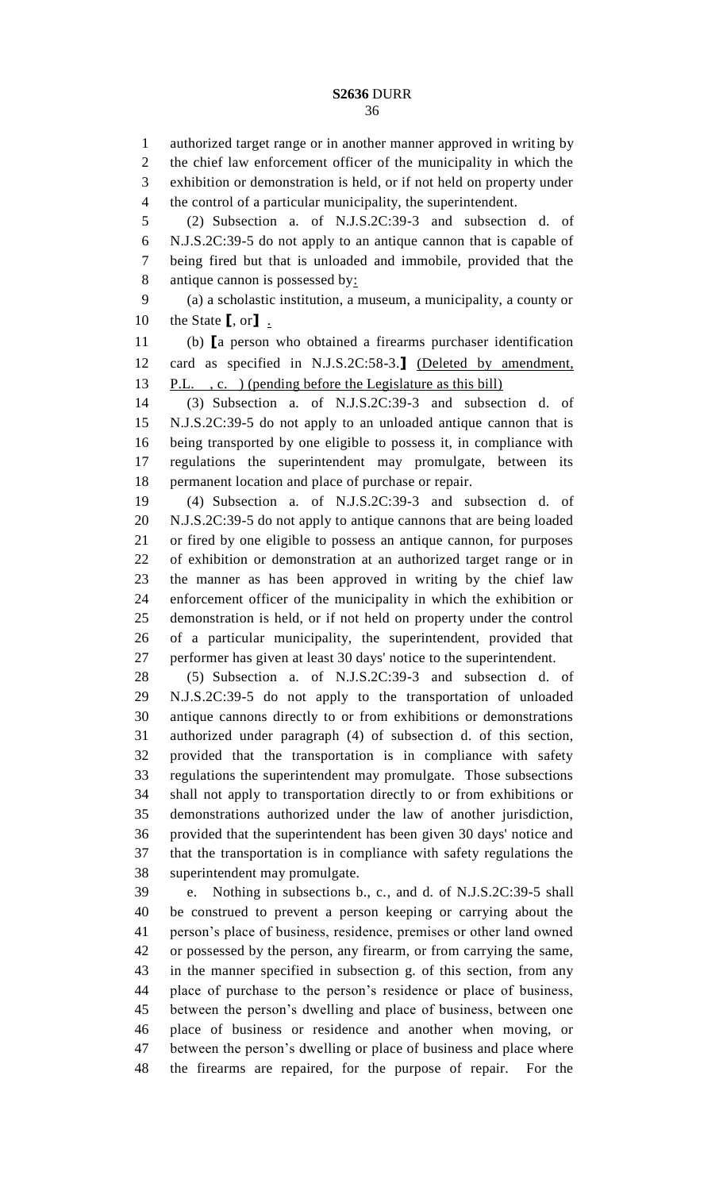authorized target range or in another manner approved in writing by the chief law enforcement officer of the municipality in which the exhibition or demonstration is held, or if not held on property under the control of a particular municipality, the superintendent.

(2) Subsection a. of N.J.S.2C:39-3 and subsection d. of N.J.S.2C:39-5 do not apply to an antique cannon that is capable of being fired but that is unloaded and immobile, provided that the antique cannon is possessed by:

(a) a scholastic institution, a museum, a municipality, a county or the State [, or] .

(b) [a person who obtained a firearms purchaser identification card as specified in N.J.S.2C:58-3.] (Deleted by amendment, P.L. , c. ) (pending before the Legislature as this bill)

(3) Subsection a. of N.J.S.2C:39-3 and subsection d. of N.J.S.2C:39-5 do not apply to an unloaded antique cannon that is being transported by one eligible to possess it, in compliance with regulations the superintendent may promulgate, between its permanent location and place of purchase or repair.

(4) Subsection a. of N.J.S.2C:39-3 and subsection d. of N.J.S.2C:39-5 do not apply to antique cannons that are being loaded or fired by one eligible to possess an antique cannon, for purposes of exhibition or demonstration at an authorized target range or in the manner as has been approved in writing by the chief law enforcement officer of the municipality in which the exhibition or demonstration is held, or if not held on property under the control of a particular municipality, the superintendent, provided that performer has given at least 30 days' notice to the superintendent.

(5) Subsection a. of N.J.S.2C:39-3 and subsection d. of N.J.S.2C:39-5 do not apply to the transportation of unloaded antique cannons directly to or from exhibitions or demonstrations authorized under paragraph (4) of subsection d. of this section, provided that the transportation is in compliance with safety regulations the superintendent may promulgate. Those subsections shall not apply to transportation directly to or from exhibitions or demonstrations authorized under the law of another jurisdiction, provided that the superintendent has been given 30 days' notice and that the transportation is in compliance with safety regulations the superintendent may promulgate.

e. Nothing in subsections b., c., and d. of N.J.S.2C:39-5 shall be construed to prevent a person keeping or carrying about the person's place of business, residence, premises or other land owned or possessed by the person, any firearm, or from carrying the same, in the manner specified in subsection g. of this section, from any place of purchase to the person's residence or place of business, between the person's dwelling and place of business, between one place of business or residence and another when moving, or between the person's dwelling or place of business and place where the firearms are repaired, for the purpose of repair. For the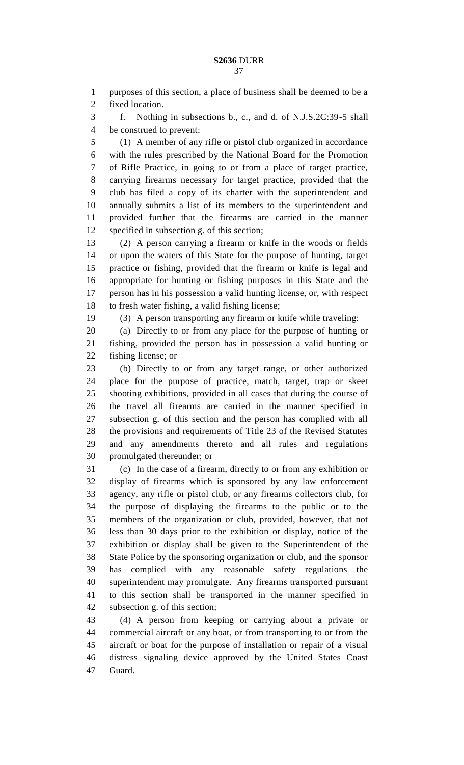purposes of this section, a place of business shall be deemed to be a fixed location.

f. Nothing in subsections b., c., and d. of N.J.S.2C:39-5 shall be construed to prevent:

(1) A member of any rifle or pistol club organized in accordance with the rules prescribed by the National Board for the Promotion of Rifle Practice, in going to or from a place of target practice, carrying firearms necessary for target practice, provided that the club has filed a copy of its charter with the superintendent and annually submits a list of its members to the superintendent and provided further that the firearms are carried in the manner specified in subsection g. of this section;

(2) A person carrying a firearm or knife in the woods or fields or upon the waters of this State for the purpose of hunting, target practice or fishing, provided that the firearm or knife is legal and appropriate for hunting or fishing purposes in this State and the person has in his possession a valid hunting license, or, with respect to fresh water fishing, a valid fishing license;

(3) A person transporting any firearm or knife while traveling:

(a) Directly to or from any place for the purpose of hunting or fishing, provided the person has in possession a valid hunting or fishing license; or

(b) Directly to or from any target range, or other authorized place for the purpose of practice, match, target, trap or skeet shooting exhibitions, provided in all cases that during the course of the travel all firearms are carried in the manner specified in subsection g. of this section and the person has complied with all the provisions and requirements of Title 23 of the Revised Statutes and any amendments thereto and all rules and regulations promulgated thereunder; or

(c) In the case of a firearm, directly to or from any exhibition or display of firearms which is sponsored by any law enforcement agency, any rifle or pistol club, or any firearms collectors club, for the purpose of displaying the firearms to the public or to the members of the organization or club, provided, however, that not less than 30 days prior to the exhibition or display, notice of the exhibition or display shall be given to the Superintendent of the State Police by the sponsoring organization or club, and the sponsor has complied with any reasonable safety regulations the superintendent may promulgate. Any firearms transported pursuant to this section shall be transported in the manner specified in subsection g. of this section;

(4) A person from keeping or carrying about a private or commercial aircraft or any boat, or from transporting to or from the aircraft or boat for the purpose of installation or repair of a visual distress signaling device approved by the United States Coast Guard.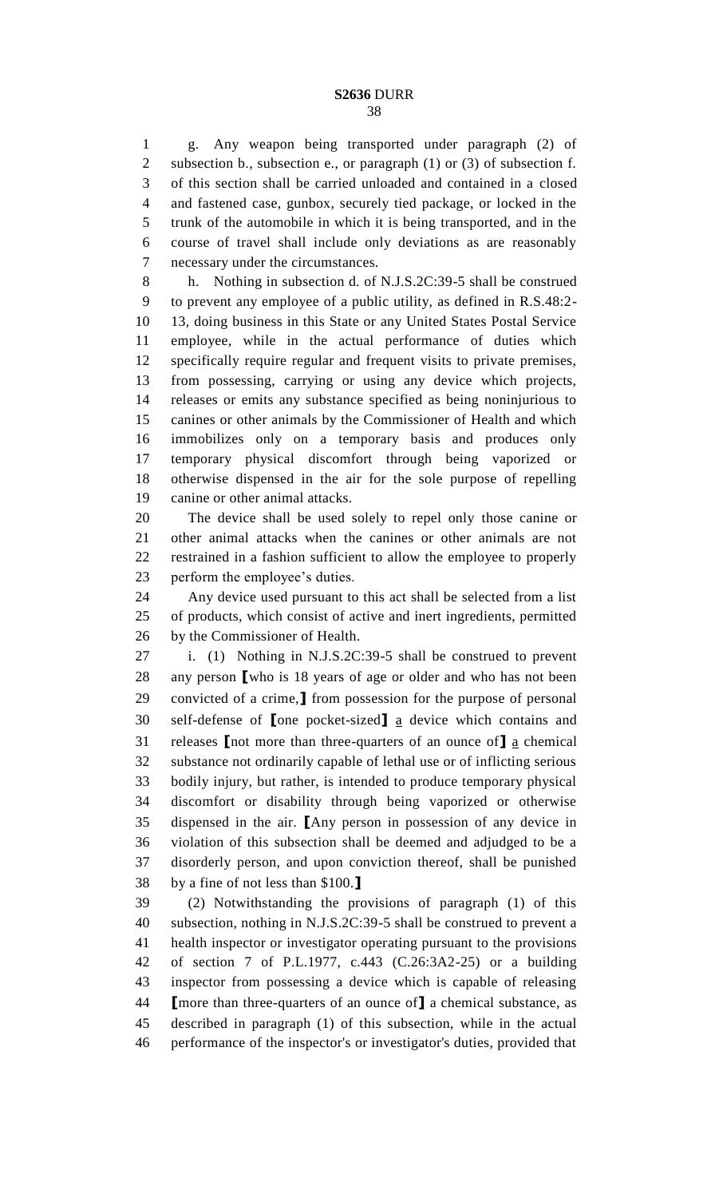g. Any weapon being transported under paragraph (2) of subsection b., subsection e., or paragraph (1) or (3) of subsection f. of this section shall be carried unloaded and contained in a closed and fastened case, gunbox, securely tied package, or locked in the trunk of the automobile in which it is being transported, and in the course of travel shall include only deviations as are reasonably necessary under the circumstances.

h. Nothing in subsection d. of N.J.S.2C:39-5 shall be construed to prevent any employee of a public utility, as defined in R.S.48:2-13, doing business in this State or any United States Postal Service employee, while in the actual performance of duties which specifically require regular and frequent visits to private premises, from possessing, carrying or using any device which projects, releases or emits any substance specified as being noninjurious to canines or other animals by the Commissioner of Health and which immobilizes only on a temporary basis and produces only temporary physical discomfort through being vaporized or otherwise dispensed in the air for the sole purpose of repelling canine or other animal attacks.

The device shall be used solely to repel only those canine or other animal attacks when the canines or other animals are not restrained in a fashion sufficient to allow the employee to properly perform the employee's duties.

Any device used pursuant to this act shall be selected from a list of products, which consist of active and inert ingredients, permitted by the Commissioner of Health.

i. (1) Nothing in N.J.S.2C:39-5 shall be construed to prevent any person ⟦who is 18 years of age or older and who has not been convicted of a crime,⟧ from possession for the purpose of personal self-defense of ⟦one pocket-sized⟧ <u>a</u> device which contains and releases ⟦not more than three-quarters of an ounce of⟧ <u>a</u> chemical substance not ordinarily capable of lethal use or of inflicting serious bodily injury, but rather, is intended to produce temporary physical discomfort or disability through being vaporized or otherwise dispensed in the air. ⟦Any person in possession of any device in violation of this subsection shall be deemed and adjudged to be a disorderly person, and upon conviction thereof, shall be punished by a fine of not less than \$100.⟧

(2) Notwithstanding the provisions of paragraph (1) of this subsection, nothing in N.J.S.2C:39-5 shall be construed to prevent a health inspector or investigator operating pursuant to the provisions of section 7 of P.L.1977, c.443 (C.26:3A2-25) or a building inspector from possessing a device which is capable of releasing ⟦more than three-quarters of an ounce of⟧ a chemical substance, as described in paragraph (1) of this subsection, while in the actual performance of the inspector's or investigator's duties, provided that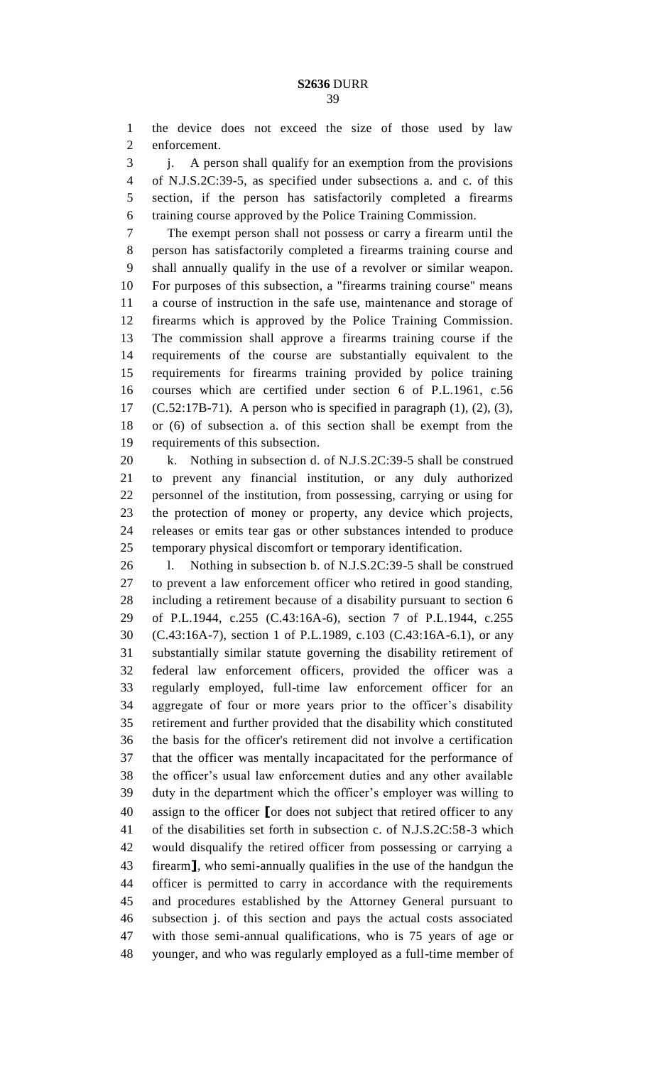the device does not exceed the size of those used by law enforcement.

j. A person shall qualify for an exemption from the provisions of N.J.S.2C:39-5, as specified under subsections a. and c. of this section, if the person has satisfactorily completed a firearms training course approved by the Police Training Commission.

The exempt person shall not possess or carry a firearm until the person has satisfactorily completed a firearms training course and shall annually qualify in the use of a revolver or similar weapon. For purposes of this subsection, a "firearms training course" means a course of instruction in the safe use, maintenance and storage of firearms which is approved by the Police Training Commission. The commission shall approve a firearms training course if the requirements of the course are substantially equivalent to the requirements for firearms training provided by police training courses which are certified under section 6 of P.L.1961, c.56 (C.52:17B-71). A person who is specified in paragraph (1), (2), (3), or (6) of subsection a. of this section shall be exempt from the requirements of this subsection.

k. Nothing in subsection d. of N.J.S.2C:39-5 shall be construed to prevent any financial institution, or any duly authorized personnel of the institution, from possessing, carrying or using for the protection of money or property, any device which projects, releases or emits tear gas or other substances intended to produce temporary physical discomfort or temporary identification.

l. Nothing in subsection b. of N.J.S.2C:39-5 shall be construed to prevent a law enforcement officer who retired in good standing, including a retirement because of a disability pursuant to section 6 of P.L.1944, c.255 (C.43:16A-6), section 7 of P.L.1944, c.255 (C.43:16A-7), section 1 of P.L.1989, c.103 (C.43:16A-6.1), or any substantially similar statute governing the disability retirement of federal law enforcement officers, provided the officer was a regularly employed, full-time law enforcement officer for an aggregate of four or more years prior to the officer's disability retirement and further provided that the disability which constituted the basis for the officer's retirement did not involve a certification that the officer was mentally incapacitated for the performance of the officer's usual law enforcement duties and any other available duty in the department which the officer's employer was willing to assign to the officer ⟦or does not subject that retired officer to any of the disabilities set forth in subsection c. of N.J.S.2C:58-3 which would disqualify the retired officer from possessing or carrying a firearm⟧, who semi-annually qualifies in the use of the handgun the officer is permitted to carry in accordance with the requirements and procedures established by the Attorney General pursuant to subsection j. of this section and pays the actual costs associated with those semi-annual qualifications, who is 75 years of age or younger, and who was regularly employed as a full-time member of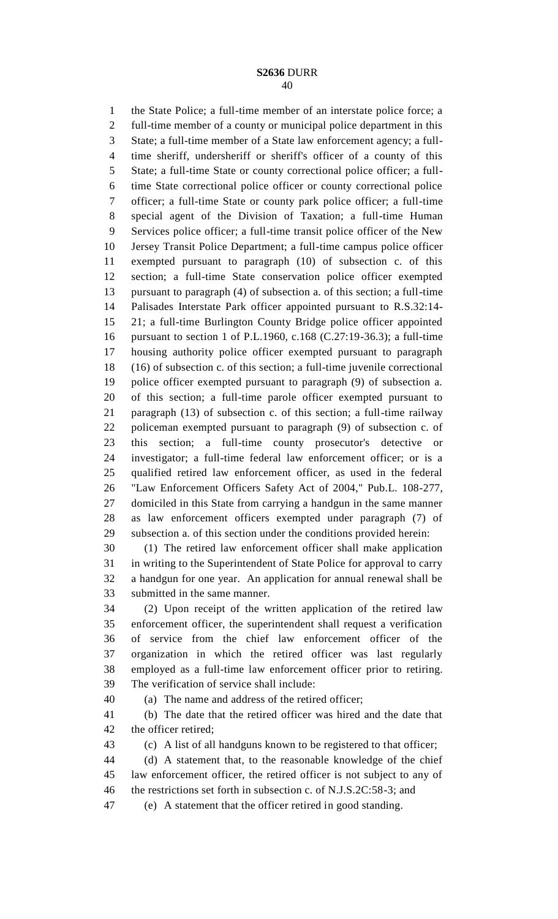the State Police; a full-time member of an interstate police force; a full-time member of a county or municipal police department in this State; a full-time member of a State law enforcement agency; a full-time sheriff, undersheriff or sheriff's officer of a county of this State; a full-time State or county correctional police officer; a full-time State correctional police officer or county correctional police officer; a full-time State or county park police officer; a full-time special agent of the Division of Taxation; a full-time Human Services police officer; a full-time transit police officer of the New Jersey Transit Police Department; a full-time campus police officer exempted pursuant to paragraph (10) of subsection c. of this section; a full-time State conservation police officer exempted pursuant to paragraph (4) of subsection a. of this section; a full-time Palisades Interstate Park officer appointed pursuant to R.S.32:14-21; a full-time Burlington County Bridge police officer appointed pursuant to section 1 of P.L.1960, c.168 (C.27:19-36.3); a full-time housing authority police officer exempted pursuant to paragraph (16) of subsection c. of this section; a full-time juvenile correctional police officer exempted pursuant to paragraph (9) of subsection a. of this section; a full-time parole officer exempted pursuant to paragraph (13) of subsection c. of this section; a full-time railway policeman exempted pursuant to paragraph (9) of subsection c. of this section; a full-time county prosecutor's detective or investigator; a full-time federal law enforcement officer; or is a qualified retired law enforcement officer, as used in the federal "Law Enforcement Officers Safety Act of 2004," Pub.L. 108-277, domiciled in this State from carrying a handgun in the same manner as law enforcement officers exempted under paragraph (7) of subsection a. of this section under the conditions provided herein:

(1) The retired law enforcement officer shall make application in writing to the Superintendent of State Police for approval to carry a handgun for one year. An application for annual renewal shall be submitted in the same manner.

(2) Upon receipt of the written application of the retired law enforcement officer, the superintendent shall request a verification of service from the chief law enforcement officer of the organization in which the retired officer was last regularly employed as a full-time law enforcement officer prior to retiring. The verification of service shall include:

(a) The name and address of the retired officer;

(b) The date that the retired officer was hired and the date that the officer retired;

(c) A list of all handguns known to be registered to that officer;

(d) A statement that, to the reasonable knowledge of the chief law enforcement officer, the retired officer is not subject to any of the restrictions set forth in subsection c. of N.J.S.2C:58-3; and

(e) A statement that the officer retired in good standing.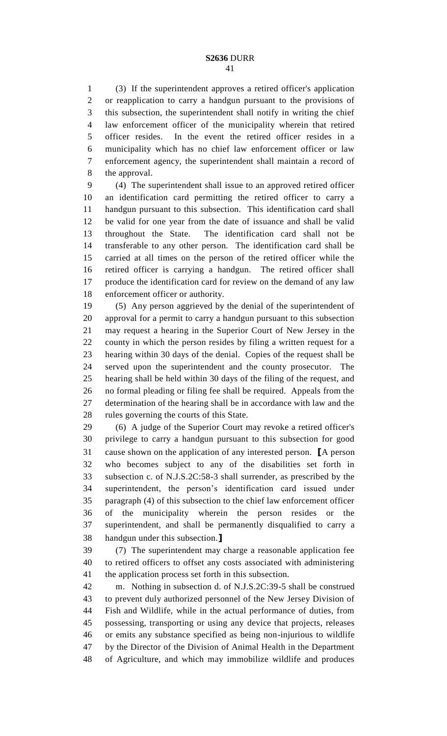(3) If the superintendent approves a retired officer's application or reapplication to carry a handgun pursuant to the provisions of this subsection, the superintendent shall notify in writing the chief law enforcement officer of the municipality wherein that retired officer resides. In the event the retired officer resides in a municipality which has no chief law enforcement officer or law enforcement agency, the superintendent shall maintain a record of the approval.

(4) The superintendent shall issue to an approved retired officer an identification card permitting the retired officer to carry a handgun pursuant to this subsection. This identification card shall be valid for one year from the date of issuance and shall be valid throughout the State. The identification card shall not be transferable to any other person. The identification card shall be carried at all times on the person of the retired officer while the retired officer is carrying a handgun. The retired officer shall produce the identification card for review on the demand of any law enforcement officer or authority.

(5) Any person aggrieved by the denial of the superintendent of approval for a permit to carry a handgun pursuant to this subsection may request a hearing in the Superior Court of New Jersey in the county in which the person resides by filing a written request for a hearing within 30 days of the denial. Copies of the request shall be served upon the superintendent and the county prosecutor. The hearing shall be held within 30 days of the filing of the request, and no formal pleading or filing fee shall be required. Appeals from the determination of the hearing shall be in accordance with law and the rules governing the courts of this State.

(6) A judge of the Superior Court may revoke a retired officer's privilege to carry a handgun pursuant to this subsection for good cause shown on the application of any interested person. ⟦A person who becomes subject to any of the disabilities set forth in subsection c. of N.J.S.2C:58-3 shall surrender, as prescribed by the superintendent, the person's identification card issued under paragraph (4) of this subsection to the chief law enforcement officer of the municipality wherein the person resides or the superintendent, and shall be permanently disqualified to carry a handgun under this subsection.⟧

(7) The superintendent may charge a reasonable application fee to retired officers to offset any costs associated with administering the application process set forth in this subsection.

m. Nothing in subsection d. of N.J.S.2C:39-5 shall be construed to prevent duly authorized personnel of the New Jersey Division of Fish and Wildlife, while in the actual performance of duties, from possessing, transporting or using any device that projects, releases or emits any substance specified as being non-injurious to wildlife by the Director of the Division of Animal Health in the Department of Agriculture, and which may immobilize wildlife and produces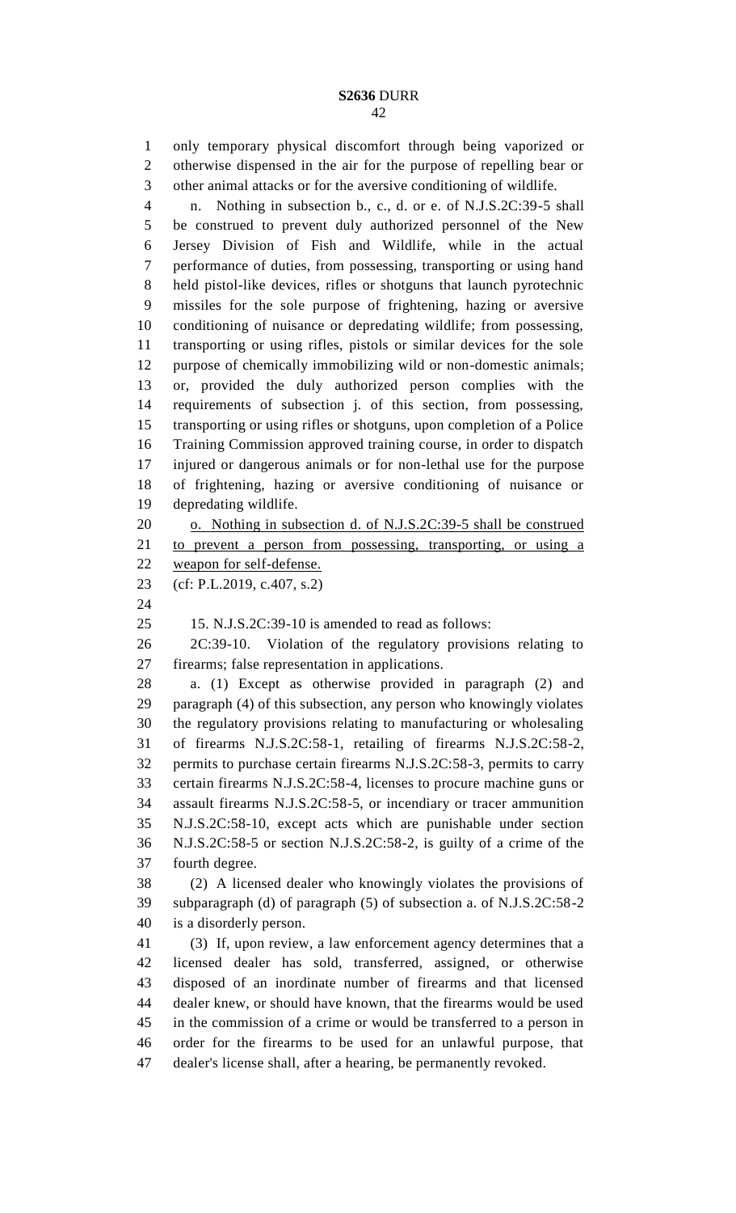only temporary physical discomfort through being vaporized or otherwise dispensed in the air for the purpose of repelling bear or other animal attacks or for the aversive conditioning of wildlife.

n. Nothing in subsection b., c., d. or e. of N.J.S.2C:39-5 shall be construed to prevent duly authorized personnel of the New Jersey Division of Fish and Wildlife, while in the actual performance of duties, from possessing, transporting or using hand held pistol-like devices, rifles or shotguns that launch pyrotechnic missiles for the sole purpose of frightening, hazing or aversive conditioning of nuisance or depredating wildlife; from possessing, transporting or using rifles, pistols or similar devices for the sole purpose of chemically immobilizing wild or non-domestic animals; or, provided the duly authorized person complies with the requirements of subsection j. of this section, from possessing, transporting or using rifles or shotguns, upon completion of a Police Training Commission approved training course, in order to dispatch injured or dangerous animals or for non-lethal use for the purpose of frightening, hazing or aversive conditioning of nuisance or depredating wildlife.

o. Nothing in subsection d. of N.J.S.2C:39-5 shall be construed to prevent a person from possessing, transporting, or using a weapon for self-defense.

(cf: P.L.2019, c.407, s.2)

15. N.J.S.2C:39-10 is amended to read as follows:

2C:39-10. Violation of the regulatory provisions relating to firearms; false representation in applications.

a. (1) Except as otherwise provided in paragraph (2) and paragraph (4) of this subsection, any person who knowingly violates the regulatory provisions relating to manufacturing or wholesaling of firearms N.J.S.2C:58-1, retailing of firearms N.J.S.2C:58-2, permits to purchase certain firearms N.J.S.2C:58-3, permits to carry certain firearms N.J.S.2C:58-4, licenses to procure machine guns or assault firearms N.J.S.2C:58-5, or incendiary or tracer ammunition N.J.S.2C:58-10, except acts which are punishable under section N.J.S.2C:58-5 or section N.J.S.2C:58-2, is guilty of a crime of the fourth degree.

(2) A licensed dealer who knowingly violates the provisions of subparagraph (d) of paragraph (5) of subsection a. of N.J.S.2C:58-2 is a disorderly person.

(3) If, upon review, a law enforcement agency determines that a licensed dealer has sold, transferred, assigned, or otherwise disposed of an inordinate number of firearms and that licensed dealer knew, or should have known, that the firearms would be used in the commission of a crime or would be transferred to a person in order for the firearms to be used for an unlawful purpose, that dealer's license shall, after a hearing, be permanently revoked.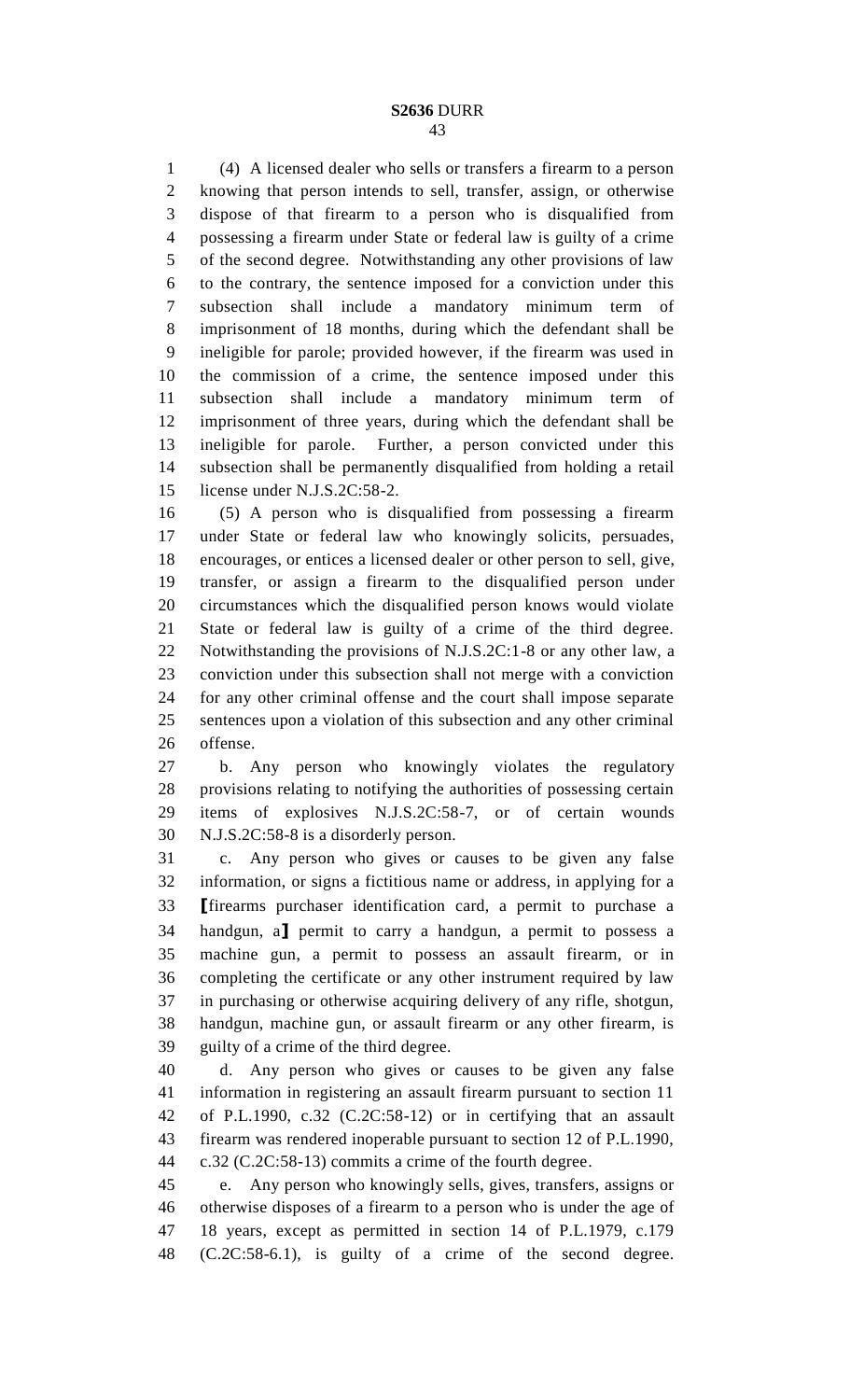(4) A licensed dealer who sells or transfers a firearm to a person knowing that person intends to sell, transfer, assign, or otherwise dispose of that firearm to a person who is disqualified from possessing a firearm under State or federal law is guilty of a crime of the second degree. Notwithstanding any other provisions of law to the contrary, the sentence imposed for a conviction under this subsection shall include a mandatory minimum term of imprisonment of 18 months, during which the defendant shall be ineligible for parole; provided however, if the firearm was used in the commission of a crime, the sentence imposed under this subsection shall include a mandatory minimum term of imprisonment of three years, during which the defendant shall be ineligible for parole. Further, a person convicted under this subsection shall be permanently disqualified from holding a retail license under N.J.S.2C:58-2.

(5) A person who is disqualified from possessing a firearm under State or federal law who knowingly solicits, persuades, encourages, or entices a licensed dealer or other person to sell, give, transfer, or assign a firearm to the disqualified person under circumstances which the disqualified person knows would violate State or federal law is guilty of a crime of the third degree. Notwithstanding the provisions of N.J.S.2C:1-8 or any other law, a conviction under this subsection shall not merge with a conviction for any other criminal offense and the court shall impose separate sentences upon a violation of this subsection and any other criminal offense.

b. Any person who knowingly violates the regulatory provisions relating to notifying the authorities of possessing certain items of explosives N.J.S.2C:58-7, or of certain wounds N.J.S.2C:58-8 is a disorderly person.

c. Any person who gives or causes to be given any false information, or signs a fictitious name or address, in applying for a ⟦firearms purchaser identification card, a permit to purchase a handgun, a⟧ permit to carry a handgun, a permit to possess a machine gun, a permit to possess an assault firearm, or in completing the certificate or any other instrument required by law in purchasing or otherwise acquiring delivery of any rifle, shotgun, handgun, machine gun, or assault firearm or any other firearm, is guilty of a crime of the third degree.

d. Any person who gives or causes to be given any false information in registering an assault firearm pursuant to section 11 of P.L.1990, c.32 (C.2C:58-12) or in certifying that an assault firearm was rendered inoperable pursuant to section 12 of P.L.1990, c.32 (C.2C:58-13) commits a crime of the fourth degree.

e. Any person who knowingly sells, gives, transfers, assigns or otherwise disposes of a firearm to a person who is under the age of 18 years, except as permitted in section 14 of P.L.1979, c.179 (C.2C:58-6.1), is guilty of a crime of the second degree.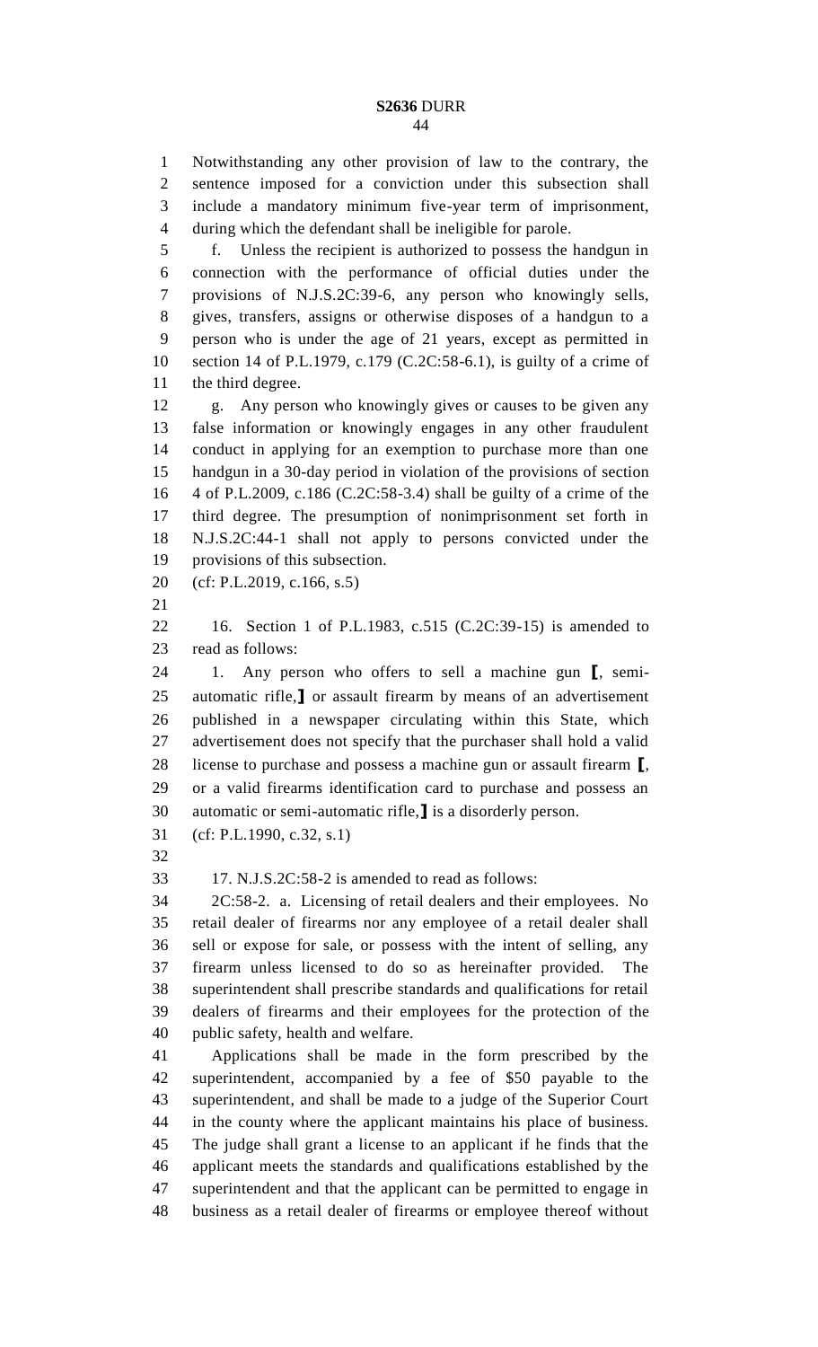Notwithstanding any other provision of law to the contrary, the sentence imposed for a conviction under this subsection shall include a mandatory minimum five-year term of imprisonment, during which the defendant shall be ineligible for parole.

f. Unless the recipient is authorized to possess the handgun in connection with the performance of official duties under the provisions of N.J.S.2C:39-6, any person who knowingly sells, gives, transfers, assigns or otherwise disposes of a handgun to a person who is under the age of 21 years, except as permitted in section 14 of P.L.1979, c.179 (C.2C:58-6.1), is guilty of a crime of the third degree.

g. Any person who knowingly gives or causes to be given any false information or knowingly engages in any other fraudulent conduct in applying for an exemption to purchase more than one handgun in a 30-day period in violation of the provisions of section 4 of P.L.2009, c.186 (C.2C:58-3.4) shall be guilty of a crime of the third degree. The presumption of nonimprisonment set forth in N.J.S.2C:44-1 shall not apply to persons convicted under the provisions of this subsection.

(cf: P.L.2019, c.166, s.5)

16. Section 1 of P.L.1983, c.515 (C.2C:39-15) is amended to read as follows:

1. Any person who offers to sell a machine gun ⟦, semi-automatic rifle,⟧ or assault firearm by means of an advertisement published in a newspaper circulating within this State, which advertisement does not specify that the purchaser shall hold a valid license to purchase and possess a machine gun or assault firearm ⟦, or a valid firearms identification card to purchase and possess an automatic or semi-automatic rifle,⟧ is a disorderly person.

(cf: P.L.1990, c.32, s.1)

17. N.J.S.2C:58-2 is amended to read as follows:

2C:58-2. a. Licensing of retail dealers and their employees. No retail dealer of firearms nor any employee of a retail dealer shall sell or expose for sale, or possess with the intent of selling, any firearm unless licensed to do so as hereinafter provided. The superintendent shall prescribe standards and qualifications for retail dealers of firearms and their employees for the protection of the public safety, health and welfare.

Applications shall be made in the form prescribed by the superintendent, accompanied by a fee of $50 payable to the superintendent, and shall be made to a judge of the Superior Court in the county where the applicant maintains his place of business. The judge shall grant a license to an applicant if he finds that the applicant meets the standards and qualifications established by the superintendent and that the applicant can be permitted to engage in business as a retail dealer of firearms or employee thereof without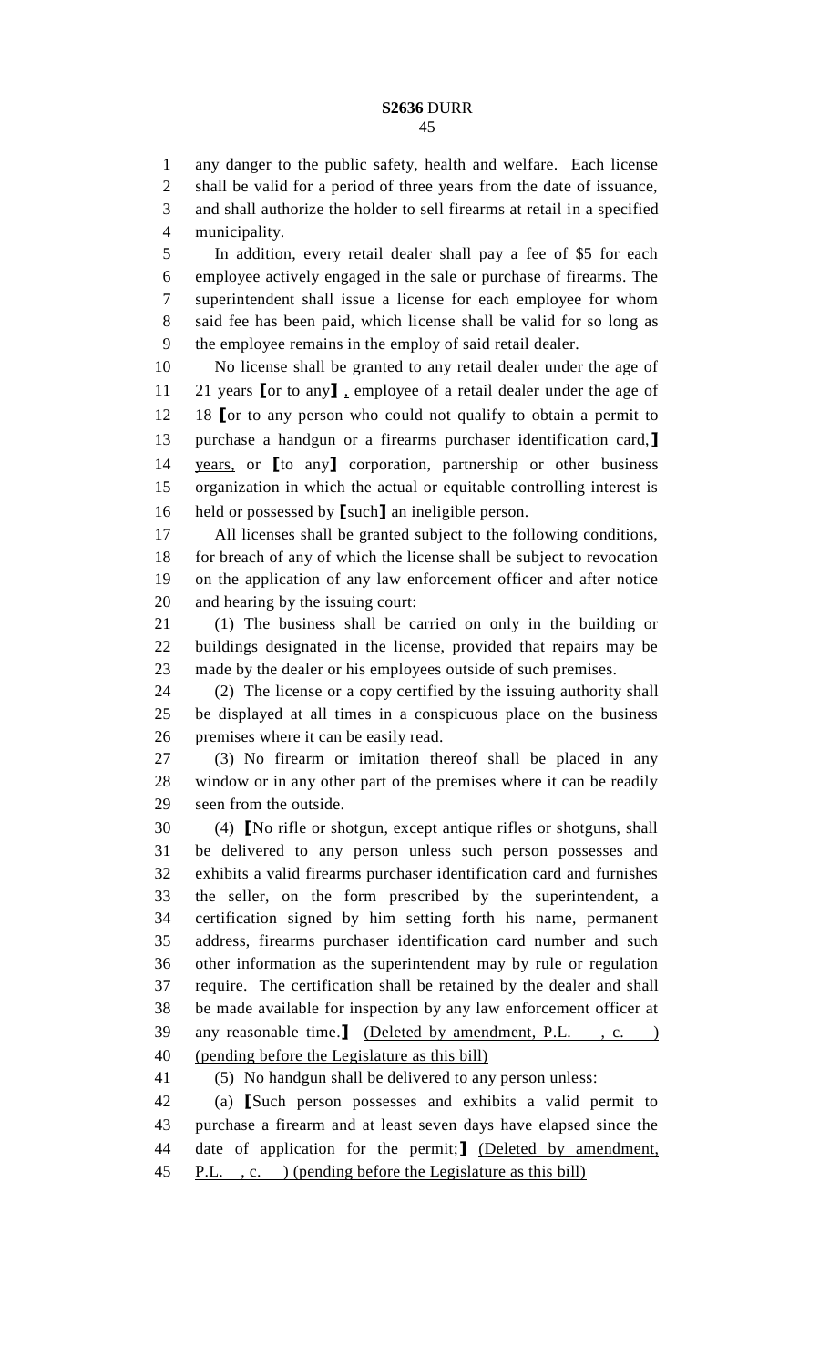any danger to the public safety, health and welfare. Each license shall be valid for a period of three years from the date of issuance, and shall authorize the holder to sell firearms at retail in a specified municipality.

In addition, every retail dealer shall pay a fee of $5 for each employee actively engaged in the sale or purchase of firearms. The superintendent shall issue a license for each employee for whom said fee has been paid, which license shall be valid for so long as the employee remains in the employ of said retail dealer.

No license shall be granted to any retail dealer under the age of 21 years ⟦or to any⟧ , employee of a retail dealer under the age of 18 ⟦or to any person who could not qualify to obtain a permit to purchase a handgun or a firearms purchaser identification card,⟧ years, or ⟦to any⟧ corporation, partnership or other business organization in which the actual or equitable controlling interest is held or possessed by ⟦such⟧ an ineligible person.

All licenses shall be granted subject to the following conditions, for breach of any of which the license shall be subject to revocation on the application of any law enforcement officer and after notice and hearing by the issuing court:

(1) The business shall be carried on only in the building or buildings designated in the license, provided that repairs may be made by the dealer or his employees outside of such premises.

(2) The license or a copy certified by the issuing authority shall be displayed at all times in a conspicuous place on the business premises where it can be easily read.

(3) No firearm or imitation thereof shall be placed in any window or in any other part of the premises where it can be readily seen from the outside.

(4) ⟦No rifle or shotgun, except antique rifles or shotguns, shall be delivered to any person unless such person possesses and exhibits a valid firearms purchaser identification card and furnishes the seller, on the form prescribed by the superintendent, a certification signed by him setting forth his name, permanent address, firearms purchaser identification card number and such other information as the superintendent may by rule or regulation require. The certification shall be retained by the dealer and shall be made available for inspection by any law enforcement officer at any reasonable time.⟧ <u>(Deleted by amendment, P.L. , c. ) (pending before the Legislature as this bill)</u>

(5) No handgun shall be delivered to any person unless:

(a) ⟦Such person possesses and exhibits a valid permit to purchase a firearm and at least seven days have elapsed since the date of application for the permit;⟧ <u>(Deleted by amendment, P.L. , c. ) (pending before the Legislature as this bill)</u>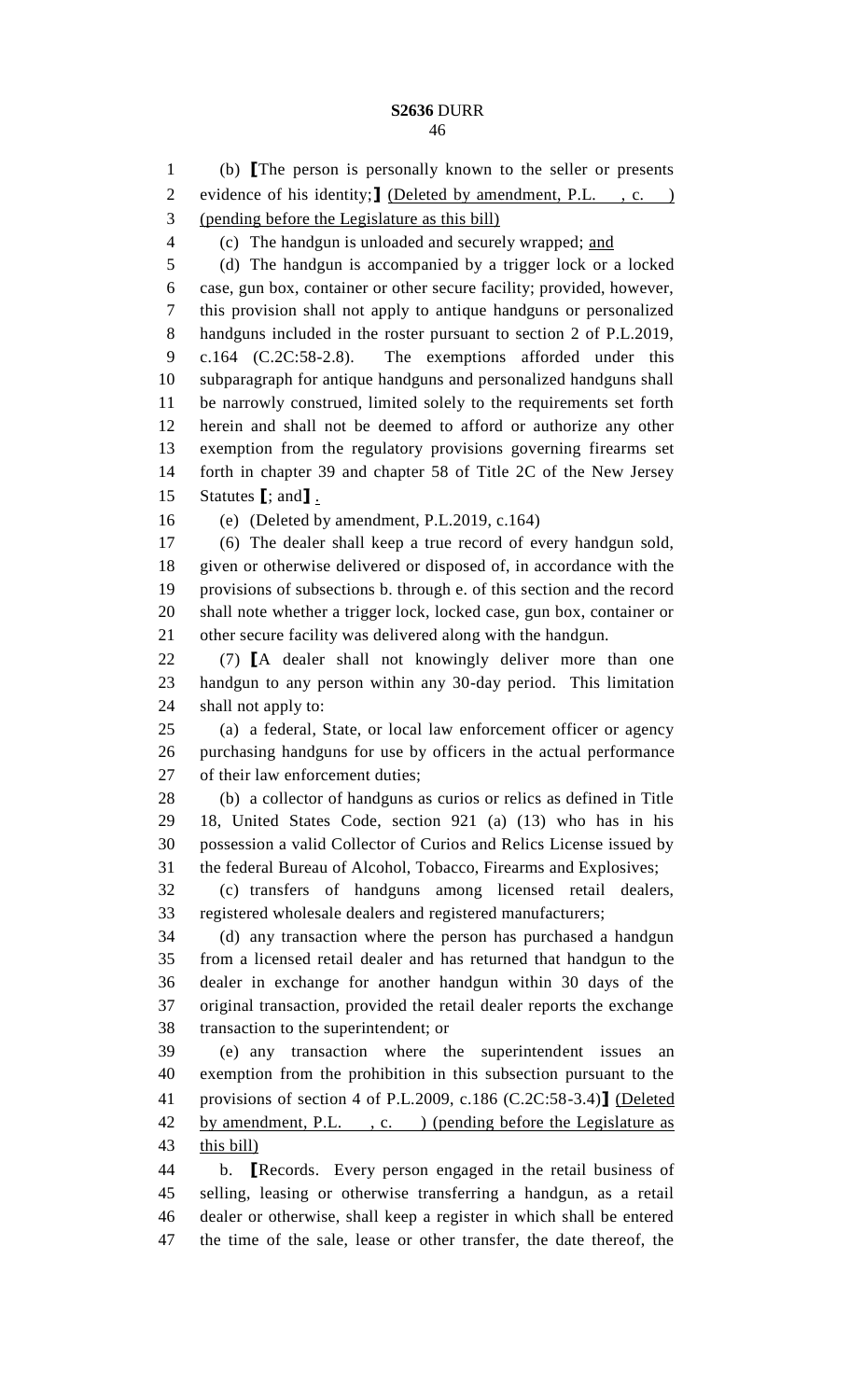(b) ⟦The person is personally known to the seller or presents evidence of his identity;⟧ <u>(Deleted by amendment, P.L. , c. ) (pending before the Legislature as this bill)</u>

(c) The handgun is unloaded and securely wrapped; <u>and</u>

(d) The handgun is accompanied by a trigger lock or a locked case, gun box, container or other secure facility; provided, however, this provision shall not apply to antique handguns or personalized handguns included in the roster pursuant to section 2 of P.L.2019, c.164 (C.2C:58-2.8). The exemptions afforded under this subparagraph for antique handguns and personalized handguns shall be narrowly construed, limited solely to the requirements set forth herein and shall not be deemed to afford or authorize any other exemption from the regulatory provisions governing firearms set forth in chapter 39 and chapter 58 of Title 2C of the New Jersey Statutes ⟦; and⟧ <u>.</u>

(e) (Deleted by amendment, P.L.2019, c.164)

(6) The dealer shall keep a true record of every handgun sold, given or otherwise delivered or disposed of, in accordance with the provisions of subsections b. through e. of this section and the record shall note whether a trigger lock, locked case, gun box, container or other secure facility was delivered along with the handgun.

(7) ⟦A dealer shall not knowingly deliver more than one handgun to any person within any 30-day period. This limitation shall not apply to:

(a) a federal, State, or local law enforcement officer or agency purchasing handguns for use by officers in the actual performance of their law enforcement duties;

(b) a collector of handguns as curios or relics as defined in Title 18, United States Code, section 921 (a) (13) who has in his possession a valid Collector of Curios and Relics License issued by the federal Bureau of Alcohol, Tobacco, Firearms and Explosives;

(c) transfers of handguns among licensed retail dealers, registered wholesale dealers and registered manufacturers;

(d) any transaction where the person has purchased a handgun from a licensed retail dealer and has returned that handgun to the dealer in exchange for another handgun within 30 days of the original transaction, provided the retail dealer reports the exchange transaction to the superintendent; or

(e) any transaction where the superintendent issues an exemption from the prohibition in this subsection pursuant to the provisions of section 4 of P.L.2009, c.186 (C.2C:58-3.4)⟧ <u>(Deleted by amendment, P.L. , c. ) (pending before the Legislature as this bill)</u>

b. ⟦Records. Every person engaged in the retail business of selling, leasing or otherwise transferring a handgun, as a retail dealer or otherwise, shall keep a register in which shall be entered the time of the sale, lease or other transfer, the date thereof, the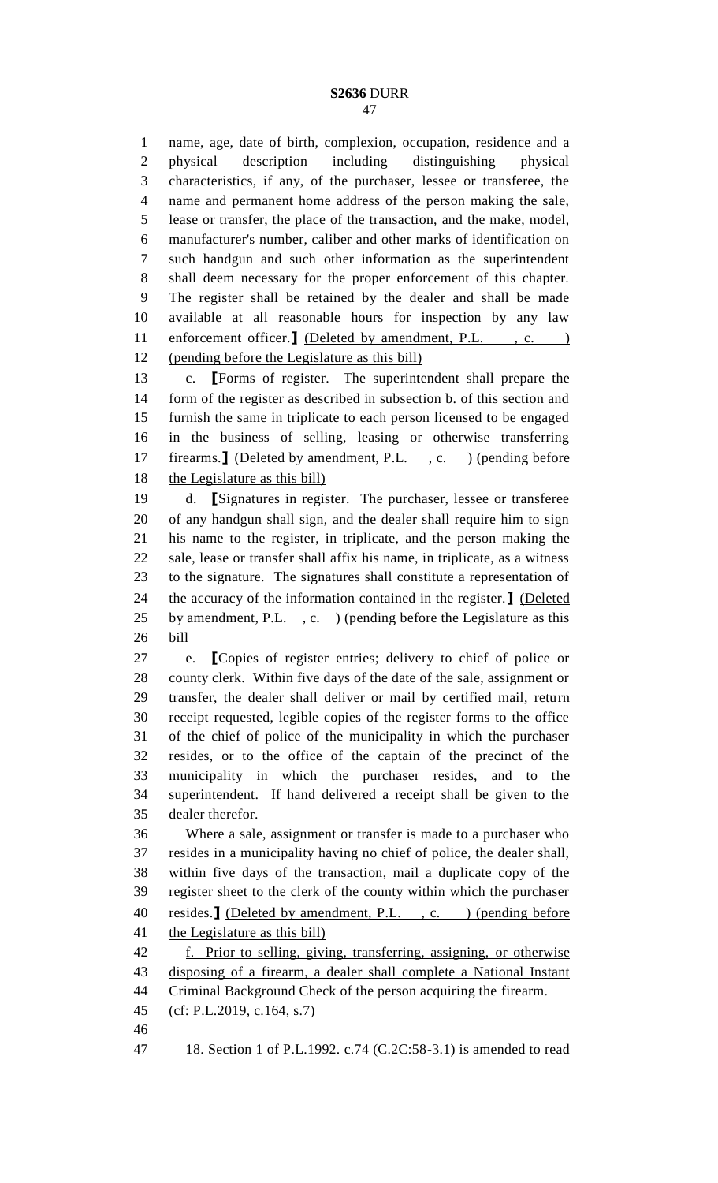name, age, date of birth, complexion, occupation, residence and a physical description including distinguishing physical characteristics, if any, of the purchaser, lessee or transferee, the name and permanent home address of the person making the sale, lease or transfer, the place of the transaction, and the make, model, manufacturer's number, caliber and other marks of identification on such handgun and such other information as the superintendent shall deem necessary for the proper enforcement of this chapter. The register shall be retained by the dealer and shall be made available at all reasonable hours for inspection by any law enforcement officer.] (Deleted by amendment, P.L. , c. ) (pending before the Legislature as this bill)

c. [Forms of register. The superintendent shall prepare the form of the register as described in subsection b. of this section and furnish the same in triplicate to each person licensed to be engaged in the business of selling, leasing or otherwise transferring firearms.] (Deleted by amendment, P.L. , c. ) (pending before the Legislature as this bill)

d. [Signatures in register. The purchaser, lessee or transferee of any handgun shall sign, and the dealer shall require him to sign his name to the register, in triplicate, and the person making the sale, lease or transfer shall affix his name, in triplicate, as a witness to the signature. The signatures shall constitute a representation of the accuracy of the information contained in the register.] (Deleted by amendment, P.L. , c. ) (pending before the Legislature as this bill

e. [Copies of register entries; delivery to chief of police or county clerk. Within five days of the date of the sale, assignment or transfer, the dealer shall deliver or mail by certified mail, return receipt requested, legible copies of the register forms to the office of the chief of police of the municipality in which the purchaser resides, or to the office of the captain of the precinct of the municipality in which the purchaser resides, and to the superintendent. If hand delivered a receipt shall be given to the dealer therefor.

Where a sale, assignment or transfer is made to a purchaser who resides in a municipality having no chief of police, the dealer shall, within five days of the transaction, mail a duplicate copy of the register sheet to the clerk of the county within which the purchaser resides.] (Deleted by amendment, P.L. , c. ) (pending before the Legislature as this bill)

f. Prior to selling, giving, transferring, assigning, or otherwise disposing of a firearm, a dealer shall complete a National Instant Criminal Background Check of the person acquiring the firearm.

(cf: P.L.2019, c.164, s.7)

18. Section 1 of P.L.1992. c.74 (C.2C:58-3.1) is amended to read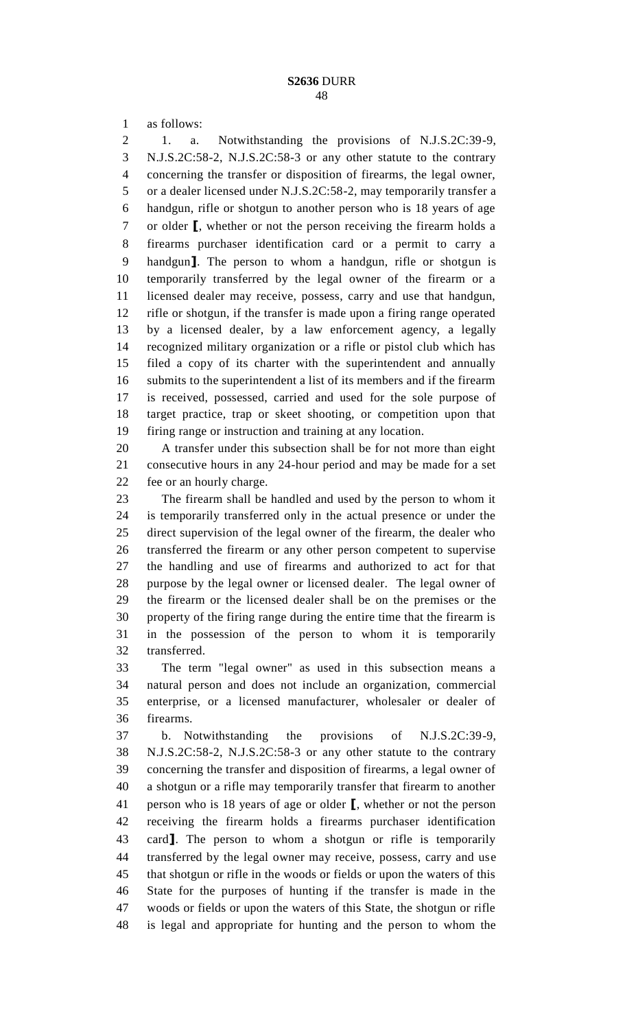as follows:

1. a. Notwithstanding the provisions of N.J.S.2C:39-9, N.J.S.2C:58-2, N.J.S.2C:58-3 or any other statute to the contrary concerning the transfer or disposition of firearms, the legal owner, or a dealer licensed under N.J.S.2C:58-2, may temporarily transfer a handgun, rifle or shotgun to another person who is 18 years of age or older ⟦, whether or not the person receiving the firearm holds a firearms purchaser identification card or a permit to carry a handgun⟧. The person to whom a handgun, rifle or shotgun is temporarily transferred by the legal owner of the firearm or a licensed dealer may receive, possess, carry and use that handgun, rifle or shotgun, if the transfer is made upon a firing range operated by a licensed dealer, by a law enforcement agency, a legally recognized military organization or a rifle or pistol club which has filed a copy of its charter with the superintendent and annually submits to the superintendent a list of its members and if the firearm is received, possessed, carried and used for the sole purpose of target practice, trap or skeet shooting, or competition upon that firing range or instruction and training at any location.

A transfer under this subsection shall be for not more than eight consecutive hours in any 24-hour period and may be made for a set fee or an hourly charge.

The firearm shall be handled and used by the person to whom it is temporarily transferred only in the actual presence or under the direct supervision of the legal owner of the firearm, the dealer who transferred the firearm or any other person competent to supervise the handling and use of firearms and authorized to act for that purpose by the legal owner or licensed dealer. The legal owner of the firearm or the licensed dealer shall be on the premises or the property of the firing range during the entire time that the firearm is in the possession of the person to whom it is temporarily transferred.

The term "legal owner" as used in this subsection means a natural person and does not include an organization, commercial enterprise, or a licensed manufacturer, wholesaler or dealer of firearms.

b. Notwithstanding the provisions of N.J.S.2C:39-9, N.J.S.2C:58-2, N.J.S.2C:58-3 or any other statute to the contrary concerning the transfer and disposition of firearms, a legal owner of a shotgun or a rifle may temporarily transfer that firearm to another person who is 18 years of age or older ⟦, whether or not the person receiving the firearm holds a firearms purchaser identification card⟧. The person to whom a shotgun or rifle is temporarily transferred by the legal owner may receive, possess, carry and use that shotgun or rifle in the woods or fields or upon the waters of this State for the purposes of hunting if the transfer is made in the woods or fields or upon the waters of this State, the shotgun or rifle is legal and appropriate for hunting and the person to whom the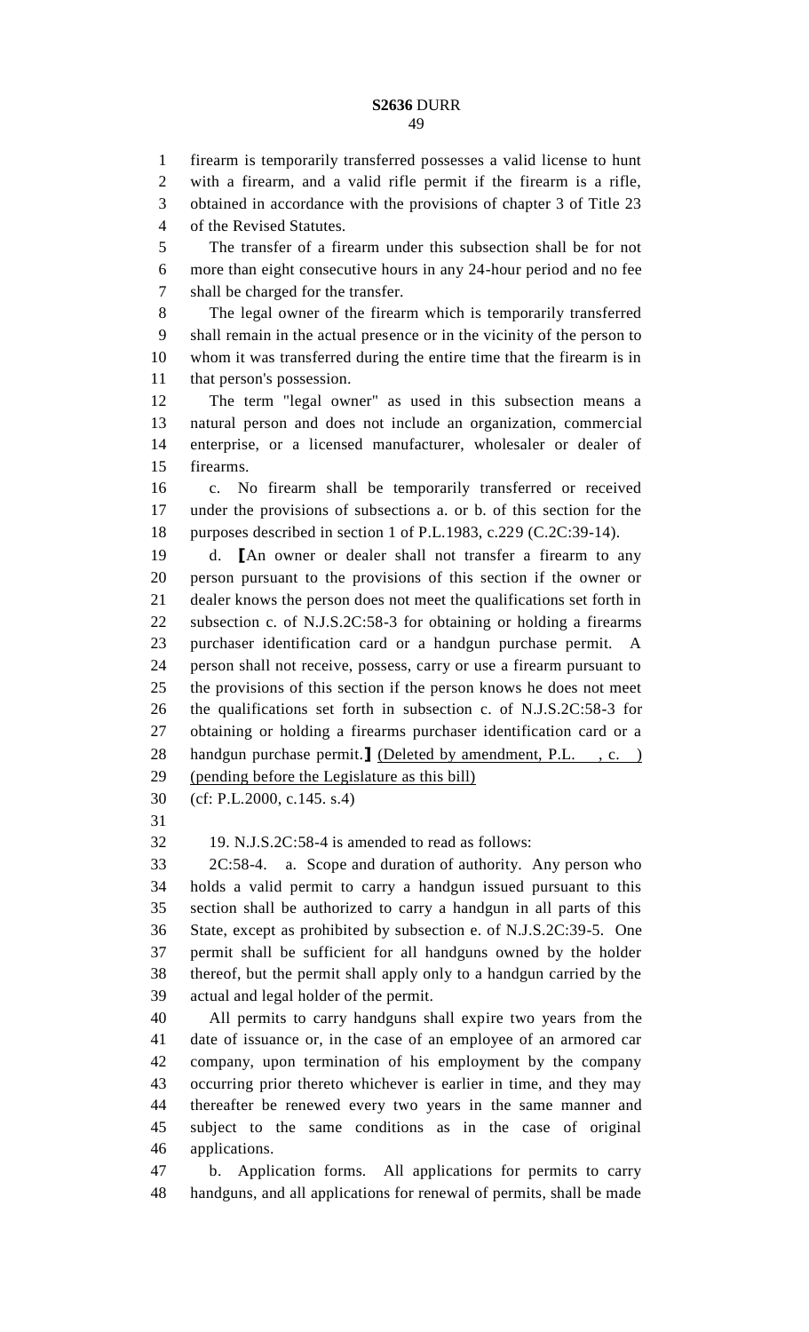firearm is temporarily transferred possesses a valid license to hunt with a firearm, and a valid rifle permit if the firearm is a rifle, obtained in accordance with the provisions of chapter 3 of Title 23 of the Revised Statutes.

The transfer of a firearm under this subsection shall be for not more than eight consecutive hours in any 24-hour period and no fee shall be charged for the transfer.

The legal owner of the firearm which is temporarily transferred shall remain in the actual presence or in the vicinity of the person to whom it was transferred during the entire time that the firearm is in that person's possession.

The term "legal owner" as used in this subsection means a natural person and does not include an organization, commercial enterprise, or a licensed manufacturer, wholesaler or dealer of firearms.

c. No firearm shall be temporarily transferred or received under the provisions of subsections a. or b. of this section for the purposes described in section 1 of P.L.1983, c.229 (C.2C:39-14).

d. [An owner or dealer shall not transfer a firearm to any person pursuant to the provisions of this section if the owner or dealer knows the person does not meet the qualifications set forth in subsection c. of N.J.S.2C:58-3 for obtaining or holding a firearms purchaser identification card or a handgun purchase permit. A person shall not receive, possess, carry or use a firearm pursuant to the provisions of this section if the person knows he does not meet the qualifications set forth in subsection c. of N.J.S.2C:58-3 for obtaining or holding a firearms purchaser identification card or a handgun purchase permit.] <u>(Deleted by amendment, P.L. , c. )</u> <u>(pending before the Legislature as this bill)</u>

(cf: P.L.2000, c.145. s.4)

19. N.J.S.2C:58-4 is amended to read as follows:

2C:58-4. a. Scope and duration of authority. Any person who holds a valid permit to carry a handgun issued pursuant to this section shall be authorized to carry a handgun in all parts of this State, except as prohibited by subsection e. of N.J.S.2C:39-5. One permit shall be sufficient for all handguns owned by the holder thereof, but the permit shall apply only to a handgun carried by the actual and legal holder of the permit.

All permits to carry handguns shall expire two years from the date of issuance or, in the case of an employee of an armored car company, upon termination of his employment by the company occurring prior thereto whichever is earlier in time, and they may thereafter be renewed every two years in the same manner and subject to the same conditions as in the case of original applications.

b. Application forms. All applications for permits to carry handguns, and all applications for renewal of permits, shall be made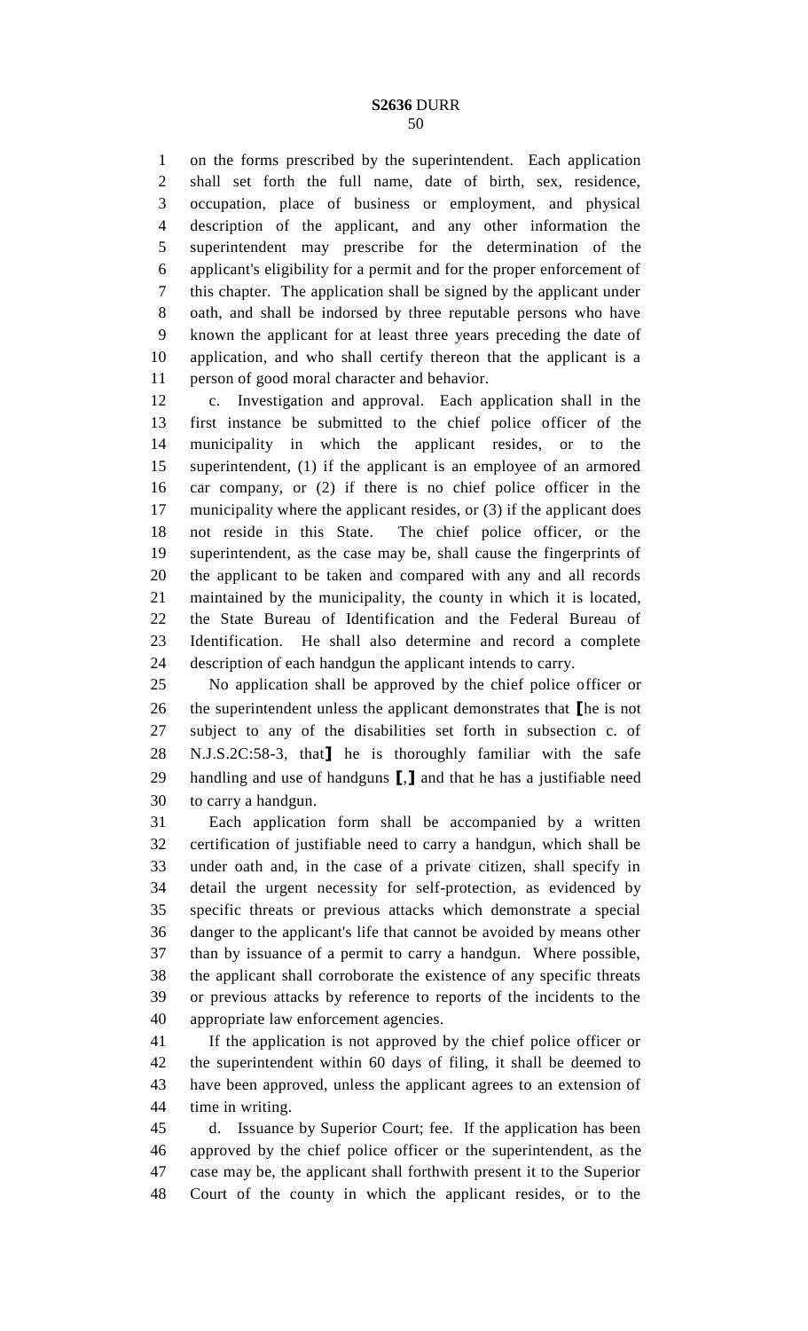on the forms prescribed by the superintendent. Each application shall set forth the full name, date of birth, sex, residence, occupation, place of business or employment, and physical description of the applicant, and any other information the superintendent may prescribe for the determination of the applicant's eligibility for a permit and for the proper enforcement of this chapter. The application shall be signed by the applicant under oath, and shall be indorsed by three reputable persons who have known the applicant for at least three years preceding the date of application, and who shall certify thereon that the applicant is a person of good moral character and behavior.

c. Investigation and approval. Each application shall in the first instance be submitted to the chief police officer of the municipality in which the applicant resides, or to the superintendent, (1) if the applicant is an employee of an armored car company, or (2) if there is no chief police officer in the municipality where the applicant resides, or (3) if the applicant does not reside in this State. The chief police officer, or the superintendent, as the case may be, shall cause the fingerprints of the applicant to be taken and compared with any and all records maintained by the municipality, the county in which it is located, the State Bureau of Identification and the Federal Bureau of Identification. He shall also determine and record a complete description of each handgun the applicant intends to carry.

No application shall be approved by the chief police officer or the superintendent unless the applicant demonstrates that ⟦he is not subject to any of the disabilities set forth in subsection c. of N.J.S.2C:58-3, that⟧ he is thoroughly familiar with the safe handling and use of handguns ⟦,⟧ and that he has a justifiable need to carry a handgun.

Each application form shall be accompanied by a written certification of justifiable need to carry a handgun, which shall be under oath and, in the case of a private citizen, shall specify in detail the urgent necessity for self-protection, as evidenced by specific threats or previous attacks which demonstrate a special danger to the applicant's life that cannot be avoided by means other than by issuance of a permit to carry a handgun. Where possible, the applicant shall corroborate the existence of any specific threats or previous attacks by reference to reports of the incidents to the appropriate law enforcement agencies.

If the application is not approved by the chief police officer or the superintendent within 60 days of filing, it shall be deemed to have been approved, unless the applicant agrees to an extension of time in writing.

d. Issuance by Superior Court; fee. If the application has been approved by the chief police officer or the superintendent, as the case may be, the applicant shall forthwith present it to the Superior Court of the county in which the applicant resides, or to the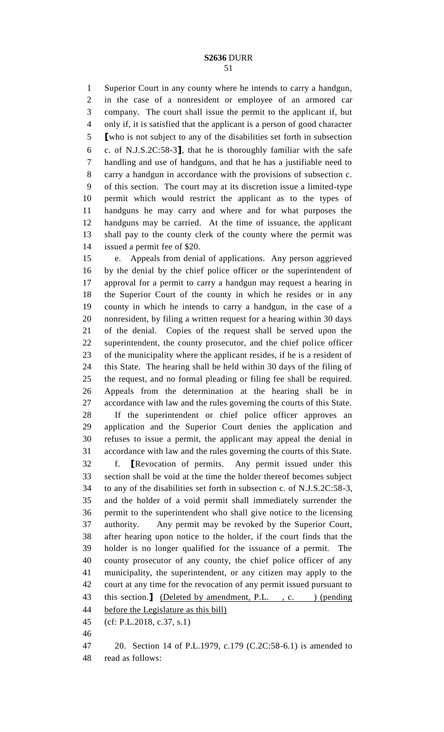Superior Court in any county where he intends to carry a handgun, in the case of a nonresident or employee of an armored car company. The court shall issue the permit to the applicant if, but only if, it is satisfied that the applicant is a person of good character ⟦who is not subject to any of the disabilities set forth in subsection c. of N.J.S.2C:58-3⟧, that he is thoroughly familiar with the safe handling and use of handguns, and that he has a justifiable need to carry a handgun in accordance with the provisions of subsection c. of this section. The court may at its discretion issue a limited-type permit which would restrict the applicant as to the types of handguns he may carry and where and for what purposes the handguns may be carried. At the time of issuance, the applicant shall pay to the county clerk of the county where the permit was issued a permit fee of $20.

e. Appeals from denial of applications. Any person aggrieved by the denial by the chief police officer or the superintendent of approval for a permit to carry a handgun may request a hearing in the Superior Court of the county in which he resides or in any county in which he intends to carry a handgun, in the case of a nonresident, by filing a written request for a hearing within 30 days of the denial. Copies of the request shall be served upon the superintendent, the county prosecutor, and the chief police officer of the municipality where the applicant resides, if he is a resident of this State. The hearing shall be held within 30 days of the filing of the request, and no formal pleading or filing fee shall be required. Appeals from the determination at the hearing shall be in accordance with law and the rules governing the courts of this State.

If the superintendent or chief police officer approves an application and the Superior Court denies the application and refuses to issue a permit, the applicant may appeal the denial in accordance with law and the rules governing the courts of this State.

f. ⟦Revocation of permits. Any permit issued under this section shall be void at the time the holder thereof becomes subject to any of the disabilities set forth in subsection c. of N.J.S.2C:58-3, and the holder of a void permit shall immediately surrender the permit to the superintendent who shall give notice to the licensing authority. Any permit may be revoked by the Superior Court, after hearing upon notice to the holder, if the court finds that the holder is no longer qualified for the issuance of a permit. The county prosecutor of any county, the chief police officer of any municipality, the superintendent, or any citizen may apply to the court at any time for the revocation of any permit issued pursuant to this section.⟧ <u>(Deleted by amendment, P.L. , c. ) (pending before the Legislature as this bill)</u>

(cf: P.L.2018, c.37, s.1)

20. Section 14 of P.L.1979, c.179 (C.2C:58-6.1) is amended to read as follows: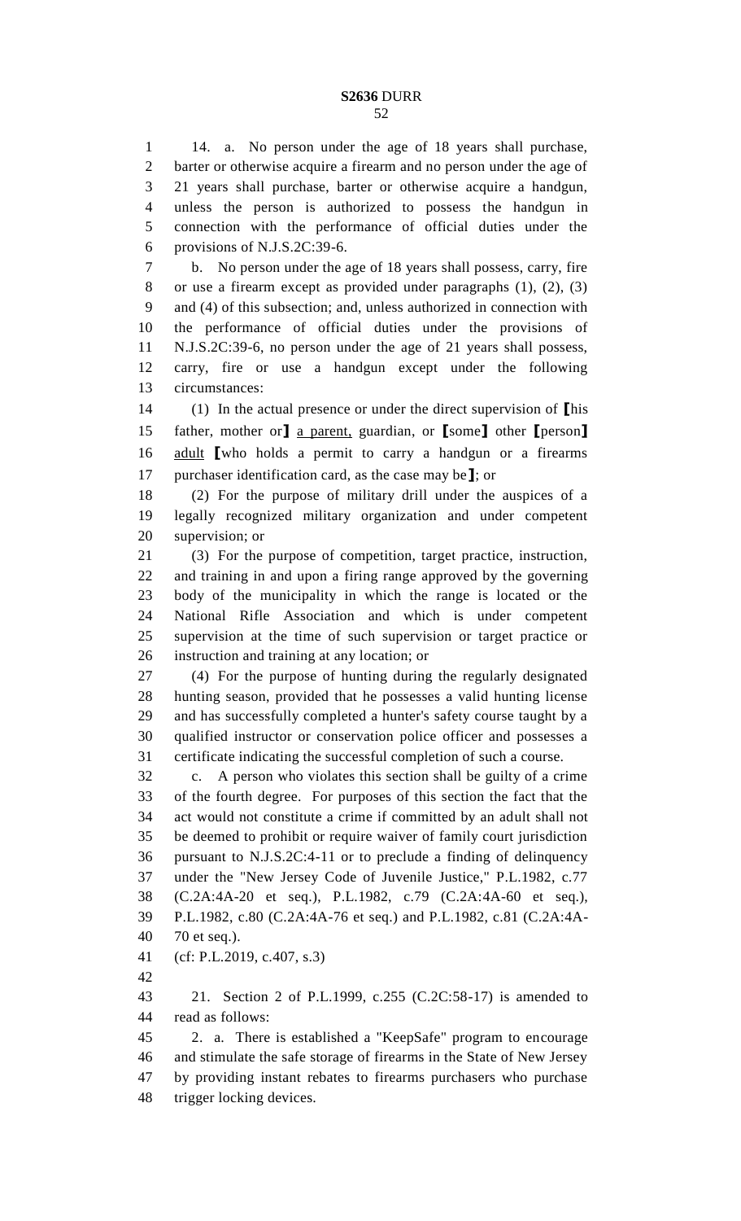14. a. No person under the age of 18 years shall purchase, barter or otherwise acquire a firearm and no person under the age of 21 years shall purchase, barter or otherwise acquire a handgun, unless the person is authorized to possess the handgun in connection with the performance of official duties under the provisions of N.J.S.2C:39-6.

b. No person under the age of 18 years shall possess, carry, fire or use a firearm except as provided under paragraphs (1), (2), (3) and (4) of this subsection; and, unless authorized in connection with the performance of official duties under the provisions of N.J.S.2C:39-6, no person under the age of 21 years shall possess, carry, fire or use a handgun except under the following circumstances:

(1) In the actual presence or under the direct supervision of [his father, mother or] a parent, guardian, or [some] other [person] adult [who holds a permit to carry a handgun or a firearms purchaser identification card, as the case may be]; or

(2) For the purpose of military drill under the auspices of a legally recognized military organization and under competent supervision; or

(3) For the purpose of competition, target practice, instruction, and training in and upon a firing range approved by the governing body of the municipality in which the range is located or the National Rifle Association and which is under competent supervision at the time of such supervision or target practice or instruction and training at any location; or

(4) For the purpose of hunting during the regularly designated hunting season, provided that he possesses a valid hunting license and has successfully completed a hunter's safety course taught by a qualified instructor or conservation police officer and possesses a certificate indicating the successful completion of such a course.

c. A person who violates this section shall be guilty of a crime of the fourth degree. For purposes of this section the fact that the act would not constitute a crime if committed by an adult shall not be deemed to prohibit or require waiver of family court jurisdiction pursuant to N.J.S.2C:4-11 or to preclude a finding of delinquency under the "New Jersey Code of Juvenile Justice," P.L.1982, c.77 (C.2A:4A-20 et seq.), P.L.1982, c.79 (C.2A:4A-60 et seq.), P.L.1982, c.80 (C.2A:4A-76 et seq.) and P.L.1982, c.81 (C.2A:4A-70 et seq.).

(cf: P.L.2019, c.407, s.3)

21. Section 2 of P.L.1999, c.255 (C.2C:58-17) is amended to read as follows:

2. a. There is established a "KeepSafe" program to encourage and stimulate the safe storage of firearms in the State of New Jersey by providing instant rebates to firearms purchasers who purchase trigger locking devices.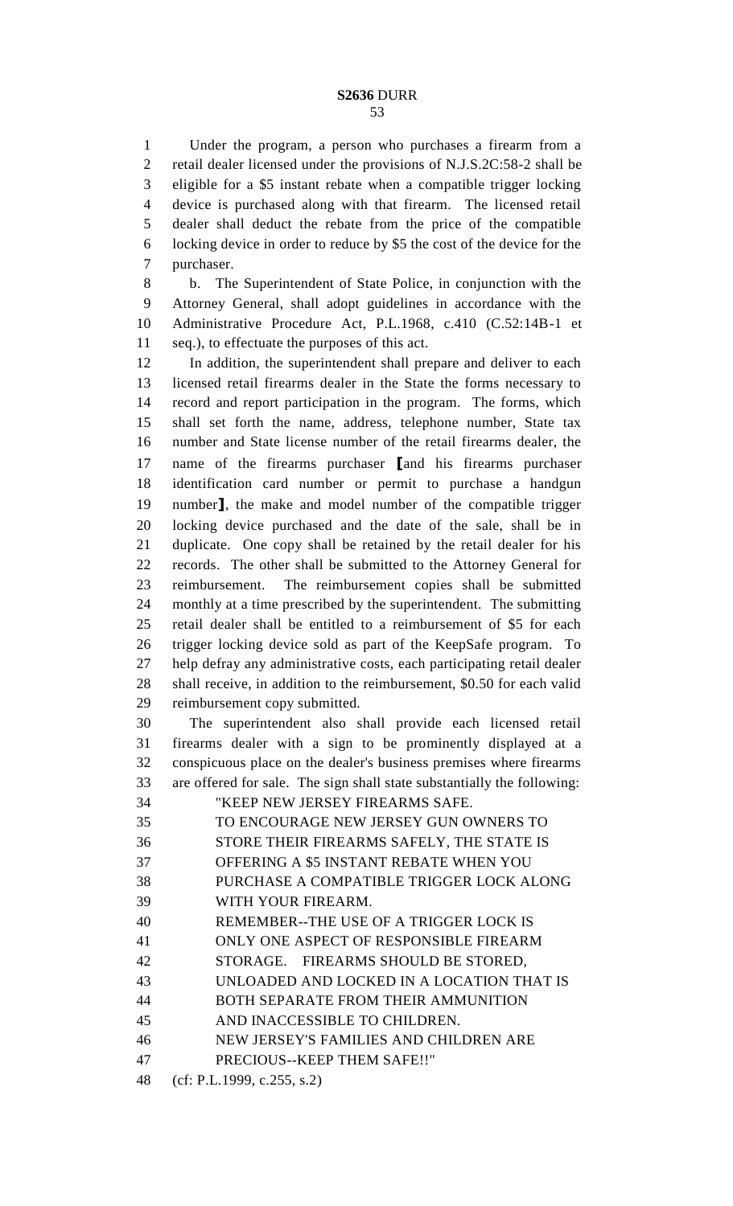Under the program, a person who purchases a firearm from a retail dealer licensed under the provisions of N.J.S.2C:58-2 shall be eligible for a $5 instant rebate when a compatible trigger locking device is purchased along with that firearm. The licensed retail dealer shall deduct the rebate from the price of the compatible locking device in order to reduce by $5 the cost of the device for the purchaser.

b. The Superintendent of State Police, in conjunction with the Attorney General, shall adopt guidelines in accordance with the Administrative Procedure Act, P.L.1968, c.410 (C.52:14B-1 et seq.), to effectuate the purposes of this act.

In addition, the superintendent shall prepare and deliver to each licensed retail firearms dealer in the State the forms necessary to record and report participation in the program. The forms, which shall set forth the name, address, telephone number, State tax number and State license number of the retail firearms dealer, the name of the firearms purchaser ⟦and his firearms purchaser identification card number or permit to purchase a handgun number⟧, the make and model number of the compatible trigger locking device purchased and the date of the sale, shall be in duplicate. One copy shall be retained by the retail dealer for his records. The other shall be submitted to the Attorney General for reimbursement. The reimbursement copies shall be submitted monthly at a time prescribed by the superintendent. The submitting retail dealer shall be entitled to a reimbursement of $5 for each trigger locking device sold as part of the KeepSafe program. To help defray any administrative costs, each participating retail dealer shall receive, in addition to the reimbursement, $0.50 for each valid reimbursement copy submitted.

The superintendent also shall provide each licensed retail firearms dealer with a sign to be prominently displayed at a conspicuous place on the dealer's business premises where firearms are offered for sale. The sign shall state substantially the following:

"KEEP NEW JERSEY FIREARMS SAFE.
TO ENCOURAGE NEW JERSEY GUN OWNERS TO STORE THEIR FIREARMS SAFELY, THE STATE IS OFFERING A $5 INSTANT REBATE WHEN YOU PURCHASE A COMPATIBLE TRIGGER LOCK ALONG WITH YOUR FIREARM.
REMEMBER--THE USE OF A TRIGGER LOCK IS ONLY ONE ASPECT OF RESPONSIBLE FIREARM STORAGE. FIREARMS SHOULD BE STORED, UNLOADED AND LOCKED IN A LOCATION THAT IS BOTH SEPARATE FROM THEIR AMMUNITION AND INACCESSIBLE TO CHILDREN.
NEW JERSEY'S FAMILIES AND CHILDREN ARE PRECIOUS--KEEP THEM SAFE!!"

(cf: P.L.1999, c.255, s.2)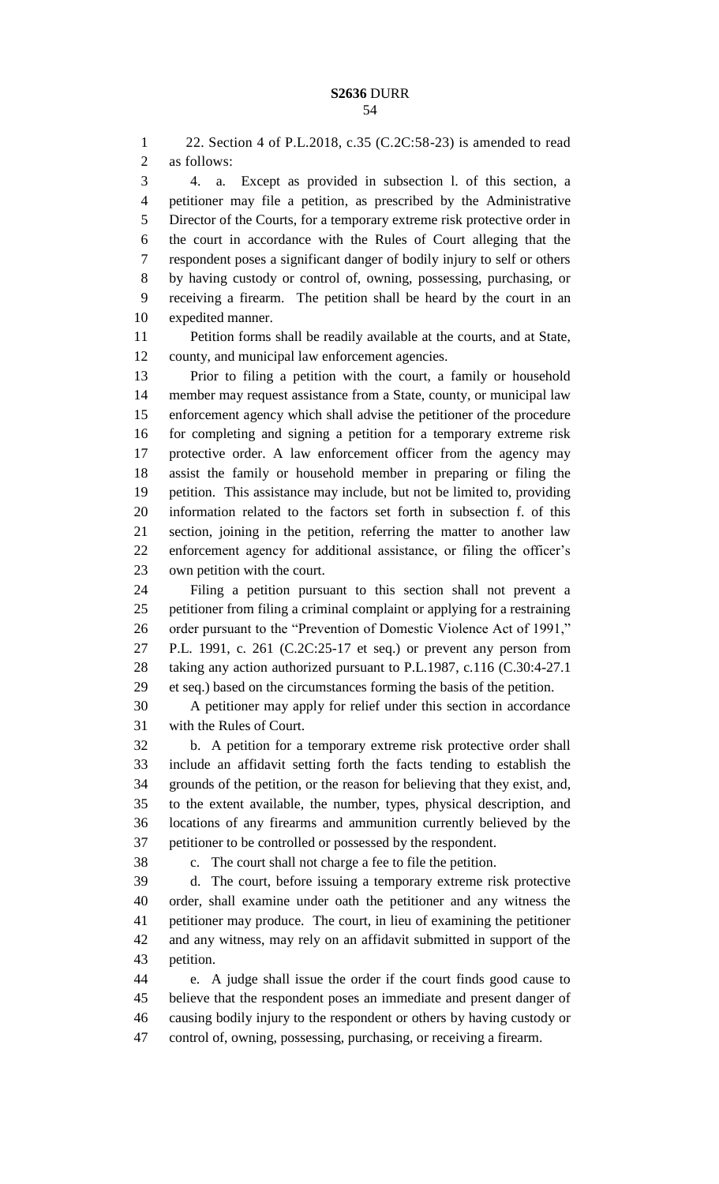22. Section 4 of P.L.2018, c.35 (C.2C:58-23) is amended to read as follows:

4. a. Except as provided in subsection l. of this section, a petitioner may file a petition, as prescribed by the Administrative Director of the Courts, for a temporary extreme risk protective order in the court in accordance with the Rules of Court alleging that the respondent poses a significant danger of bodily injury to self or others by having custody or control of, owning, possessing, purchasing, or receiving a firearm. The petition shall be heard by the court in an expedited manner.

Petition forms shall be readily available at the courts, and at State, county, and municipal law enforcement agencies.

Prior to filing a petition with the court, a family or household member may request assistance from a State, county, or municipal law enforcement agency which shall advise the petitioner of the procedure for completing and signing a petition for a temporary extreme risk protective order. A law enforcement officer from the agency may assist the family or household member in preparing or filing the petition. This assistance may include, but not be limited to, providing information related to the factors set forth in subsection f. of this section, joining in the petition, referring the matter to another law enforcement agency for additional assistance, or filing the officer's own petition with the court.

Filing a petition pursuant to this section shall not prevent a petitioner from filing a criminal complaint or applying for a restraining order pursuant to the "Prevention of Domestic Violence Act of 1991," P.L. 1991, c. 261 (C.2C:25-17 et seq.) or prevent any person from taking any action authorized pursuant to P.L.1987, c.116 (C.30:4-27.1 et seq.) based on the circumstances forming the basis of the petition.

A petitioner may apply for relief under this section in accordance with the Rules of Court.

b. A petition for a temporary extreme risk protective order shall include an affidavit setting forth the facts tending to establish the grounds of the petition, or the reason for believing that they exist, and, to the extent available, the number, types, physical description, and locations of any firearms and ammunition currently believed by the petitioner to be controlled or possessed by the respondent.

c. The court shall not charge a fee to file the petition.

d. The court, before issuing a temporary extreme risk protective order, shall examine under oath the petitioner and any witness the petitioner may produce. The court, in lieu of examining the petitioner and any witness, may rely on an affidavit submitted in support of the petition.

e. A judge shall issue the order if the court finds good cause to believe that the respondent poses an immediate and present danger of causing bodily injury to the respondent or others by having custody or control of, owning, possessing, purchasing, or receiving a firearm.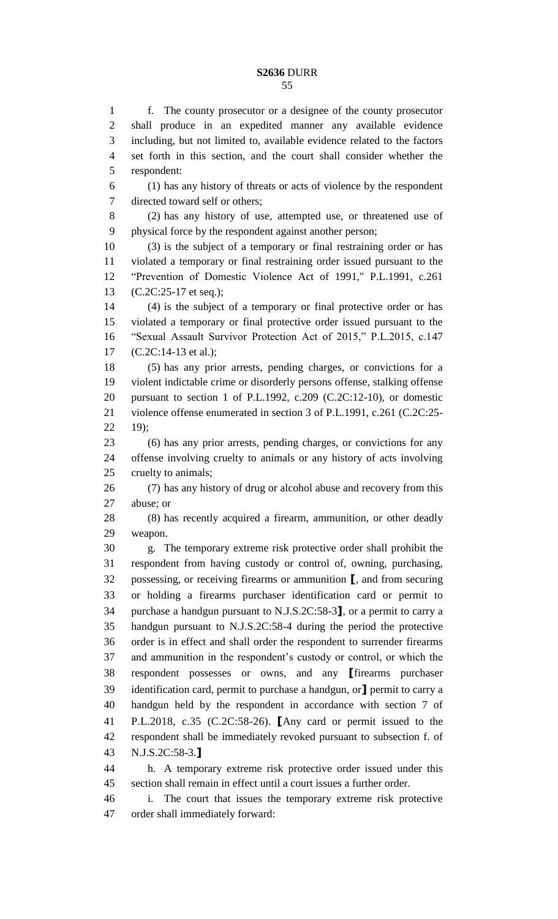f. The county prosecutor or a designee of the county prosecutor shall produce in an expedited manner any available evidence including, but not limited to, available evidence related to the factors set forth in this section, and the court shall consider whether the respondent:

(1) has any history of threats or acts of violence by the respondent directed toward self or others;

(2) has any history of use, attempted use, or threatened use of physical force by the respondent against another person;

(3) is the subject of a temporary or final restraining order or has violated a temporary or final restraining order issued pursuant to the "Prevention of Domestic Violence Act of 1991," P.L.1991, c.261 (C.2C:25-17 et seq.);

(4) is the subject of a temporary or final protective order or has violated a temporary or final protective order issued pursuant to the "Sexual Assault Survivor Protection Act of 2015," P.L.2015, c.147 (C.2C:14-13 et al.);

(5) has any prior arrests, pending charges, or convictions for a violent indictable crime or disorderly persons offense, stalking offense pursuant to section 1 of P.L.1992, c.209 (C.2C:12-10), or domestic violence offense enumerated in section 3 of P.L.1991, c.261 (C.2C:25-19);

(6) has any prior arrests, pending charges, or convictions for any offense involving cruelty to animals or any history of acts involving cruelty to animals;

(7) has any history of drug or alcohol abuse and recovery from this abuse; or

(8) has recently acquired a firearm, ammunition, or other deadly weapon.

g. The temporary extreme risk protective order shall prohibit the respondent from having custody or control of, owning, purchasing, possessing, or receiving firearms or ammunition ⟦, and from securing or holding a firearms purchaser identification card or permit to purchase a handgun pursuant to N.J.S.2C:58-3⟧, or a permit to carry a handgun pursuant to N.J.S.2C:58-4 during the period the protective order is in effect and shall order the respondent to surrender firearms and ammunition in the respondent's custody or control, or which the respondent possesses or owns, and any ⟦firearms purchaser identification card, permit to purchase a handgun, or⟧ permit to carry a handgun held by the respondent in accordance with section 7 of P.L.2018, c.35 (C.2C:58-26). ⟦Any card or permit issued to the respondent shall be immediately revoked pursuant to subsection f. of N.J.S.2C:58-3.⟧

h. A temporary extreme risk protective order issued under this section shall remain in effect until a court issues a further order.

i. The court that issues the temporary extreme risk protective order shall immediately forward: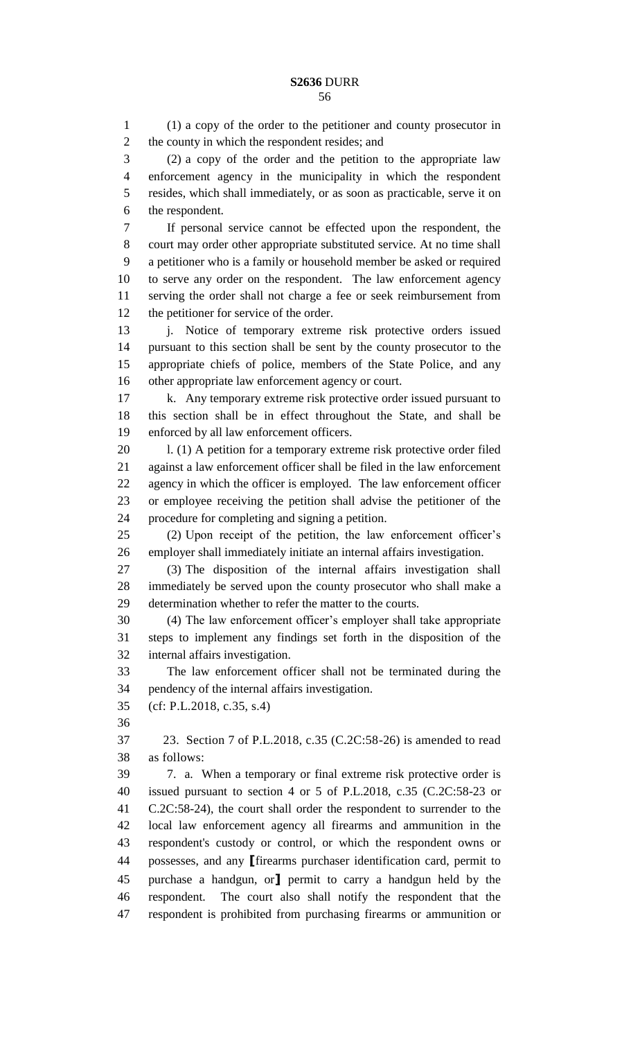(1) a copy of the order to the petitioner and county prosecutor in the county in which the respondent resides; and

(2) a copy of the order and the petition to the appropriate law enforcement agency in the municipality in which the respondent resides, which shall immediately, or as soon as practicable, serve it on the respondent.

If personal service cannot be effected upon the respondent, the court may order other appropriate substituted service. At no time shall a petitioner who is a family or household member be asked or required to serve any order on the respondent. The law enforcement agency serving the order shall not charge a fee or seek reimbursement from the petitioner for service of the order.

j. Notice of temporary extreme risk protective orders issued pursuant to this section shall be sent by the county prosecutor to the appropriate chiefs of police, members of the State Police, and any other appropriate law enforcement agency or court.

k. Any temporary extreme risk protective order issued pursuant to this section shall be in effect throughout the State, and shall be enforced by all law enforcement officers.

l. (1) A petition for a temporary extreme risk protective order filed against a law enforcement officer shall be filed in the law enforcement agency in which the officer is employed. The law enforcement officer or employee receiving the petition shall advise the petitioner of the procedure for completing and signing a petition.

(2) Upon receipt of the petition, the law enforcement officer's employer shall immediately initiate an internal affairs investigation.

(3) The disposition of the internal affairs investigation shall immediately be served upon the county prosecutor who shall make a determination whether to refer the matter to the courts.

(4) The law enforcement officer's employer shall take appropriate steps to implement any findings set forth in the disposition of the internal affairs investigation.

The law enforcement officer shall not be terminated during the pendency of the internal affairs investigation.

(cf: P.L.2018, c.35, s.4)

23. Section 7 of P.L.2018, c.35 (C.2C:58-26) is amended to read as follows:

7. a. When a temporary or final extreme risk protective order is issued pursuant to section 4 or 5 of P.L.2018, c.35 (C.2C:58-23 or C.2C:58-24), the court shall order the respondent to surrender to the local law enforcement agency all firearms and ammunition in the respondent's custody or control, or which the respondent owns or possesses, and any **[**firearms purchaser identification card, permit to purchase a handgun, or**]** permit to carry a handgun held by the respondent. The court also shall notify the respondent that the respondent is prohibited from purchasing firearms or ammunition or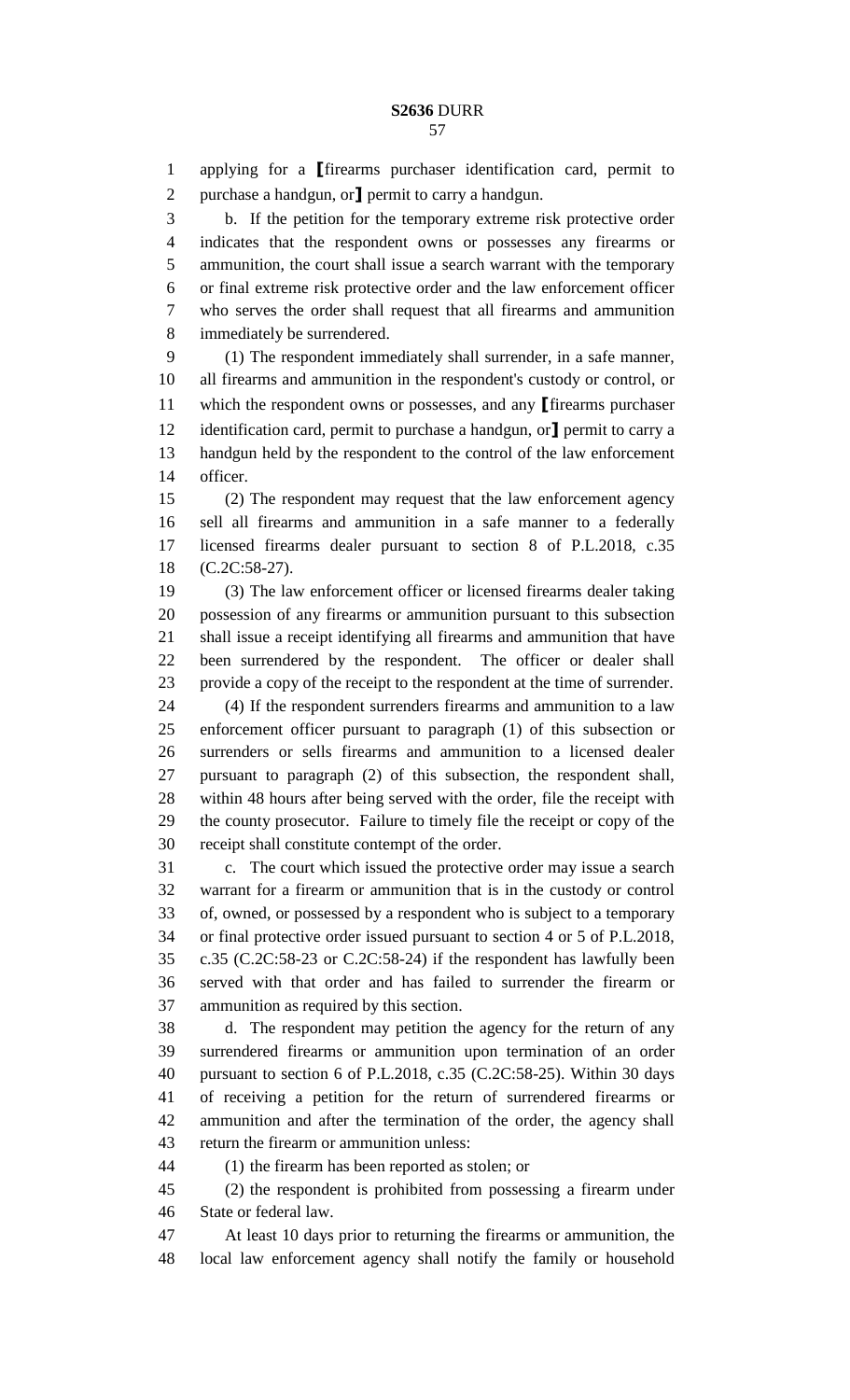applying for a **[**firearms purchaser identification card, permit to purchase a handgun, or**]** permit to carry a handgun.

b. If the petition for the temporary extreme risk protective order indicates that the respondent owns or possesses any firearms or ammunition, the court shall issue a search warrant with the temporary or final extreme risk protective order and the law enforcement officer who serves the order shall request that all firearms and ammunition immediately be surrendered.

(1) The respondent immediately shall surrender, in a safe manner, all firearms and ammunition in the respondent's custody or control, or which the respondent owns or possesses, and any **[**firearms purchaser identification card, permit to purchase a handgun, or**]** permit to carry a handgun held by the respondent to the control of the law enforcement officer.

(2) The respondent may request that the law enforcement agency sell all firearms and ammunition in a safe manner to a federally licensed firearms dealer pursuant to section 8 of P.L.2018, c.35 (C.2C:58-27).

(3) The law enforcement officer or licensed firearms dealer taking possession of any firearms or ammunition pursuant to this subsection shall issue a receipt identifying all firearms and ammunition that have been surrendered by the respondent. The officer or dealer shall provide a copy of the receipt to the respondent at the time of surrender.

(4) If the respondent surrenders firearms and ammunition to a law enforcement officer pursuant to paragraph (1) of this subsection or surrenders or sells firearms and ammunition to a licensed dealer pursuant to paragraph (2) of this subsection, the respondent shall, within 48 hours after being served with the order, file the receipt with the county prosecutor. Failure to timely file the receipt or copy of the receipt shall constitute contempt of the order.

c. The court which issued the protective order may issue a search warrant for a firearm or ammunition that is in the custody or control of, owned, or possessed by a respondent who is subject to a temporary or final protective order issued pursuant to section 4 or 5 of P.L.2018, c.35 (C.2C:58-23 or C.2C:58-24) if the respondent has lawfully been served with that order and has failed to surrender the firearm or ammunition as required by this section.

d. The respondent may petition the agency for the return of any surrendered firearms or ammunition upon termination of an order pursuant to section 6 of P.L.2018, c.35 (C.2C:58-25). Within 30 days of receiving a petition for the return of surrendered firearms or ammunition and after the termination of the order, the agency shall return the firearm or ammunition unless:

(1) the firearm has been reported as stolen; or

(2) the respondent is prohibited from possessing a firearm under State or federal law.

At least 10 days prior to returning the firearms or ammunition, the local law enforcement agency shall notify the family or household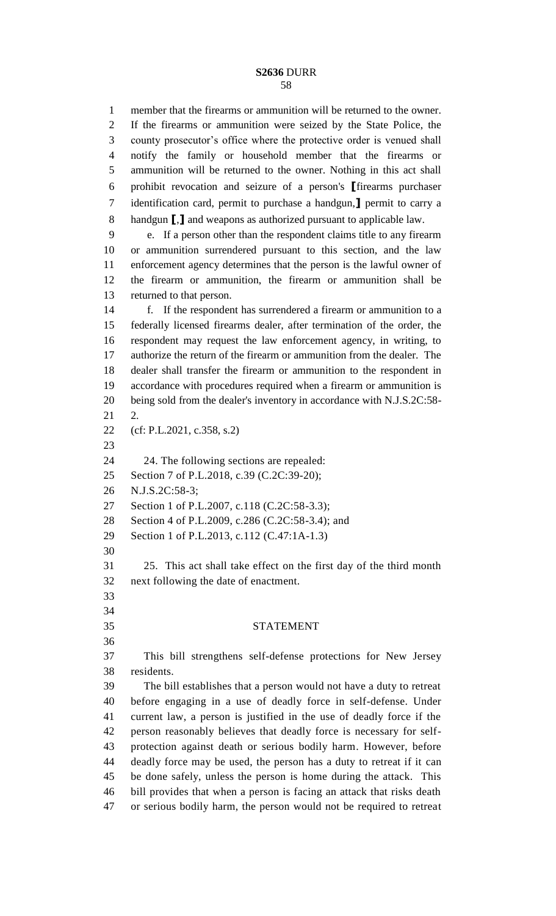member that the firearms or ammunition will be returned to the owner. If the firearms or ammunition were seized by the State Police, the county prosecutor's office where the protective order is venued shall notify the family or household member that the firearms or ammunition will be returned to the owner. Nothing in this act shall prohibit revocation and seizure of a person's ⟦firearms purchaser identification card, permit to purchase a handgun,⟧ permit to carry a handgun ⟦,⟧ and weapons as authorized pursuant to applicable law.

e. If a person other than the respondent claims title to any firearm or ammunition surrendered pursuant to this section, and the law enforcement agency determines that the person is the lawful owner of the firearm or ammunition, the firearm or ammunition shall be returned to that person.

f. If the respondent has surrendered a firearm or ammunition to a federally licensed firearms dealer, after termination of the order, the respondent may request the law enforcement agency, in writing, to authorize the return of the firearm or ammunition from the dealer. The dealer shall transfer the firearm or ammunition to the respondent in accordance with procedures required when a firearm or ammunition is being sold from the dealer's inventory in accordance with N.J.S.2C:58-2.

(cf: P.L.2021, c.358, s.2)

24. The following sections are repealed:
Section 7 of P.L.2018, c.39 (C.2C:39-20);
N.J.S.2C:58-3;
Section 1 of P.L.2007, c.118 (C.2C:58-3.3);
Section 4 of P.L.2009, c.286 (C.2C:58-3.4); and
Section 1 of P.L.2013, c.112 (C.47:1A-1.3)

25. This act shall take effect on the first day of the third month next following the date of enactment.

## STATEMENT

This bill strengthens self-defense protections for New Jersey residents.

The bill establishes that a person would not have a duty to retreat before engaging in a use of deadly force in self-defense. Under current law, a person is justified in the use of deadly force if the person reasonably believes that deadly force is necessary for self-protection against death or serious bodily harm. However, before deadly force may be used, the person has a duty to retreat if it can be done safely, unless the person is home during the attack. This bill provides that when a person is facing an attack that risks death or serious bodily harm, the person would not be required to retreat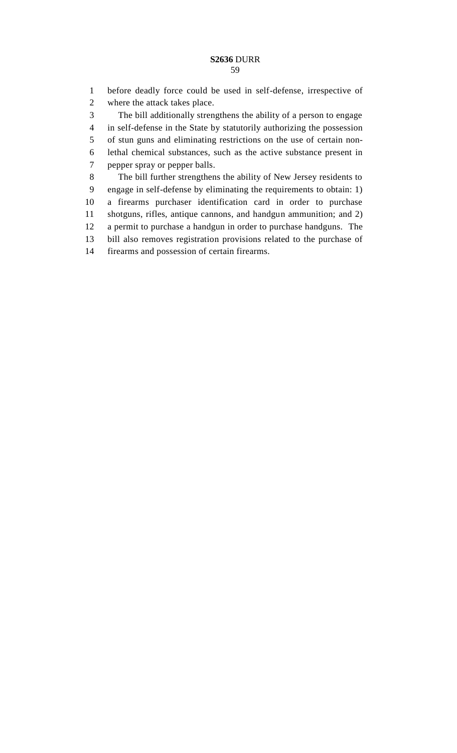before deadly force could be used in self-defense, irrespective of where the attack takes place.

The bill additionally strengthens the ability of a person to engage in self-defense in the State by statutorily authorizing the possession of stun guns and eliminating restrictions on the use of certain non-lethal chemical substances, such as the active substance present in pepper spray or pepper balls.

The bill further strengthens the ability of New Jersey residents to engage in self-defense by eliminating the requirements to obtain: 1) a firearms purchaser identification card in order to purchase shotguns, rifles, antique cannons, and handgun ammunition; and 2) a permit to purchase a handgun in order to purchase handguns. The bill also removes registration provisions related to the purchase of firearms and possession of certain firearms.